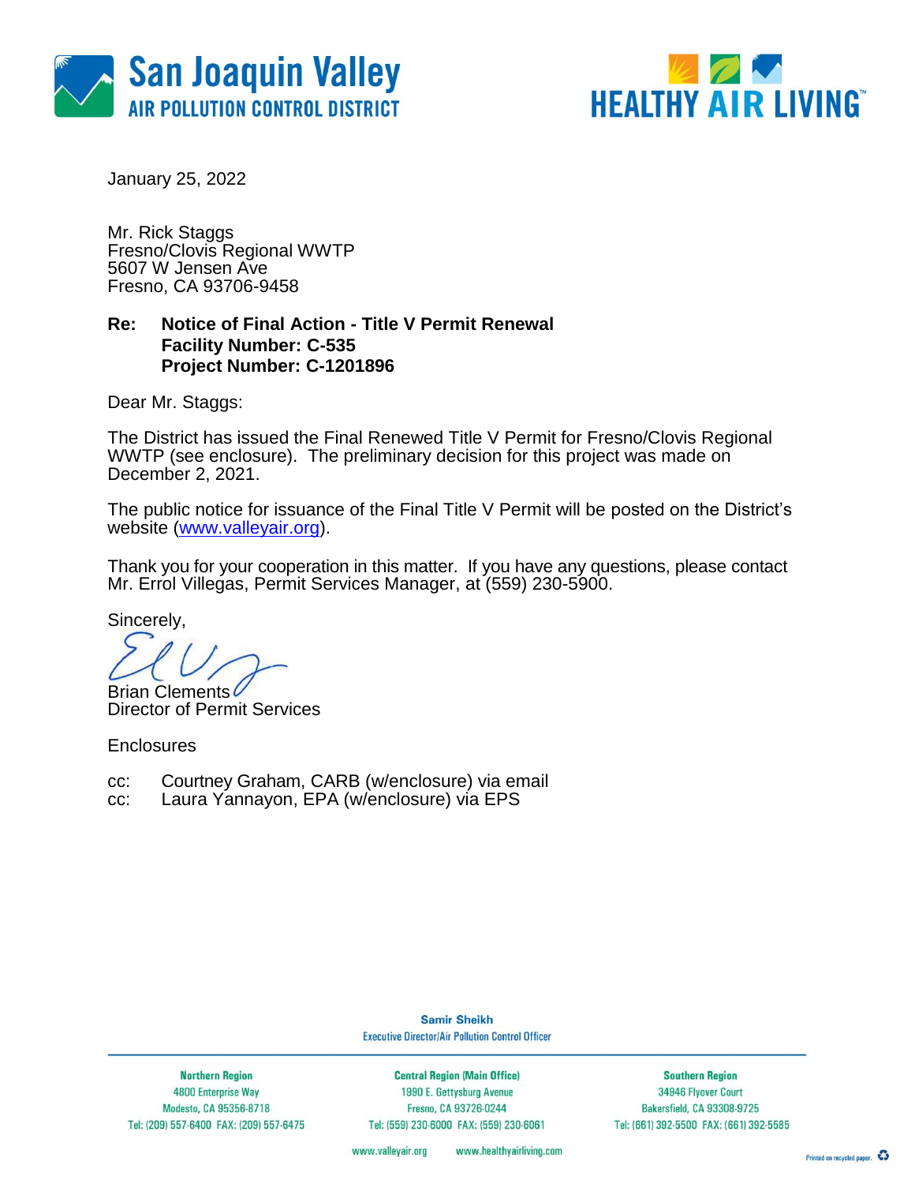San Joaquin Valley
AIR POLLUTION CONTROL DISTRICT

HEALTHY AIR LIVING™

January 25, 2022

Mr. Rick Staggs
Fresno/Clovis Regional WWTP
5607 W Jensen Ave
Fresno, CA 93706-9458

**Re: Notice of Final Action - Title V Permit Renewal**
**Facility Number: C-535**
**Project Number: C-1201896**

Dear Mr. Staggs:

The District has issued the Final Renewed Title V Permit for Fresno/Clovis Regional WWTP (see enclosure). The preliminary decision for this project was made on December 2, 2021.

The public notice for issuance of the Final Title V Permit will be posted on the District's website (www.valleyair.org).

Thank you for your cooperation in this matter. If you have any questions, please contact Mr. Errol Villegas, Permit Services Manager, at (559) 230-5900.

Sincerely,

Brian Clements
Director of Permit Services

Enclosures

cc: Courtney Graham, CARB (w/enclosure) via email
cc: Laura Yannayon, EPA (w/enclosure) via EPS

Samir Sheikh
Executive Director/Air Pollution Control Officer

| Northern Region | Central Region (Main Office) | Southern Region |
|---|---|---|
| 4800 Enterprise Way | 1990 E. Gettysburg Avenue | 34946 Flyover Court |
| Modesto, CA 95356-8718 | Fresno, CA 93726-0244 | Bakersfield, CA 93308-9725 |
| Tel: (209) 557-6400 FAX: (209) 557-6475 | Tel: (559) 230-6000 FAX: (559) 230-6061 | Tel: (661) 392-5500 FAX: (661) 392-5585 |

www.valleyair.org www.healthyairliving.com

Printed on recycled paper.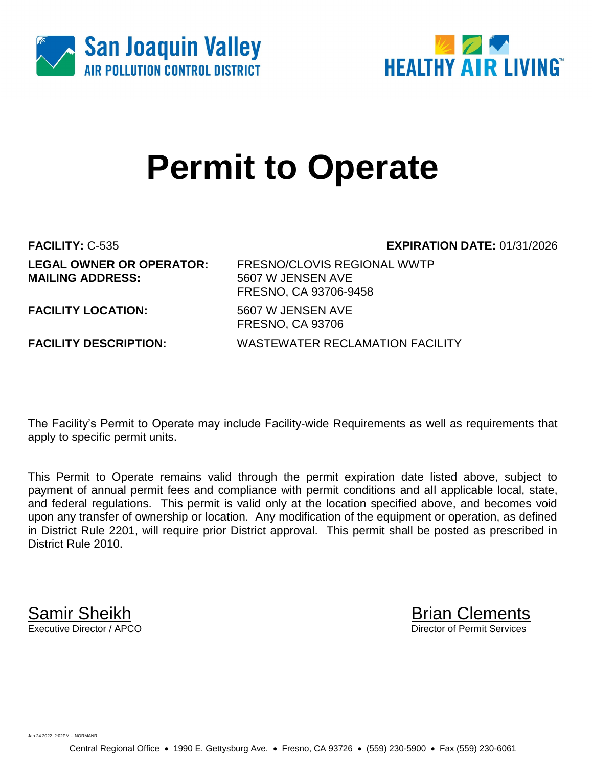San Joaquin Valley
AIR POLLUTION CONTROL DISTRICT

HEALTHY AIR LIVING™

# Permit to Operate

**FACILITY:** C-535 **EXPIRATION DATE:** 01/31/2026

| | |
|---|---|
| **LEGAL OWNER OR OPERATOR:** | FRESNO/CLOVIS REGIONAL WWTP |
| **MAILING ADDRESS:** | 5607 W JENSEN AVE<br>FRESNO, CA 93706-9458 |
| **FACILITY LOCATION:** | 5607 W JENSEN AVE<br>FRESNO, CA 93706 |
| **FACILITY DESCRIPTION:** | WASTEWATER RECLAMATION FACILITY |

The Facility's Permit to Operate may include Facility-wide Requirements as well as requirements that apply to specific permit units.

This Permit to Operate remains valid through the permit expiration date listed above, subject to payment of annual permit fees and compliance with permit conditions and all applicable local, state, and federal regulations. This permit is valid only at the location specified above, and becomes void upon any transfer of ownership or location. Any modification of the equipment or operation, as defined in District Rule 2201, will require prior District approval. This permit shall be posted as prescribed in District Rule 2010.

Samir Sheikh
Executive Director / APCO

Brian Clements
Director of Permit Services

Jan 24 2022 2:02PM -- NORMANR

Central Regional Office • 1990 E. Gettysburg Ave. • Fresno, CA 93726 • (559) 230-5900 • Fax (559) 230-6061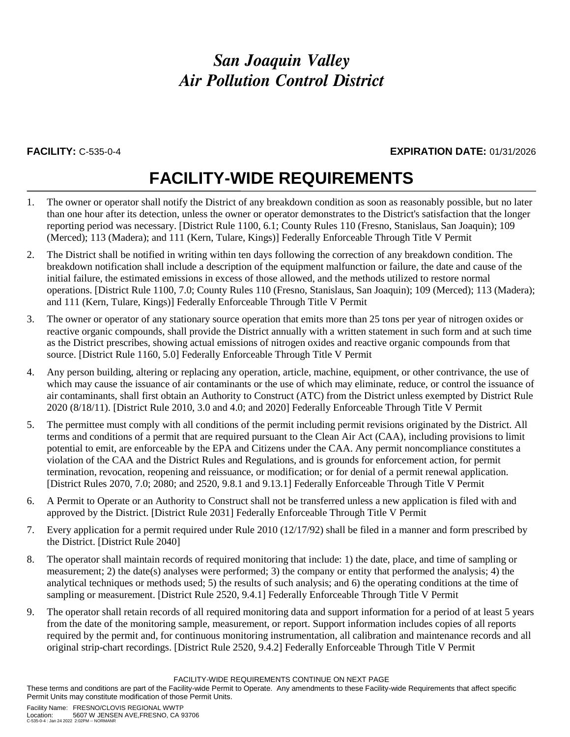# San Joaquin Valley Air Pollution Control District

**FACILITY:** C-535-0-4 **EXPIRATION DATE:** 01/31/2026

## FACILITY-WIDE REQUIREMENTS

1. The owner or operator shall notify the District of any breakdown condition as soon as reasonably possible, but no later than one hour after its detection, unless the owner or operator demonstrates to the District's satisfaction that the longer reporting period was necessary. [District Rule 1100, 6.1; County Rules 110 (Fresno, Stanislaus, San Joaquin); 109 (Merced); 113 (Madera); and 111 (Kern, Tulare, Kings)] Federally Enforceable Through Title V Permit
2. The District shall be notified in writing within ten days following the correction of any breakdown condition. The breakdown notification shall include a description of the equipment malfunction or failure, the date and cause of the initial failure, the estimated emissions in excess of those allowed, and the methods utilized to restore normal operations. [District Rule 1100, 7.0; County Rules 110 (Fresno, Stanislaus, San Joaquin); 109 (Merced); 113 (Madera); and 111 (Kern, Tulare, Kings)] Federally Enforceable Through Title V Permit
3. The owner or operator of any stationary source operation that emits more than 25 tons per year of nitrogen oxides or reactive organic compounds, shall provide the District annually with a written statement in such form and at such time as the District prescribes, showing actual emissions of nitrogen oxides and reactive organic compounds from that source. [District Rule 1160, 5.0] Federally Enforceable Through Title V Permit
4. Any person building, altering or replacing any operation, article, machine, equipment, or other contrivance, the use of which may cause the issuance of air contaminants or the use of which may eliminate, reduce, or control the issuance of air contaminants, shall first obtain an Authority to Construct (ATC) from the District unless exempted by District Rule 2020 (8/18/11). [District Rule 2010, 3.0 and 4.0; and 2020] Federally Enforceable Through Title V Permit
5. The permittee must comply with all conditions of the permit including permit revisions originated by the District. All terms and conditions of a permit that are required pursuant to the Clean Air Act (CAA), including provisions to limit potential to emit, are enforceable by the EPA and Citizens under the CAA. Any permit noncompliance constitutes a violation of the CAA and the District Rules and Regulations, and is grounds for enforcement action, for permit termination, revocation, reopening and reissuance, or modification; or for denial of a permit renewal application. [District Rules 2070, 7.0; 2080; and 2520, 9.8.1 and 9.13.1] Federally Enforceable Through Title V Permit
6. A Permit to Operate or an Authority to Construct shall not be transferred unless a new application is filed with and approved by the District. [District Rule 2031] Federally Enforceable Through Title V Permit
7. Every application for a permit required under Rule 2010 (12/17/92) shall be filed in a manner and form prescribed by the District. [District Rule 2040]
8. The operator shall maintain records of required monitoring that include: 1) the date, place, and time of sampling or measurement; 2) the date(s) analyses were performed; 3) the company or entity that performed the analysis; 4) the analytical techniques or methods used; 5) the results of such analysis; and 6) the operating conditions at the time of sampling or measurement. [District Rule 2520, 9.4.1] Federally Enforceable Through Title V Permit
9. The operator shall retain records of all required monitoring data and support information for a period of at least 5 years from the date of the monitoring sample, measurement, or report. Support information includes copies of all reports required by the permit and, for continuous monitoring instrumentation, all calibration and maintenance records and all original strip-chart recordings. [District Rule 2520, 9.4.2] Federally Enforceable Through Title V Permit

FACILITY-WIDE REQUIREMENTS CONTINUE ON NEXT PAGE

These terms and conditions are part of the Facility-wide Permit to Operate. Any amendments to these Facility-wide Requirements that affect specific Permit Units may constitute modification of those Permit Units.

Facility Name: FRESNO/CLOVIS REGIONAL WWTP
Location: 5607 W JENSEN AVE,FRESNO, CA 93706
C-535-0-4 : Jan 24 2022 2:02PM -- NORMANR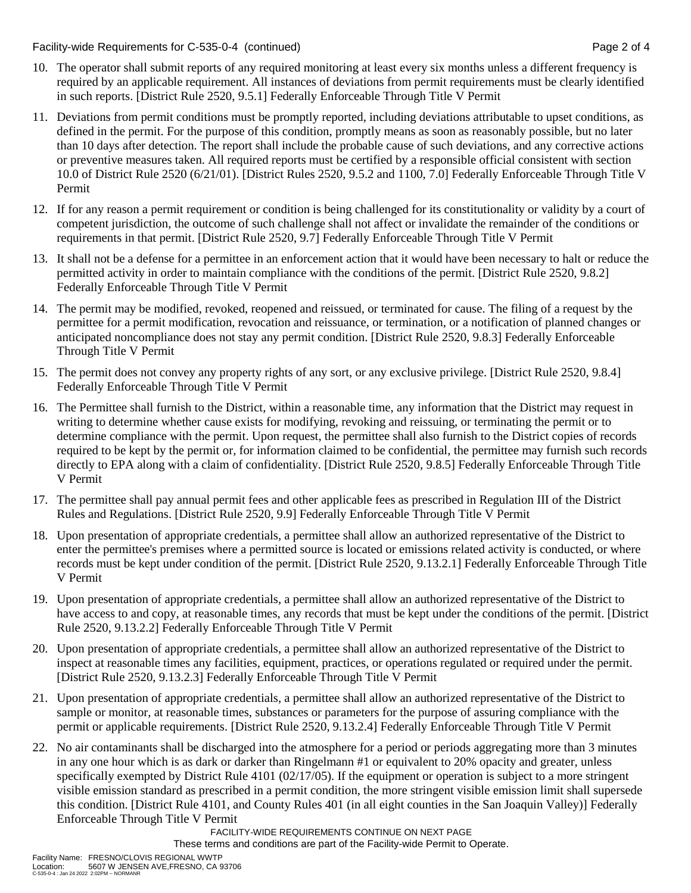10. The operator shall submit reports of any required monitoring at least every six months unless a different frequency is required by an applicable requirement. All instances of deviations from permit requirements must be clearly identified in such reports. [District Rule 2520, 9.5.1] Federally Enforceable Through Title V Permit

11. Deviations from permit conditions must be promptly reported, including deviations attributable to upset conditions, as defined in the permit. For the purpose of this condition, promptly means as soon as reasonably possible, but no later than 10 days after detection. The report shall include the probable cause of such deviations, and any corrective actions or preventive measures taken. All required reports must be certified by a responsible official consistent with section 10.0 of District Rule 2520 (6/21/01). [District Rules 2520, 9.5.2 and 1100, 7.0] Federally Enforceable Through Title V Permit

12. If for any reason a permit requirement or condition is being challenged for its constitutionality or validity by a court of competent jurisdiction, the outcome of such challenge shall not affect or invalidate the remainder of the conditions or requirements in that permit. [District Rule 2520, 9.7] Federally Enforceable Through Title V Permit

13. It shall not be a defense for a permittee in an enforcement action that it would have been necessary to halt or reduce the permitted activity in order to maintain compliance with the conditions of the permit. [District Rule 2520, 9.8.2] Federally Enforceable Through Title V Permit

14. The permit may be modified, revoked, reopened and reissued, or terminated for cause. The filing of a request by the permittee for a permit modification, revocation and reissuance, or termination, or a notification of planned changes or anticipated noncompliance does not stay any permit condition. [District Rule 2520, 9.8.3] Federally Enforceable Through Title V Permit

15. The permit does not convey any property rights of any sort, or any exclusive privilege. [District Rule 2520, 9.8.4] Federally Enforceable Through Title V Permit

16. The Permittee shall furnish to the District, within a reasonable time, any information that the District may request in writing to determine whether cause exists for modifying, revoking and reissuing, or terminating the permit or to determine compliance with the permit. Upon request, the permittee shall also furnish to the District copies of records required to be kept by the permit or, for information claimed to be confidential, the permittee may furnish such records directly to EPA along with a claim of confidentiality. [District Rule 2520, 9.8.5] Federally Enforceable Through Title V Permit

17. The permittee shall pay annual permit fees and other applicable fees as prescribed in Regulation III of the District Rules and Regulations. [District Rule 2520, 9.9] Federally Enforceable Through Title V Permit

18. Upon presentation of appropriate credentials, a permittee shall allow an authorized representative of the District to enter the permittee's premises where a permitted source is located or emissions related activity is conducted, or where records must be kept under condition of the permit. [District Rule 2520, 9.13.2.1] Federally Enforceable Through Title V Permit

19. Upon presentation of appropriate credentials, a permittee shall allow an authorized representative of the District to have access to and copy, at reasonable times, any records that must be kept under the conditions of the permit. [District Rule 2520, 9.13.2.2] Federally Enforceable Through Title V Permit

20. Upon presentation of appropriate credentials, a permittee shall allow an authorized representative of the District to inspect at reasonable times any facilities, equipment, practices, or operations regulated or required under the permit. [District Rule 2520, 9.13.2.3] Federally Enforceable Through Title V Permit

21. Upon presentation of appropriate credentials, a permittee shall allow an authorized representative of the District to sample or monitor, at reasonable times, substances or parameters for the purpose of assuring compliance with the permit or applicable requirements. [District Rule 2520, 9.13.2.4] Federally Enforceable Through Title V Permit

22. No air contaminants shall be discharged into the atmosphere for a period or periods aggregating more than 3 minutes in any one hour which is as dark or darker than Ringelmann #1 or equivalent to 20% opacity and greater, unless specifically exempted by District Rule 4101 (02/17/05). If the equipment or operation is subject to a more stringent visible emission standard as prescribed in a permit condition, the more stringent visible emission limit shall supersede this condition. [District Rule 4101, and County Rules 401 (in all eight counties in the San Joaquin Valley)] Federally Enforceable Through Title V Permit

FACILITY-WIDE REQUIREMENTS CONTINUE ON NEXT PAGE

These terms and conditions are part of the Facility-wide Permit to Operate.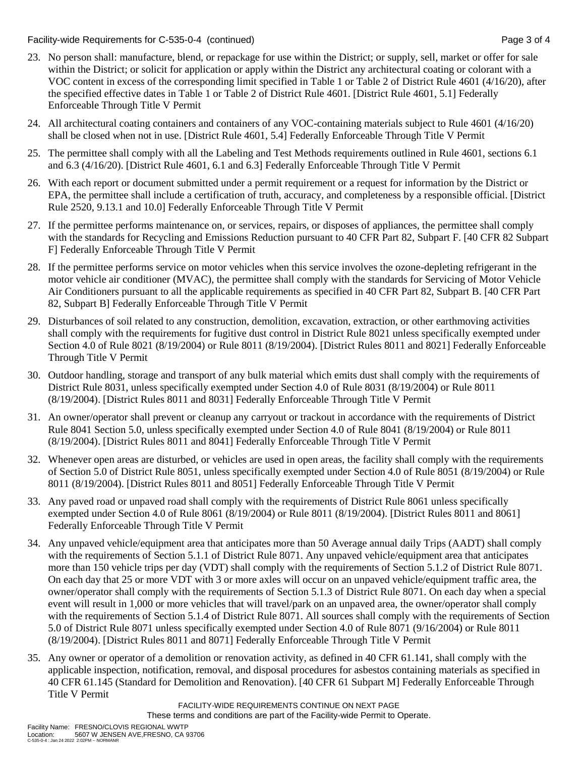23. No person shall: manufacture, blend, or repackage for use within the District; or supply, sell, market or offer for sale within the District; or solicit for application or apply within the District any architectural coating or colorant with a VOC content in excess of the corresponding limit specified in Table 1 or Table 2 of District Rule 4601 (4/16/20), after the specified effective dates in Table 1 or Table 2 of District Rule 4601. [District Rule 4601, 5.1] Federally Enforceable Through Title V Permit

24. All architectural coating containers and containers of any VOC-containing materials subject to Rule 4601 (4/16/20) shall be closed when not in use. [District Rule 4601, 5.4] Federally Enforceable Through Title V Permit

25. The permittee shall comply with all the Labeling and Test Methods requirements outlined in Rule 4601, sections 6.1 and 6.3 (4/16/20). [District Rule 4601, 6.1 and 6.3] Federally Enforceable Through Title V Permit

26. With each report or document submitted under a permit requirement or a request for information by the District or EPA, the permittee shall include a certification of truth, accuracy, and completeness by a responsible official. [District Rule 2520, 9.13.1 and 10.0] Federally Enforceable Through Title V Permit

27. If the permittee performs maintenance on, or services, repairs, or disposes of appliances, the permittee shall comply with the standards for Recycling and Emissions Reduction pursuant to 40 CFR Part 82, Subpart F. [40 CFR 82 Subpart F] Federally Enforceable Through Title V Permit

28. If the permittee performs service on motor vehicles when this service involves the ozone-depleting refrigerant in the motor vehicle air conditioner (MVAC), the permittee shall comply with the standards for Servicing of Motor Vehicle Air Conditioners pursuant to all the applicable requirements as specified in 40 CFR Part 82, Subpart B. [40 CFR Part 82, Subpart B] Federally Enforceable Through Title V Permit

29. Disturbances of soil related to any construction, demolition, excavation, extraction, or other earthmoving activities shall comply with the requirements for fugitive dust control in District Rule 8021 unless specifically exempted under Section 4.0 of Rule 8021 (8/19/2004) or Rule 8011 (8/19/2004). [District Rules 8011 and 8021] Federally Enforceable Through Title V Permit

30. Outdoor handling, storage and transport of any bulk material which emits dust shall comply with the requirements of District Rule 8031, unless specifically exempted under Section 4.0 of Rule 8031 (8/19/2004) or Rule 8011 (8/19/2004). [District Rules 8011 and 8031] Federally Enforceable Through Title V Permit

31. An owner/operator shall prevent or cleanup any carryout or trackout in accordance with the requirements of District Rule 8041 Section 5.0, unless specifically exempted under Section 4.0 of Rule 8041 (8/19/2004) or Rule 8011 (8/19/2004). [District Rules 8011 and 8041] Federally Enforceable Through Title V Permit

32. Whenever open areas are disturbed, or vehicles are used in open areas, the facility shall comply with the requirements of Section 5.0 of District Rule 8051, unless specifically exempted under Section 4.0 of Rule 8051 (8/19/2004) or Rule 8011 (8/19/2004). [District Rules 8011 and 8051] Federally Enforceable Through Title V Permit

33. Any paved road or unpaved road shall comply with the requirements of District Rule 8061 unless specifically exempted under Section 4.0 of Rule 8061 (8/19/2004) or Rule 8011 (8/19/2004). [District Rules 8011 and 8061] Federally Enforceable Through Title V Permit

34. Any unpaved vehicle/equipment area that anticipates more than 50 Average annual daily Trips (AADT) shall comply with the requirements of Section 5.1.1 of District Rule 8071. Any unpaved vehicle/equipment area that anticipates more than 150 vehicle trips per day (VDT) shall comply with the requirements of Section 5.1.2 of District Rule 8071. On each day that 25 or more VDT with 3 or more axles will occur on an unpaved vehicle/equipment traffic area, the owner/operator shall comply with the requirements of Section 5.1.3 of District Rule 8071. On each day when a special event will result in 1,000 or more vehicles that will travel/park on an unpaved area, the owner/operator shall comply with the requirements of Section 5.1.4 of District Rule 8071. All sources shall comply with the requirements of Section 5.0 of District Rule 8071 unless specifically exempted under Section 4.0 of Rule 8071 (9/16/2004) or Rule 8011 (8/19/2004). [District Rules 8011 and 8071] Federally Enforceable Through Title V Permit

35. Any owner or operator of a demolition or renovation activity, as defined in 40 CFR 61.141, shall comply with the applicable inspection, notification, removal, and disposal procedures for asbestos containing materials as specified in 40 CFR 61.145 (Standard for Demolition and Renovation). [40 CFR 61 Subpart M] Federally Enforceable Through Title V Permit

FACILITY-WIDE REQUIREMENTS CONTINUE ON NEXT PAGE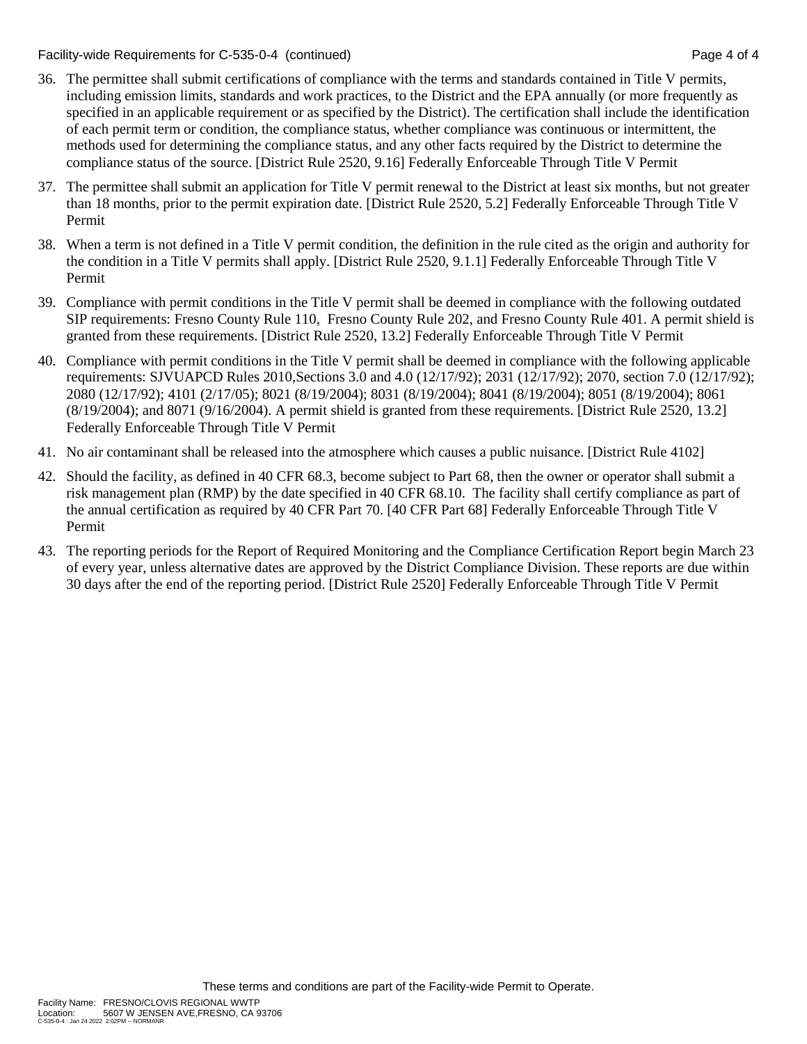36. The permittee shall submit certifications of compliance with the terms and standards contained in Title V permits, including emission limits, standards and work practices, to the District and the EPA annually (or more frequently as specified in an applicable requirement or as specified by the District). The certification shall include the identification of each permit term or condition, the compliance status, whether compliance was continuous or intermittent, the methods used for determining the compliance status, and any other facts required by the District to determine the compliance status of the source. [District Rule 2520, 9.16] Federally Enforceable Through Title V Permit

37. The permittee shall submit an application for Title V permit renewal to the District at least six months, but not greater than 18 months, prior to the permit expiration date. [District Rule 2520, 5.2] Federally Enforceable Through Title V Permit

38. When a term is not defined in a Title V permit condition, the definition in the rule cited as the origin and authority for the condition in a Title V permits shall apply. [District Rule 2520, 9.1.1] Federally Enforceable Through Title V Permit

39. Compliance with permit conditions in the Title V permit shall be deemed in compliance with the following outdated SIP requirements: Fresno County Rule 110, Fresno County Rule 202, and Fresno County Rule 401. A permit shield is granted from these requirements. [District Rule 2520, 13.2] Federally Enforceable Through Title V Permit

40. Compliance with permit conditions in the Title V permit shall be deemed in compliance with the following applicable requirements: SJVUAPCD Rules 2010,Sections 3.0 and 4.0 (12/17/92); 2031 (12/17/92); 2070, section 7.0 (12/17/92); 2080 (12/17/92); 4101 (2/17/05); 8021 (8/19/2004); 8031 (8/19/2004); 8041 (8/19/2004); 8051 (8/19/2004); 8061 (8/19/2004); and 8071 (9/16/2004). A permit shield is granted from these requirements. [District Rule 2520, 13.2] Federally Enforceable Through Title V Permit

41. No air contaminant shall be released into the atmosphere which causes a public nuisance. [District Rule 4102]

42. Should the facility, as defined in 40 CFR 68.3, become subject to Part 68, then the owner or operator shall submit a risk management plan (RMP) by the date specified in 40 CFR 68.10. The facility shall certify compliance as part of the annual certification as required by 40 CFR Part 70. [40 CFR Part 68] Federally Enforceable Through Title V Permit

43. The reporting periods for the Report of Required Monitoring and the Compliance Certification Report begin March 23 of every year, unless alternative dates are approved by the District Compliance Division. These reports are due within 30 days after the end of the reporting period. [District Rule 2520] Federally Enforceable Through Title V Permit

These terms and conditions are part of the Facility-wide Permit to Operate.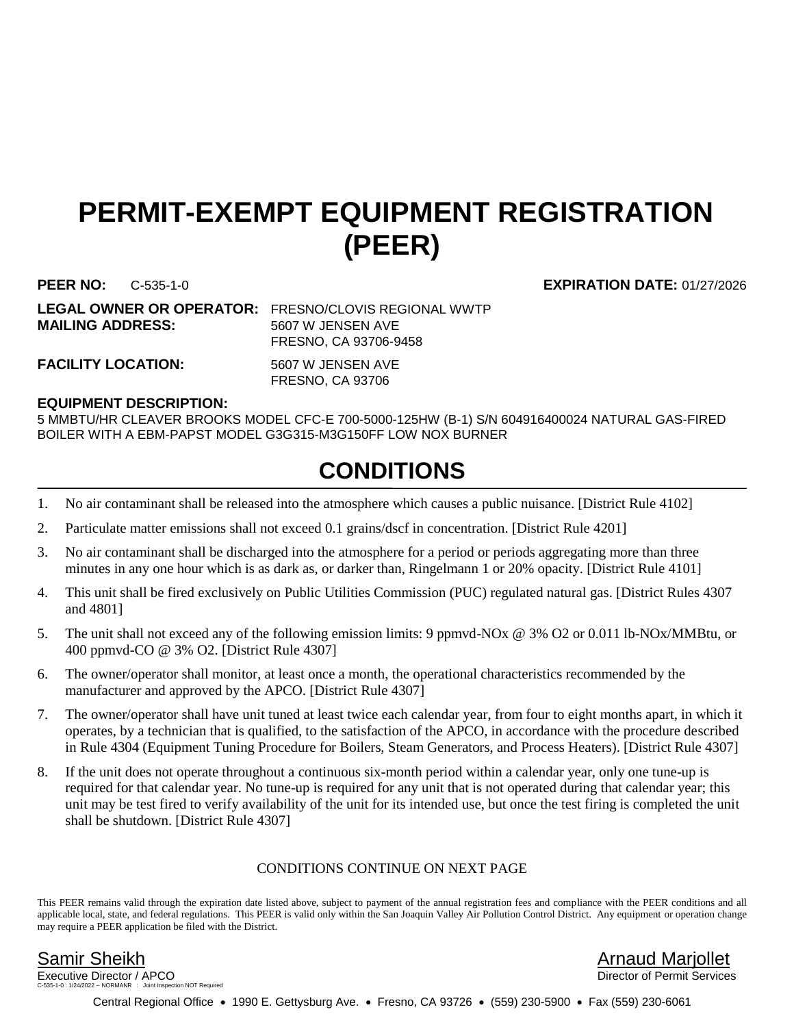# PERMIT-EXEMPT EQUIPMENT REGISTRATION (PEER)

**PEER NO:** C-535-1-0 **EXPIRATION DATE:** 01/27/2026

**LEGAL OWNER OR OPERATOR:** FRESNO/CLOVIS REGIONAL WWTP
**MAILING ADDRESS:** 5607 W JENSEN AVE
FRESNO, CA 93706-9458

**FACILITY LOCATION:** 5607 W JENSEN AVE
FRESNO, CA 93706

**EQUIPMENT DESCRIPTION:**
5 MMBTU/HR CLEAVER BROOKS MODEL CFC-E 700-5000-125HW (B-1) S/N 604916400024 NATURAL GAS-FIRED BOILER WITH A EBM-PAPST MODEL G3G315-M3G150FF LOW NOX BURNER

## CONDITIONS

1. No air contaminant shall be released into the atmosphere which causes a public nuisance. [District Rule 4102]
2. Particulate matter emissions shall not exceed 0.1 grains/dscf in concentration. [District Rule 4201]
3. No air contaminant shall be discharged into the atmosphere for a period or periods aggregating more than three minutes in any one hour which is as dark as, or darker than, Ringelmann 1 or 20% opacity. [District Rule 4101]
4. This unit shall be fired exclusively on Public Utilities Commission (PUC) regulated natural gas. [District Rules 4307 and 4801]
5. The unit shall not exceed any of the following emission limits: 9 ppmvd-NOx @ 3% O2 or 0.011 lb-NOx/MMBtu, or 400 ppmvd-CO @ 3% O2. [District Rule 4307]
6. The owner/operator shall monitor, at least once a month, the operational characteristics recommended by the manufacturer and approved by the APCO. [District Rule 4307]
7. The owner/operator shall have unit tuned at least twice each calendar year, from four to eight months apart, in which it operates, by a technician that is qualified, to the satisfaction of the APCO, in accordance with the procedure described in Rule 4304 (Equipment Tuning Procedure for Boilers, Steam Generators, and Process Heaters). [District Rule 4307]
8. If the unit does not operate throughout a continuous six-month period within a calendar year, only one tune-up is required for that calendar year. No tune-up is required for any unit that is not operated during that calendar year; this unit may be test fired to verify availability of the unit for its intended use, but once the test firing is completed the unit shall be shutdown. [District Rule 4307]

CONDITIONS CONTINUE ON NEXT PAGE

This PEER remains valid through the expiration date listed above, subject to payment of the annual registration fees and compliance with the PEER conditions and all applicable local, state, and federal regulations. This PEER is valid only within the San Joaquin Valley Air Pollution Control District. Any equipment or operation change may require a PEER application be filed with the District.

Samir Sheikh
Executive Director / APCO

Arnaud Marjollet
Director of Permit Services

C-535-1-0 : 1/24/2022 -- NORMANR : Joint Inspection NOT Required

Central Regional Office • 1990 E. Gettysburg Ave. • Fresno, CA 93726 • (559) 230-5900 • Fax (559) 230-6061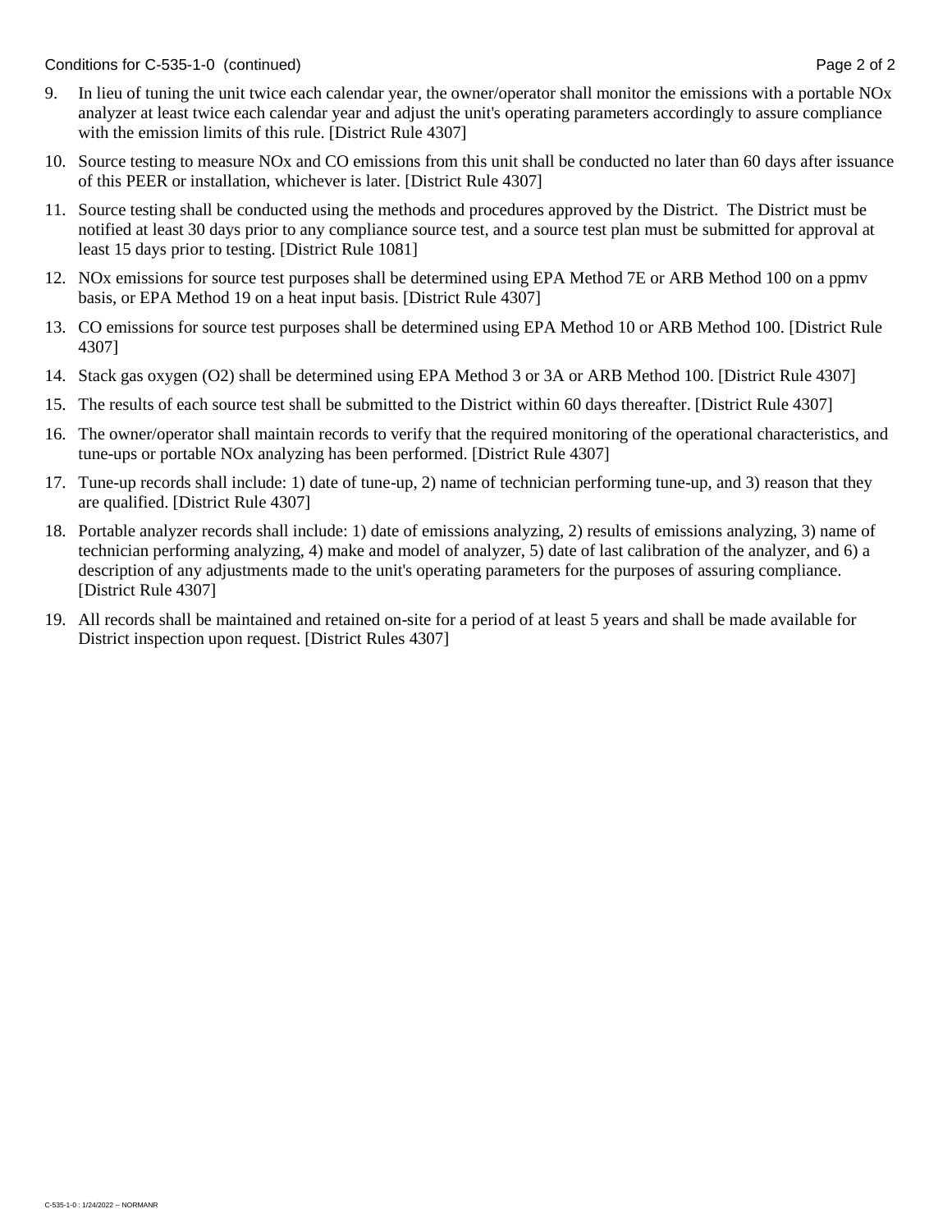9. In lieu of tuning the unit twice each calendar year, the owner/operator shall monitor the emissions with a portable NOx analyzer at least twice each calendar year and adjust the unit's operating parameters accordingly to assure compliance with the emission limits of this rule. [District Rule 4307]

10. Source testing to measure NOx and CO emissions from this unit shall be conducted no later than 60 days after issuance of this PEER or installation, whichever is later. [District Rule 4307]

11. Source testing shall be conducted using the methods and procedures approved by the District. The District must be notified at least 30 days prior to any compliance source test, and a source test plan must be submitted for approval at least 15 days prior to testing. [District Rule 1081]

12. NOx emissions for source test purposes shall be determined using EPA Method 7E or ARB Method 100 on a ppmv basis, or EPA Method 19 on a heat input basis. [District Rule 4307]

13. CO emissions for source test purposes shall be determined using EPA Method 10 or ARB Method 100. [District Rule 4307]

14. Stack gas oxygen ($O_2$) shall be determined using EPA Method 3 or 3A or ARB Method 100. [District Rule 4307]

15. The results of each source test shall be submitted to the District within 60 days thereafter. [District Rule 4307]

16. The owner/operator shall maintain records to verify that the required monitoring of the operational characteristics, and tune-ups or portable NOx analyzing has been performed. [District Rule 4307]

17. Tune-up records shall include: 1) date of tune-up, 2) name of technician performing tune-up, and 3) reason that they are qualified. [District Rule 4307]

18. Portable analyzer records shall include: 1) date of emissions analyzing, 2) results of emissions analyzing, 3) name of technician performing analyzing, 4) make and model of analyzer, 5) date of last calibration of the analyzer, and 6) a description of any adjustments made to the unit's operating parameters for the purposes of assuring compliance. [District Rule 4307]

19. All records shall be maintained and retained on-site for a period of at least 5 years and shall be made available for District inspection upon request. [District Rules 4307]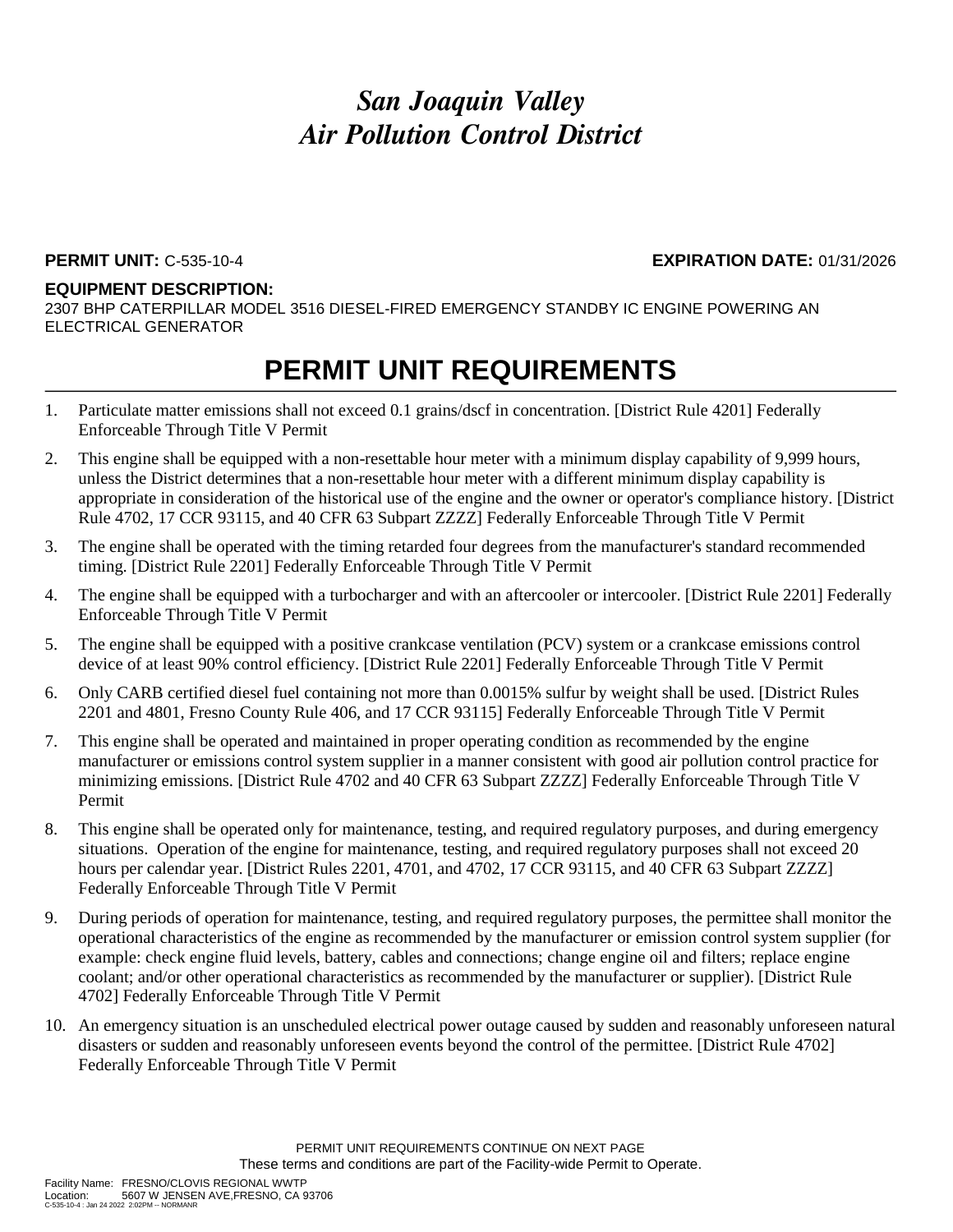# *San Joaquin Valley Air Pollution Control District*

**PERMIT UNIT:** C-535-10-4 **EXPIRATION DATE:** 01/31/2026

**EQUIPMENT DESCRIPTION:**
2307 BHP CATERPILLAR MODEL 3516 DIESEL-FIRED EMERGENCY STANDBY IC ENGINE POWERING AN ELECTRICAL GENERATOR

## PERMIT UNIT REQUIREMENTS

1. Particulate matter emissions shall not exceed 0.1 grains/dscf in concentration. [District Rule 4201] Federally Enforceable Through Title V Permit
2. This engine shall be equipped with a non-resettable hour meter with a minimum display capability of 9,999 hours, unless the District determines that a non-resettable hour meter with a different minimum display capability is appropriate in consideration of the historical use of the engine and the owner or operator's compliance history. [District Rule 4702, 17 CCR 93115, and 40 CFR 63 Subpart ZZZZ] Federally Enforceable Through Title V Permit
3. The engine shall be operated with the timing retarded four degrees from the manufacturer's standard recommended timing. [District Rule 2201] Federally Enforceable Through Title V Permit
4. The engine shall be equipped with a turbocharger and with an aftercooler or intercooler. [District Rule 2201] Federally Enforceable Through Title V Permit
5. The engine shall be equipped with a positive crankcase ventilation (PCV) system or a crankcase emissions control device of at least 90% control efficiency. [District Rule 2201] Federally Enforceable Through Title V Permit
6. Only CARB certified diesel fuel containing not more than 0.0015% sulfur by weight shall be used. [District Rules 2201 and 4801, Fresno County Rule 406, and 17 CCR 93115] Federally Enforceable Through Title V Permit
7. This engine shall be operated and maintained in proper operating condition as recommended by the engine manufacturer or emissions control system supplier in a manner consistent with good air pollution control practice for minimizing emissions. [District Rule 4702 and 40 CFR 63 Subpart ZZZZ] Federally Enforceable Through Title V Permit
8. This engine shall be operated only for maintenance, testing, and required regulatory purposes, and during emergency situations. Operation of the engine for maintenance, testing, and required regulatory purposes shall not exceed 20 hours per calendar year. [District Rules 2201, 4701, and 4702, 17 CCR 93115, and 40 CFR 63 Subpart ZZZZ] Federally Enforceable Through Title V Permit
9. During periods of operation for maintenance, testing, and required regulatory purposes, the permittee shall monitor the operational characteristics of the engine as recommended by the manufacturer or emission control system supplier (for example: check engine fluid levels, battery, cables and connections; change engine oil and filters; replace engine coolant; and/or other operational characteristics as recommended by the manufacturer or supplier). [District Rule 4702] Federally Enforceable Through Title V Permit
10. An emergency situation is an unscheduled electrical power outage caused by sudden and reasonably unforeseen natural disasters or sudden and reasonably unforeseen events beyond the control of the permittee. [District Rule 4702] Federally Enforceable Through Title V Permit

PERMIT UNIT REQUIREMENTS CONTINUE ON NEXT PAGE
These terms and conditions are part of the Facility-wide Permit to Operate.

Facility Name: FRESNO/CLOVIS REGIONAL WWTP
Location: 5607 W JENSEN AVE,FRESNO, CA 93706
C-535-10-4 : Jan 24 2022 2:02PM -- NORMANR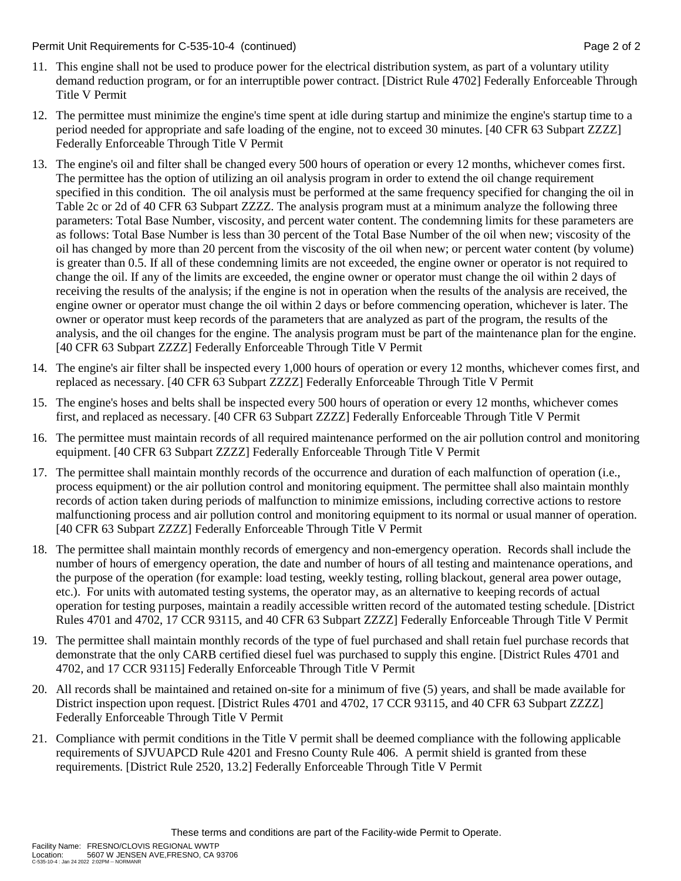11. This engine shall not be used to produce power for the electrical distribution system, as part of a voluntary utility demand reduction program, or for an interruptible power contract. [District Rule 4702] Federally Enforceable Through Title V Permit

12. The permittee must minimize the engine's time spent at idle during startup and minimize the engine's startup time to a period needed for appropriate and safe loading of the engine, not to exceed 30 minutes. [40 CFR 63 Subpart ZZZZ] Federally Enforceable Through Title V Permit

13. The engine's oil and filter shall be changed every 500 hours of operation or every 12 months, whichever comes first. The permittee has the option of utilizing an oil analysis program in order to extend the oil change requirement specified in this condition. The oil analysis must be performed at the same frequency specified for changing the oil in Table 2c or 2d of 40 CFR 63 Subpart ZZZZ. The analysis program must at a minimum analyze the following three parameters: Total Base Number, viscosity, and percent water content. The condemning limits for these parameters are as follows: Total Base Number is less than 30 percent of the Total Base Number of the oil when new; viscosity of the oil has changed by more than 20 percent from the viscosity of the oil when new; or percent water content (by volume) is greater than 0.5. If all of these condemning limits are not exceeded, the engine owner or operator is not required to change the oil. If any of the limits are exceeded, the engine owner or operator must change the oil within 2 days of receiving the results of the analysis; if the engine is not in operation when the results of the analysis are received, the engine owner or operator must change the oil within 2 days or before commencing operation, whichever is later. The owner or operator must keep records of the parameters that are analyzed as part of the program, the results of the analysis, and the oil changes for the engine. The analysis program must be part of the maintenance plan for the engine. [40 CFR 63 Subpart ZZZZ] Federally Enforceable Through Title V Permit

14. The engine's air filter shall be inspected every 1,000 hours of operation or every 12 months, whichever comes first, and replaced as necessary. [40 CFR 63 Subpart ZZZZ] Federally Enforceable Through Title V Permit

15. The engine's hoses and belts shall be inspected every 500 hours of operation or every 12 months, whichever comes first, and replaced as necessary. [40 CFR 63 Subpart ZZZZ] Federally Enforceable Through Title V Permit

16. The permittee must maintain records of all required maintenance performed on the air pollution control and monitoring equipment. [40 CFR 63 Subpart ZZZZ] Federally Enforceable Through Title V Permit

17. The permittee shall maintain monthly records of the occurrence and duration of each malfunction of operation (i.e., process equipment) or the air pollution control and monitoring equipment. The permittee shall also maintain monthly records of action taken during periods of malfunction to minimize emissions, including corrective actions to restore malfunctioning process and air pollution control and monitoring equipment to its normal or usual manner of operation. [40 CFR 63 Subpart ZZZZ] Federally Enforceable Through Title V Permit

18. The permittee shall maintain monthly records of emergency and non-emergency operation. Records shall include the number of hours of emergency operation, the date and number of hours of all testing and maintenance operations, and the purpose of the operation (for example: load testing, weekly testing, rolling blackout, general area power outage, etc.). For units with automated testing systems, the operator may, as an alternative to keeping records of actual operation for testing purposes, maintain a readily accessible written record of the automated testing schedule. [District Rules 4701 and 4702, 17 CCR 93115, and 40 CFR 63 Subpart ZZZZ] Federally Enforceable Through Title V Permit

19. The permittee shall maintain monthly records of the type of fuel purchased and shall retain fuel purchase records that demonstrate that the only CARB certified diesel fuel was purchased to supply this engine. [District Rules 4701 and 4702, and 17 CCR 93115] Federally Enforceable Through Title V Permit

20. All records shall be maintained and retained on-site for a minimum of five (5) years, and shall be made available for District inspection upon request. [District Rules 4701 and 4702, 17 CCR 93115, and 40 CFR 63 Subpart ZZZZ] Federally Enforceable Through Title V Permit

21. Compliance with permit conditions in the Title V permit shall be deemed compliance with the following applicable requirements of SJVUAPCD Rule 4201 and Fresno County Rule 406. A permit shield is granted from these requirements. [District Rule 2520, 13.2] Federally Enforceable Through Title V Permit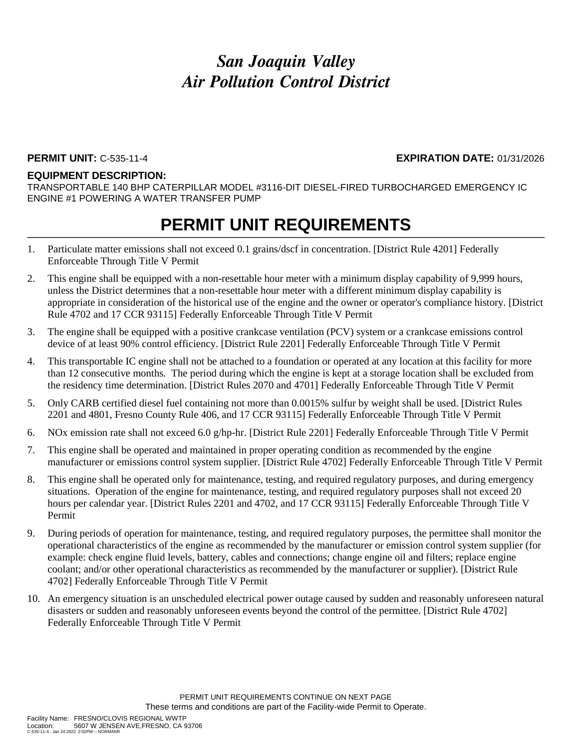# *San Joaquin Valley Air Pollution Control District*

**PERMIT UNIT:** C-535-11-4 **EXPIRATION DATE:** 01/31/2026

**EQUIPMENT DESCRIPTION:**

TRANSPORTABLE 140 BHP CATERPILLAR MODEL #3116-DIT DIESEL-FIRED TURBOCHARGED EMERGENCY IC ENGINE #1 POWERING A WATER TRANSFER PUMP

## PERMIT UNIT REQUIREMENTS

1. Particulate matter emissions shall not exceed 0.1 grains/dscf in concentration. [District Rule 4201] Federally Enforceable Through Title V Permit
2. This engine shall be equipped with a non-resettable hour meter with a minimum display capability of 9,999 hours, unless the District determines that a non-resettable hour meter with a different minimum display capability is appropriate in consideration of the historical use of the engine and the owner or operator's compliance history. [District Rule 4702 and 17 CCR 93115] Federally Enforceable Through Title V Permit
3. The engine shall be equipped with a positive crankcase ventilation (PCV) system or a crankcase emissions control device of at least 90% control efficiency. [District Rule 2201] Federally Enforceable Through Title V Permit
4. This transportable IC engine shall not be attached to a foundation or operated at any location at this facility for more than 12 consecutive months. The period during which the engine is kept at a storage location shall be excluded from the residency time determination. [District Rules 2070 and 4701] Federally Enforceable Through Title V Permit
5. Only CARB certified diesel fuel containing not more than 0.0015% sulfur by weight shall be used. [District Rules 2201 and 4801, Fresno County Rule 406, and 17 CCR 93115] Federally Enforceable Through Title V Permit
6. NOx emission rate shall not exceed 6.0 g/hp-hr. [District Rule 2201] Federally Enforceable Through Title V Permit
7. This engine shall be operated and maintained in proper operating condition as recommended by the engine manufacturer or emissions control system supplier. [District Rule 4702] Federally Enforceable Through Title V Permit
8. This engine shall be operated only for maintenance, testing, and required regulatory purposes, and during emergency situations. Operation of the engine for maintenance, testing, and required regulatory purposes shall not exceed 20 hours per calendar year. [District Rules 2201 and 4702, and 17 CCR 93115] Federally Enforceable Through Title V Permit
9. During periods of operation for maintenance, testing, and required regulatory purposes, the permittee shall monitor the operational characteristics of the engine as recommended by the manufacturer or emission control system supplier (for example: check engine fluid levels, battery, cables and connections; change engine oil and filters; replace engine coolant; and/or other operational characteristics as recommended by the manufacturer or supplier). [District Rule 4702] Federally Enforceable Through Title V Permit
10. An emergency situation is an unscheduled electrical power outage caused by sudden and reasonably unforeseen natural disasters or sudden and reasonably unforeseen events beyond the control of the permittee. [District Rule 4702] Federally Enforceable Through Title V Permit

PERMIT UNIT REQUIREMENTS CONTINUE ON NEXT PAGE

These terms and conditions are part of the Facility-wide Permit to Operate.

Facility Name: FRESNO/CLOVIS REGIONAL WWTP
Location: 5607 W JENSEN AVE,FRESNO, CA 93706
C-535-11-4 : Jan 24 2022 2:02PM -- NORMANR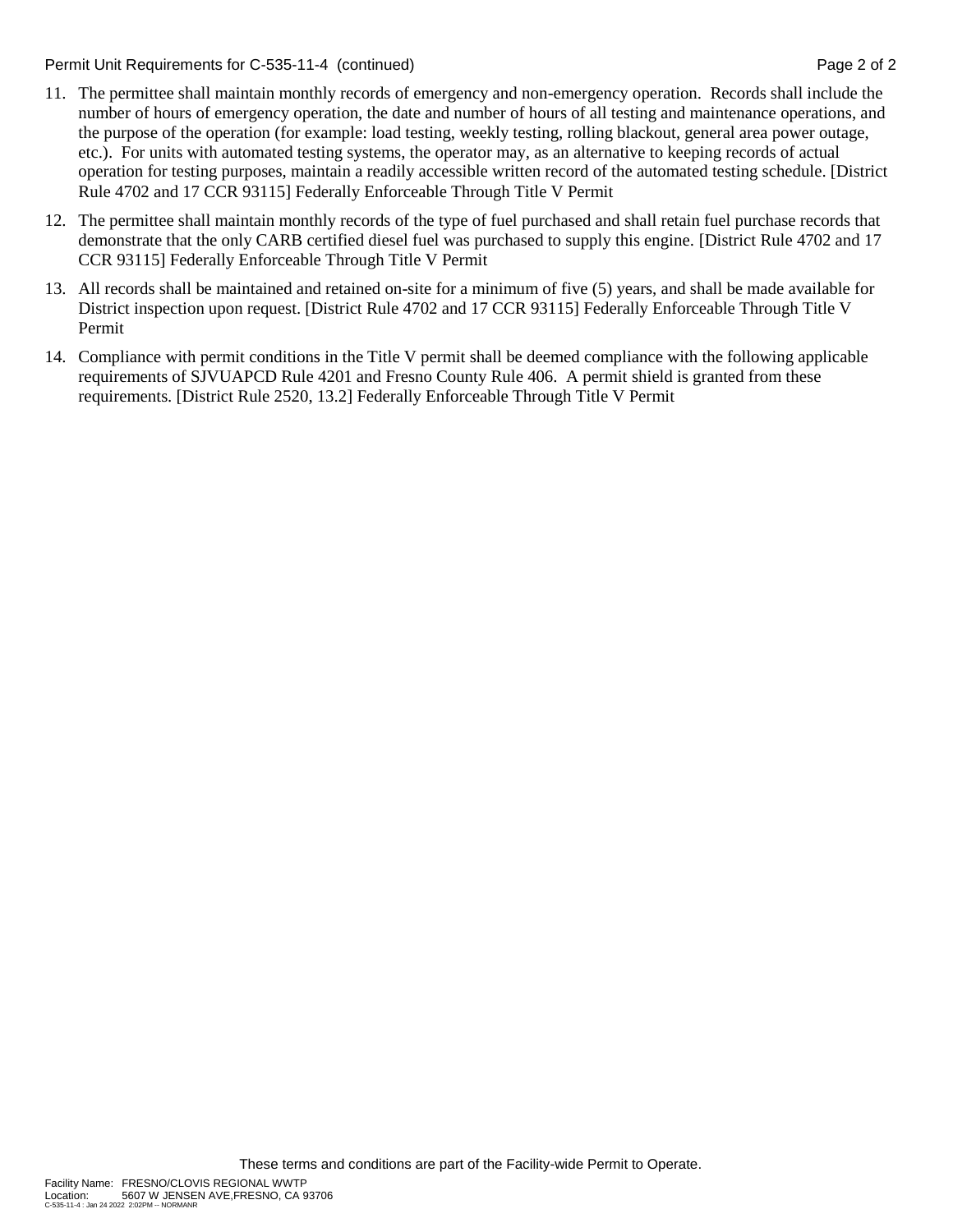11. The permittee shall maintain monthly records of emergency and non-emergency operation. Records shall include the number of hours of emergency operation, the date and number of hours of all testing and maintenance operations, and the purpose of the operation (for example: load testing, weekly testing, rolling blackout, general area power outage, etc.). For units with automated testing systems, the operator may, as an alternative to keeping records of actual operation for testing purposes, maintain a readily accessible written record of the automated testing schedule. [District Rule 4702 and 17 CCR 93115] Federally Enforceable Through Title V Permit

12. The permittee shall maintain monthly records of the type of fuel purchased and shall retain fuel purchase records that demonstrate that the only CARB certified diesel fuel was purchased to supply this engine. [District Rule 4702 and 17 CCR 93115] Federally Enforceable Through Title V Permit

13. All records shall be maintained and retained on-site for a minimum of five (5) years, and shall be made available for District inspection upon request. [District Rule 4702 and 17 CCR 93115] Federally Enforceable Through Title V Permit

14. Compliance with permit conditions in the Title V permit shall be deemed compliance with the following applicable requirements of SJVUAPCD Rule 4201 and Fresno County Rule 406. A permit shield is granted from these requirements. [District Rule 2520, 13.2] Federally Enforceable Through Title V Permit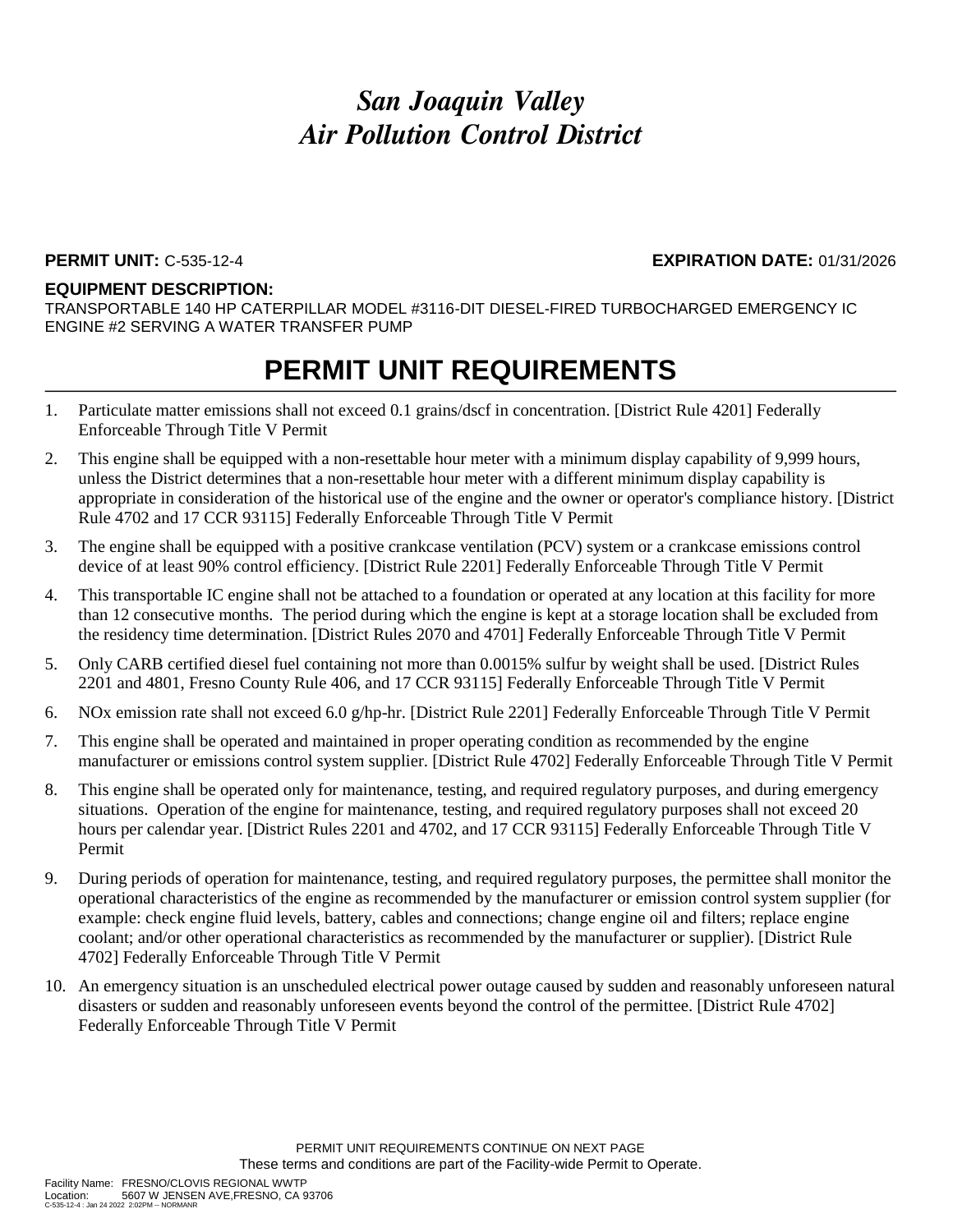# *San Joaquin Valley Air Pollution Control District*

**PERMIT UNIT:** C-535-12-4 **EXPIRATION DATE:** 01/31/2026

**EQUIPMENT DESCRIPTION:**
TRANSPORTABLE 140 HP CATERPILLAR MODEL #3116-DIT DIESEL-FIRED TURBOCHARGED EMERGENCY IC ENGINE #2 SERVING A WATER TRANSFER PUMP

## PERMIT UNIT REQUIREMENTS

1. Particulate matter emissions shall not exceed 0.1 grains/dscf in concentration. [District Rule 4201] Federally Enforceable Through Title V Permit
2. This engine shall be equipped with a non-resettable hour meter with a minimum display capability of 9,999 hours, unless the District determines that a non-resettable hour meter with a different minimum display capability is appropriate in consideration of the historical use of the engine and the owner or operator's compliance history. [District Rule 4702 and 17 CCR 93115] Federally Enforceable Through Title V Permit
3. The engine shall be equipped with a positive crankcase ventilation (PCV) system or a crankcase emissions control device of at least 90% control efficiency. [District Rule 2201] Federally Enforceable Through Title V Permit
4. This transportable IC engine shall not be attached to a foundation or operated at any location at this facility for more than 12 consecutive months. The period during which the engine is kept at a storage location shall be excluded from the residency time determination. [District Rules 2070 and 4701] Federally Enforceable Through Title V Permit
5. Only CARB certified diesel fuel containing not more than 0.0015% sulfur by weight shall be used. [District Rules 2201 and 4801, Fresno County Rule 406, and 17 CCR 93115] Federally Enforceable Through Title V Permit
6. NOx emission rate shall not exceed 6.0 g/hp-hr. [District Rule 2201] Federally Enforceable Through Title V Permit
7. This engine shall be operated and maintained in proper operating condition as recommended by the engine manufacturer or emissions control system supplier. [District Rule 4702] Federally Enforceable Through Title V Permit
8. This engine shall be operated only for maintenance, testing, and required regulatory purposes, and during emergency situations. Operation of the engine for maintenance, testing, and required regulatory purposes shall not exceed 20 hours per calendar year. [District Rules 2201 and 4702, and 17 CCR 93115] Federally Enforceable Through Title V Permit
9. During periods of operation for maintenance, testing, and required regulatory purposes, the permittee shall monitor the operational characteristics of the engine as recommended by the manufacturer or emission control system supplier (for example: check engine fluid levels, battery, cables and connections; change engine oil and filters; replace engine coolant; and/or other operational characteristics as recommended by the manufacturer or supplier). [District Rule 4702] Federally Enforceable Through Title V Permit
10. An emergency situation is an unscheduled electrical power outage caused by sudden and reasonably unforeseen natural disasters or sudden and reasonably unforeseen events beyond the control of the permittee. [District Rule 4702] Federally Enforceable Through Title V Permit

PERMIT UNIT REQUIREMENTS CONTINUE ON NEXT PAGE
These terms and conditions are part of the Facility-wide Permit to Operate.

Facility Name: FRESNO/CLOVIS REGIONAL WWTP
Location: 5607 W JENSEN AVE,FRESNO, CA 93706
C-535-12-4 : Jan 24 2022 2:02PM -- NORMANR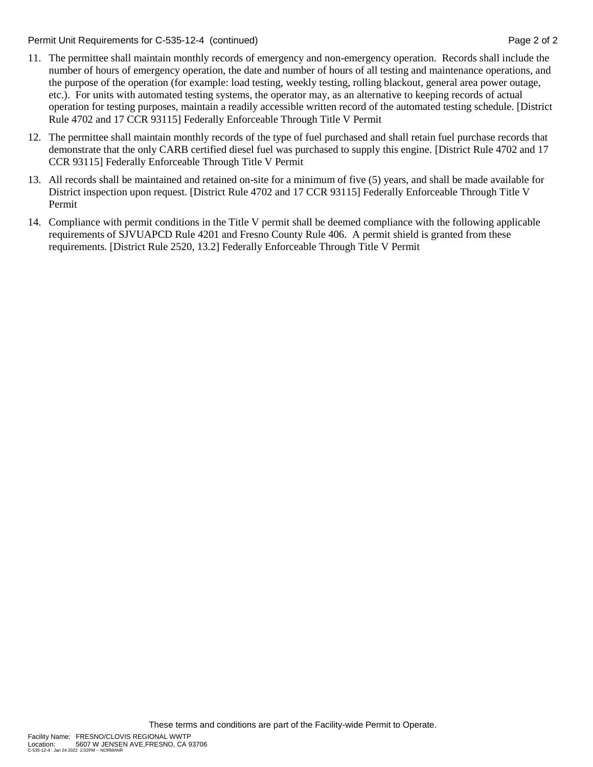11. The permittee shall maintain monthly records of emergency and non-emergency operation. Records shall include the number of hours of emergency operation, the date and number of hours of all testing and maintenance operations, and the purpose of the operation (for example: load testing, weekly testing, rolling blackout, general area power outage, etc.). For units with automated testing systems, the operator may, as an alternative to keeping records of actual operation for testing purposes, maintain a readily accessible written record of the automated testing schedule. [District Rule 4702 and 17 CCR 93115] Federally Enforceable Through Title V Permit

12. The permittee shall maintain monthly records of the type of fuel purchased and shall retain fuel purchase records that demonstrate that the only CARB certified diesel fuel was purchased to supply this engine. [District Rule 4702 and 17 CCR 93115] Federally Enforceable Through Title V Permit

13. All records shall be maintained and retained on-site for a minimum of five (5) years, and shall be made available for District inspection upon request. [District Rule 4702 and 17 CCR 93115] Federally Enforceable Through Title V Permit

14. Compliance with permit conditions in the Title V permit shall be deemed compliance with the following applicable requirements of SJVUAPCD Rule 4201 and Fresno County Rule 406. A permit shield is granted from these requirements. [District Rule 2520, 13.2] Federally Enforceable Through Title V Permit

These terms and conditions are part of the Facility-wide Permit to Operate.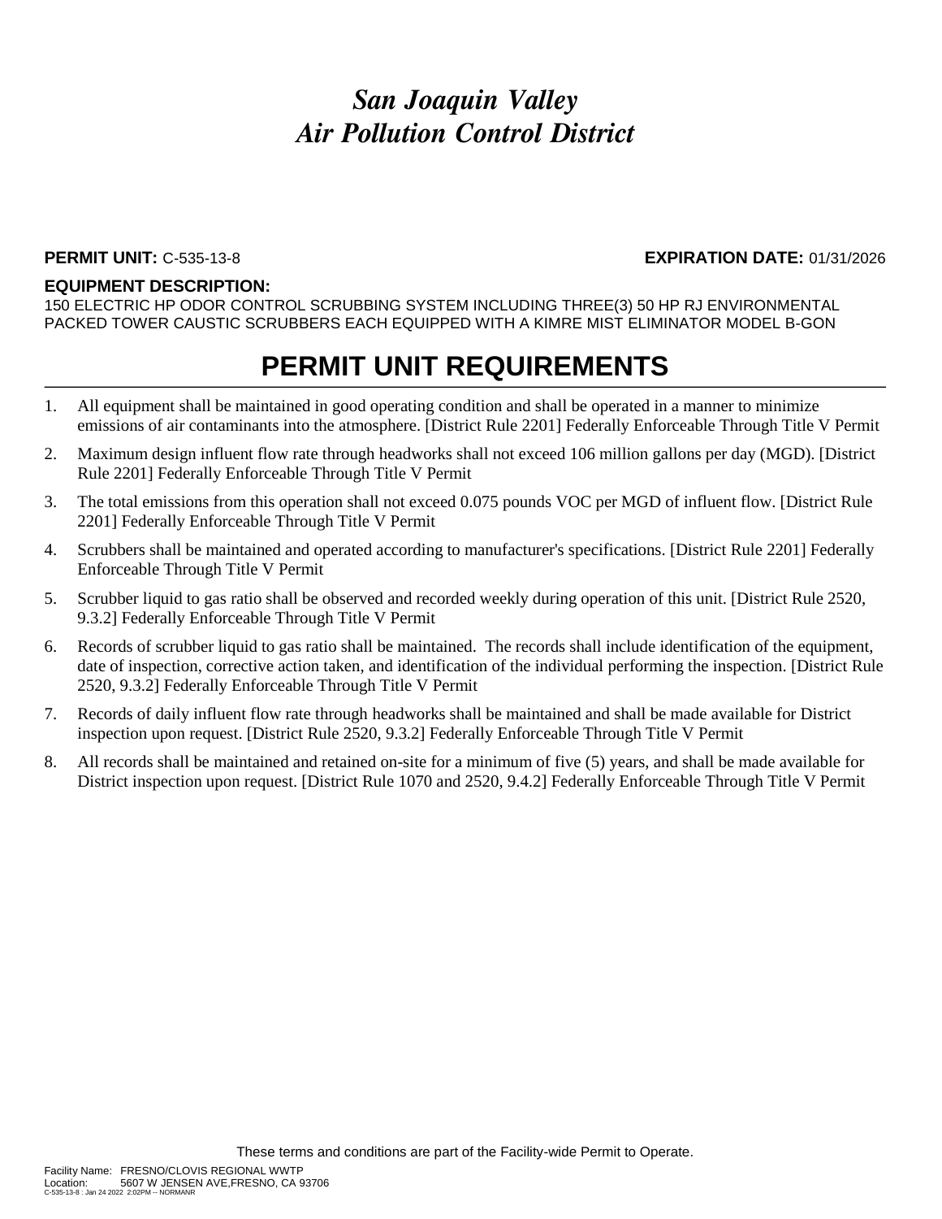# *San Joaquin Valley Air Pollution Control District*

**PERMIT UNIT:** C-535-13-8 **EXPIRATION DATE:** 01/31/2026

**EQUIPMENT DESCRIPTION:**

150 ELECTRIC HP ODOR CONTROL SCRUBBING SYSTEM INCLUDING THREE(3) 50 HP RJ ENVIRONMENTAL PACKED TOWER CAUSTIC SCRUBBERS EACH EQUIPPED WITH A KIMRE MIST ELIMINATOR MODEL B-GON

## PERMIT UNIT REQUIREMENTS

1. All equipment shall be maintained in good operating condition and shall be operated in a manner to minimize emissions of air contaminants into the atmosphere. [District Rule 2201] Federally Enforceable Through Title V Permit
2. Maximum design influent flow rate through headworks shall not exceed 106 million gallons per day (MGD). [District Rule 2201] Federally Enforceable Through Title V Permit
3. The total emissions from this operation shall not exceed 0.075 pounds VOC per MGD of influent flow. [District Rule 2201] Federally Enforceable Through Title V Permit
4. Scrubbers shall be maintained and operated according to manufacturer's specifications. [District Rule 2201] Federally Enforceable Through Title V Permit
5. Scrubber liquid to gas ratio shall be observed and recorded weekly during operation of this unit. [District Rule 2520, 9.3.2] Federally Enforceable Through Title V Permit
6. Records of scrubber liquid to gas ratio shall be maintained. The records shall include identification of the equipment, date of inspection, corrective action taken, and identification of the individual performing the inspection. [District Rule 2520, 9.3.2] Federally Enforceable Through Title V Permit
7. Records of daily influent flow rate through headworks shall be maintained and shall be made available for District inspection upon request. [District Rule 2520, 9.3.2] Federally Enforceable Through Title V Permit
8. All records shall be maintained and retained on-site for a minimum of five (5) years, and shall be made available for District inspection upon request. [District Rule 1070 and 2520, 9.4.2] Federally Enforceable Through Title V Permit

These terms and conditions are part of the Facility-wide Permit to Operate.

Facility Name: FRESNO/CLOVIS REGIONAL WWTP
Location: 5607 W JENSEN AVE,FRESNO, CA 93706
C-535-13-8 : Jan 24 2022 2:02PM -- NORMANR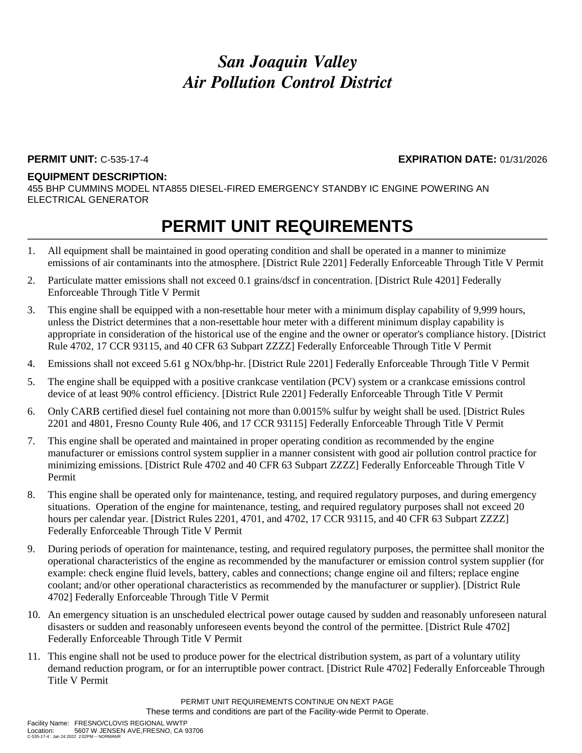# *San Joaquin Valley Air Pollution Control District*

**PERMIT UNIT:** C-535-17-4 **EXPIRATION DATE:** 01/31/2026

**EQUIPMENT DESCRIPTION:**
455 BHP CUMMINS MODEL NTA855 DIESEL-FIRED EMERGENCY STANDBY IC ENGINE POWERING AN ELECTRICAL GENERATOR

## PERMIT UNIT REQUIREMENTS

1. All equipment shall be maintained in good operating condition and shall be operated in a manner to minimize emissions of air contaminants into the atmosphere. [District Rule 2201] Federally Enforceable Through Title V Permit
2. Particulate matter emissions shall not exceed 0.1 grains/dscf in concentration. [District Rule 4201] Federally Enforceable Through Title V Permit
3. This engine shall be equipped with a non-resettable hour meter with a minimum display capability of 9,999 hours, unless the District determines that a non-resettable hour meter with a different minimum display capability is appropriate in consideration of the historical use of the engine and the owner or operator's compliance history. [District Rule 4702, 17 CCR 93115, and 40 CFR 63 Subpart ZZZZ] Federally Enforceable Through Title V Permit
4. Emissions shall not exceed 5.61 g NOx/bhp-hr. [District Rule 2201] Federally Enforceable Through Title V Permit
5. The engine shall be equipped with a positive crankcase ventilation (PCV) system or a crankcase emissions control device of at least 90% control efficiency. [District Rule 2201] Federally Enforceable Through Title V Permit
6. Only CARB certified diesel fuel containing not more than 0.0015% sulfur by weight shall be used. [District Rules 2201 and 4801, Fresno County Rule 406, and 17 CCR 93115] Federally Enforceable Through Title V Permit
7. This engine shall be operated and maintained in proper operating condition as recommended by the engine manufacturer or emissions control system supplier in a manner consistent with good air pollution control practice for minimizing emissions. [District Rule 4702 and 40 CFR 63 Subpart ZZZZ] Federally Enforceable Through Title V Permit
8. This engine shall be operated only for maintenance, testing, and required regulatory purposes, and during emergency situations. Operation of the engine for maintenance, testing, and required regulatory purposes shall not exceed 20 hours per calendar year. [District Rules 2201, 4701, and 4702, 17 CCR 93115, and 40 CFR 63 Subpart ZZZZ] Federally Enforceable Through Title V Permit
9. During periods of operation for maintenance, testing, and required regulatory purposes, the permittee shall monitor the operational characteristics of the engine as recommended by the manufacturer or emission control system supplier (for example: check engine fluid levels, battery, cables and connections; change engine oil and filters; replace engine coolant; and/or other operational characteristics as recommended by the manufacturer or supplier). [District Rule 4702] Federally Enforceable Through Title V Permit
10. An emergency situation is an unscheduled electrical power outage caused by sudden and reasonably unforeseen natural disasters or sudden and reasonably unforeseen events beyond the control of the permittee. [District Rule 4702] Federally Enforceable Through Title V Permit
11. This engine shall not be used to produce power for the electrical distribution system, as part of a voluntary utility demand reduction program, or for an interruptible power contract. [District Rule 4702] Federally Enforceable Through Title V Permit

PERMIT UNIT REQUIREMENTS CONTINUE ON NEXT PAGE
These terms and conditions are part of the Facility-wide Permit to Operate.

Facility Name: FRESNO/CLOVIS REGIONAL WWTP
Location: 5607 W JENSEN AVE,FRESNO, CA 93706
C-535-17-4 : Jan 24 2022 2:02PM -- NORMANR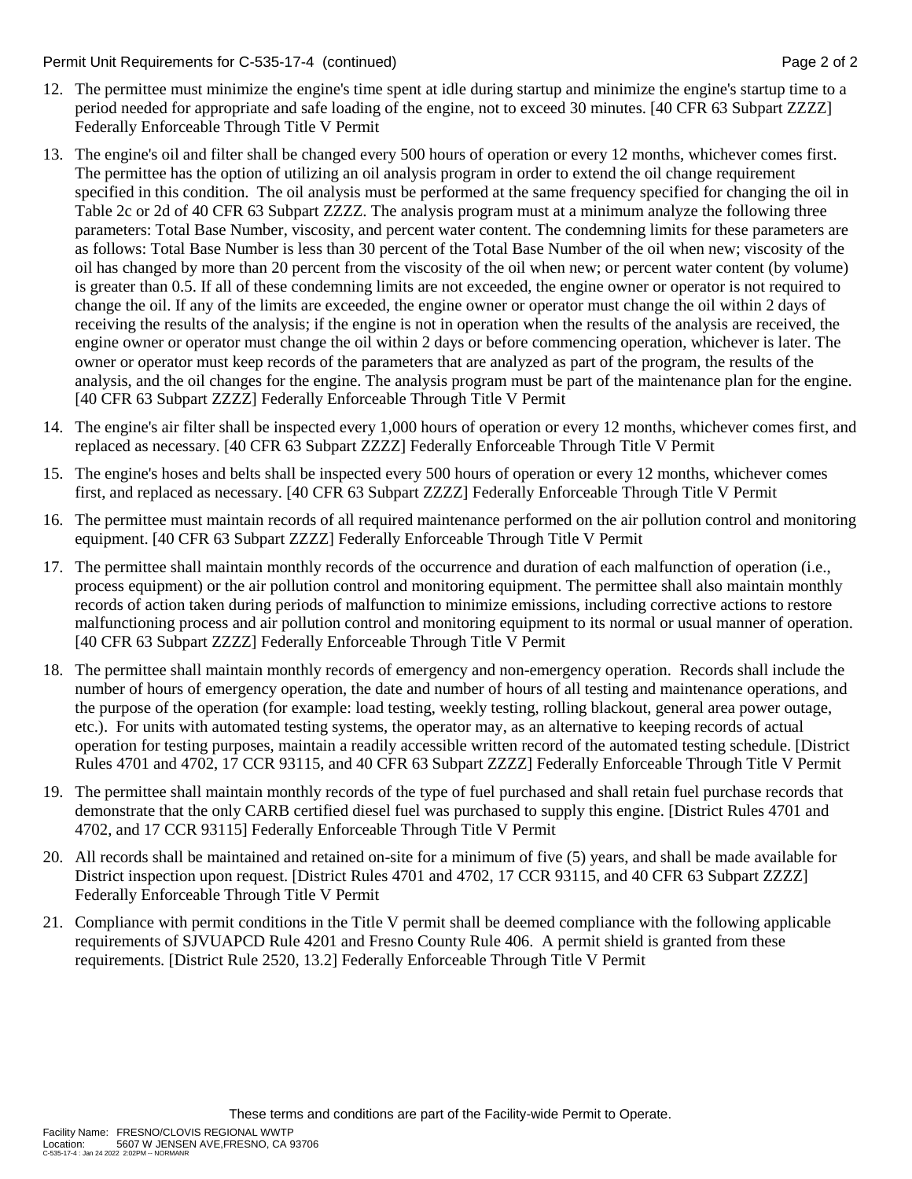12. The permittee must minimize the engine's time spent at idle during startup and minimize the engine's startup time to a period needed for appropriate and safe loading of the engine, not to exceed 30 minutes. [40 CFR 63 Subpart ZZZZ] Federally Enforceable Through Title V Permit

13. The engine's oil and filter shall be changed every 500 hours of operation or every 12 months, whichever comes first. The permittee has the option of utilizing an oil analysis program in order to extend the oil change requirement specified in this condition. The oil analysis must be performed at the same frequency specified for changing the oil in Table 2c or 2d of 40 CFR 63 Subpart ZZZZ. The analysis program must at a minimum analyze the following three parameters: Total Base Number, viscosity, and percent water content. The condemning limits for these parameters are as follows: Total Base Number is less than 30 percent of the Total Base Number of the oil when new; viscosity of the oil has changed by more than 20 percent from the viscosity of the oil when new; or percent water content (by volume) is greater than 0.5. If all of these condemning limits are not exceeded, the engine owner or operator is not required to change the oil. If any of the limits are exceeded, the engine owner or operator must change the oil within 2 days of receiving the results of the analysis; if the engine is not in operation when the results of the analysis are received, the engine owner or operator must change the oil within 2 days or before commencing operation, whichever is later. The owner or operator must keep records of the parameters that are analyzed as part of the program, the results of the analysis, and the oil changes for the engine. The analysis program must be part of the maintenance plan for the engine. [40 CFR 63 Subpart ZZZZ] Federally Enforceable Through Title V Permit

14. The engine's air filter shall be inspected every 1,000 hours of operation or every 12 months, whichever comes first, and replaced as necessary. [40 CFR 63 Subpart ZZZZ] Federally Enforceable Through Title V Permit

15. The engine's hoses and belts shall be inspected every 500 hours of operation or every 12 months, whichever comes first, and replaced as necessary. [40 CFR 63 Subpart ZZZZ] Federally Enforceable Through Title V Permit

16. The permittee must maintain records of all required maintenance performed on the air pollution control and monitoring equipment. [40 CFR 63 Subpart ZZZZ] Federally Enforceable Through Title V Permit

17. The permittee shall maintain monthly records of the occurrence and duration of each malfunction of operation (i.e., process equipment) or the air pollution control and monitoring equipment. The permittee shall also maintain monthly records of action taken during periods of malfunction to minimize emissions, including corrective actions to restore malfunctioning process and air pollution control and monitoring equipment to its normal or usual manner of operation. [40 CFR 63 Subpart ZZZZ] Federally Enforceable Through Title V Permit

18. The permittee shall maintain monthly records of emergency and non-emergency operation. Records shall include the number of hours of emergency operation, the date and number of hours of all testing and maintenance operations, and the purpose of the operation (for example: load testing, weekly testing, rolling blackout, general area power outage, etc.). For units with automated testing systems, the operator may, as an alternative to keeping records of actual operation for testing purposes, maintain a readily accessible written record of the automated testing schedule. [District Rules 4701 and 4702, 17 CCR 93115, and 40 CFR 63 Subpart ZZZZ] Federally Enforceable Through Title V Permit

19. The permittee shall maintain monthly records of the type of fuel purchased and shall retain fuel purchase records that demonstrate that the only CARB certified diesel fuel was purchased to supply this engine. [District Rules 4701 and 4702, and 17 CCR 93115] Federally Enforceable Through Title V Permit

20. All records shall be maintained and retained on-site for a minimum of five (5) years, and shall be made available for District inspection upon request. [District Rules 4701 and 4702, 17 CCR 93115, and 40 CFR 63 Subpart ZZZZ] Federally Enforceable Through Title V Permit

21. Compliance with permit conditions in the Title V permit shall be deemed compliance with the following applicable requirements of SJVUAPCD Rule 4201 and Fresno County Rule 406. A permit shield is granted from these requirements. [District Rule 2520, 13.2] Federally Enforceable Through Title V Permit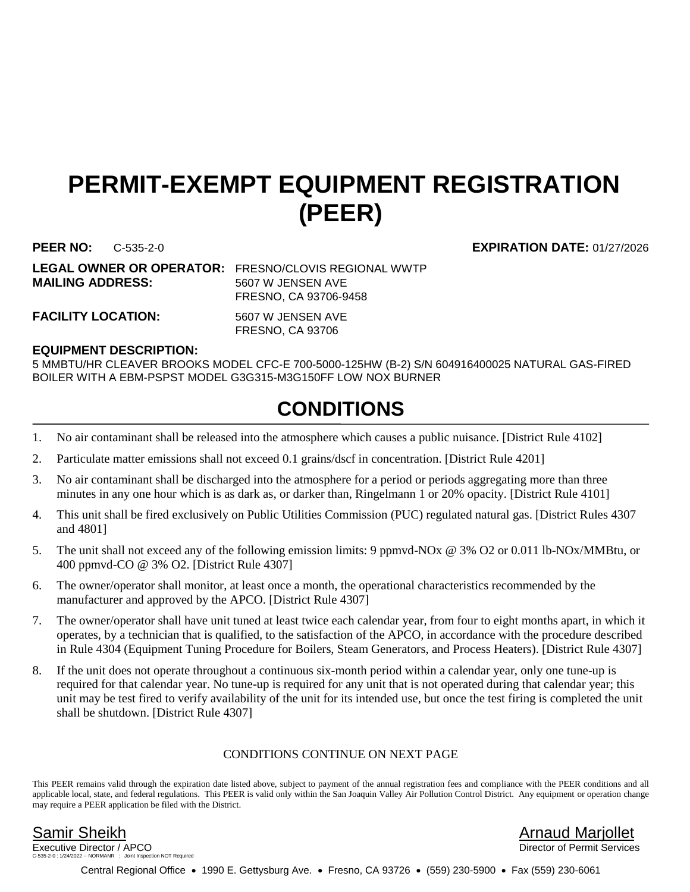# PERMIT-EXEMPT EQUIPMENT REGISTRATION (PEER)

**PEER NO:** C-535-2-0 **EXPIRATION DATE:** 01/27/2026

**LEGAL OWNER OR OPERATOR:** FRESNO/CLOVIS REGIONAL WWTP
**MAILING ADDRESS:** 5607 W JENSEN AVE
FRESNO, CA 93706-9458

**FACILITY LOCATION:** 5607 W JENSEN AVE
FRESNO, CA 93706

**EQUIPMENT DESCRIPTION:**
5 MMBTU/HR CLEAVER BROOKS MODEL CFC-E 700-5000-125HW (B-2) S/N 604916400025 NATURAL GAS-FIRED BOILER WITH A EBM-PSPST MODEL G3G315-M3G150FF LOW NOX BURNER

## CONDITIONS

1. No air contaminant shall be released into the atmosphere which causes a public nuisance. [District Rule 4102]
2. Particulate matter emissions shall not exceed 0.1 grains/dscf in concentration. [District Rule 4201]
3. No air contaminant shall be discharged into the atmosphere for a period or periods aggregating more than three minutes in any one hour which is as dark as, or darker than, Ringelmann 1 or 20% opacity. [District Rule 4101]
4. This unit shall be fired exclusively on Public Utilities Commission (PUC) regulated natural gas. [District Rules 4307 and 4801]
5. The unit shall not exceed any of the following emission limits: 9 ppmvd-NOx @ 3% O2 or 0.011 lb-NOx/MMBtu, or 400 ppmvd-CO @ 3% O2. [District Rule 4307]
6. The owner/operator shall monitor, at least once a month, the operational characteristics recommended by the manufacturer and approved by the APCO. [District Rule 4307]
7. The owner/operator shall have unit tuned at least twice each calendar year, from four to eight months apart, in which it operates, by a technician that is qualified, to the satisfaction of the APCO, in accordance with the procedure described in Rule 4304 (Equipment Tuning Procedure for Boilers, Steam Generators, and Process Heaters). [District Rule 4307]
8. If the unit does not operate throughout a continuous six-month period within a calendar year, only one tune-up is required for that calendar year. No tune-up is required for any unit that is not operated during that calendar year; this unit may be test fired to verify availability of the unit for its intended use, but once the test firing is completed the unit shall be shutdown. [District Rule 4307]

CONDITIONS CONTINUE ON NEXT PAGE

This PEER remains valid through the expiration date listed above, subject to payment of the annual registration fees and compliance with the PEER conditions and all applicable local, state, and federal regulations. This PEER is valid only within the San Joaquin Valley Air Pollution Control District. Any equipment or operation change may require a PEER application be filed with the District.

Samir Sheikh
Executive Director / APCO

Arnaud Marjollet
Director of Permit Services

C-535-2-0 : 1/24/2022 -- NORMANR : Joint Inspection NOT Required

Central Regional Office • 1990 E. Gettysburg Ave. • Fresno, CA 93726 • (559) 230-5900 • Fax (559) 230-6061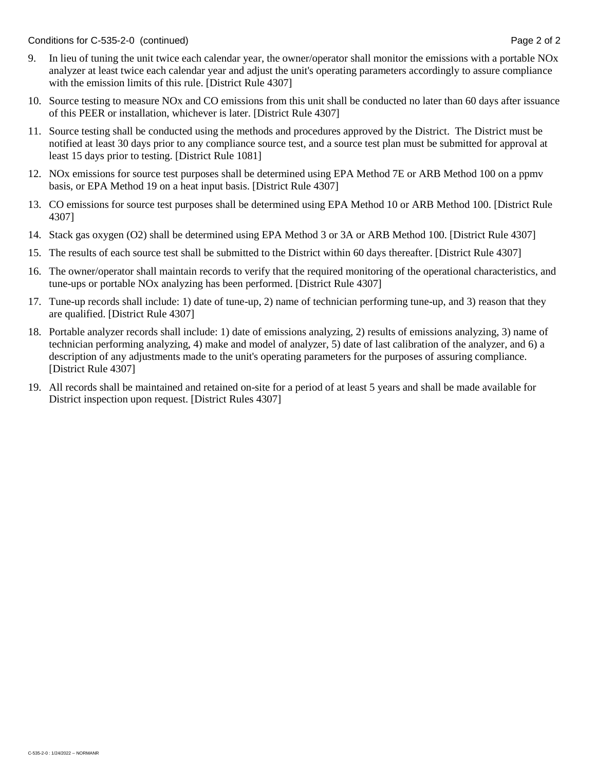9. In lieu of tuning the unit twice each calendar year, the owner/operator shall monitor the emissions with a portable NOx analyzer at least twice each calendar year and adjust the unit's operating parameters accordingly to assure compliance with the emission limits of this rule. [District Rule 4307]

10. Source testing to measure NOx and CO emissions from this unit shall be conducted no later than 60 days after issuance of this PEER or installation, whichever is later. [District Rule 4307]

11. Source testing shall be conducted using the methods and procedures approved by the District. The District must be notified at least 30 days prior to any compliance source test, and a source test plan must be submitted for approval at least 15 days prior to testing. [District Rule 1081]

12. NOx emissions for source test purposes shall be determined using EPA Method 7E or ARB Method 100 on a ppmv basis, or EPA Method 19 on a heat input basis. [District Rule 4307]

13. CO emissions for source test purposes shall be determined using EPA Method 10 or ARB Method 100. [District Rule 4307]

14. Stack gas oxygen ($O_2$) shall be determined using EPA Method 3 or 3A or ARB Method 100. [District Rule 4307]

15. The results of each source test shall be submitted to the District within 60 days thereafter. [District Rule 4307]

16. The owner/operator shall maintain records to verify that the required monitoring of the operational characteristics, and tune-ups or portable NOx analyzing has been performed. [District Rule 4307]

17. Tune-up records shall include: 1) date of tune-up, 2) name of technician performing tune-up, and 3) reason that they are qualified. [District Rule 4307]

18. Portable analyzer records shall include: 1) date of emissions analyzing, 2) results of emissions analyzing, 3) name of technician performing analyzing, 4) make and model of analyzer, 5) date of last calibration of the analyzer, and 6) a description of any adjustments made to the unit's operating parameters for the purposes of assuring compliance. [District Rule 4307]

19. All records shall be maintained and retained on-site for a period of at least 5 years and shall be made available for District inspection upon request. [District Rules 4307]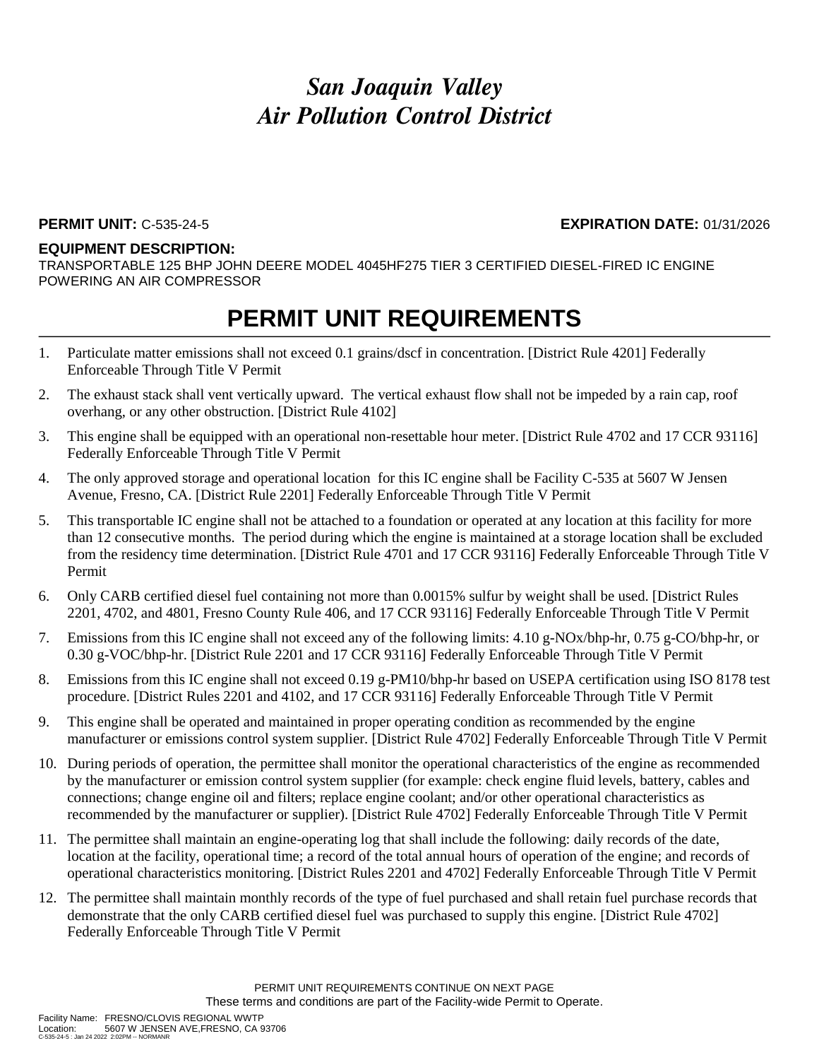# *San Joaquin Valley Air Pollution Control District*

**PERMIT UNIT:** C-535-24-5 **EXPIRATION DATE:** 01/31/2026

**EQUIPMENT DESCRIPTION:**
TRANSPORTABLE 125 BHP JOHN DEERE MODEL 4045HF275 TIER 3 CERTIFIED DIESEL-FIRED IC ENGINE POWERING AN AIR COMPRESSOR

## PERMIT UNIT REQUIREMENTS

1. Particulate matter emissions shall not exceed 0.1 grains/dscf in concentration. [District Rule 4201] Federally Enforceable Through Title V Permit
2. The exhaust stack shall vent vertically upward. The vertical exhaust flow shall not be impeded by a rain cap, roof overhang, or any other obstruction. [District Rule 4102]
3. This engine shall be equipped with an operational non-resettable hour meter. [District Rule 4702 and 17 CCR 93116] Federally Enforceable Through Title V Permit
4. The only approved storage and operational location for this IC engine shall be Facility C-535 at 5607 W Jensen Avenue, Fresno, CA. [District Rule 2201] Federally Enforceable Through Title V Permit
5. This transportable IC engine shall not be attached to a foundation or operated at any location at this facility for more than 12 consecutive months. The period during which the engine is maintained at a storage location shall be excluded from the residency time determination. [District Rule 4701 and 17 CCR 93116] Federally Enforceable Through Title V Permit
6. Only CARB certified diesel fuel containing not more than 0.0015% sulfur by weight shall be used. [District Rules 2201, 4702, and 4801, Fresno County Rule 406, and 17 CCR 93116] Federally Enforceable Through Title V Permit
7. Emissions from this IC engine shall not exceed any of the following limits: 4.10 g-NOx/bhp-hr, 0.75 g-CO/bhp-hr, or 0.30 g-VOC/bhp-hr. [District Rule 2201 and 17 CCR 93116] Federally Enforceable Through Title V Permit
8. Emissions from this IC engine shall not exceed 0.19 g-PM10/bhp-hr based on USEPA certification using ISO 8178 test procedure. [District Rules 2201 and 4102, and 17 CCR 93116] Federally Enforceable Through Title V Permit
9. This engine shall be operated and maintained in proper operating condition as recommended by the engine manufacturer or emissions control system supplier. [District Rule 4702] Federally Enforceable Through Title V Permit
10. During periods of operation, the permittee shall monitor the operational characteristics of the engine as recommended by the manufacturer or emission control system supplier (for example: check engine fluid levels, battery, cables and connections; change engine oil and filters; replace engine coolant; and/or other operational characteristics as recommended by the manufacturer or supplier). [District Rule 4702] Federally Enforceable Through Title V Permit
11. The permittee shall maintain an engine-operating log that shall include the following: daily records of the date, location at the facility, operational time; a record of the total annual hours of operation of the engine; and records of operational characteristics monitoring. [District Rules 2201 and 4702] Federally Enforceable Through Title V Permit
12. The permittee shall maintain monthly records of the type of fuel purchased and shall retain fuel purchase records that demonstrate that the only CARB certified diesel fuel was purchased to supply this engine. [District Rule 4702] Federally Enforceable Through Title V Permit

PERMIT UNIT REQUIREMENTS CONTINUE ON NEXT PAGE
These terms and conditions are part of the Facility-wide Permit to Operate.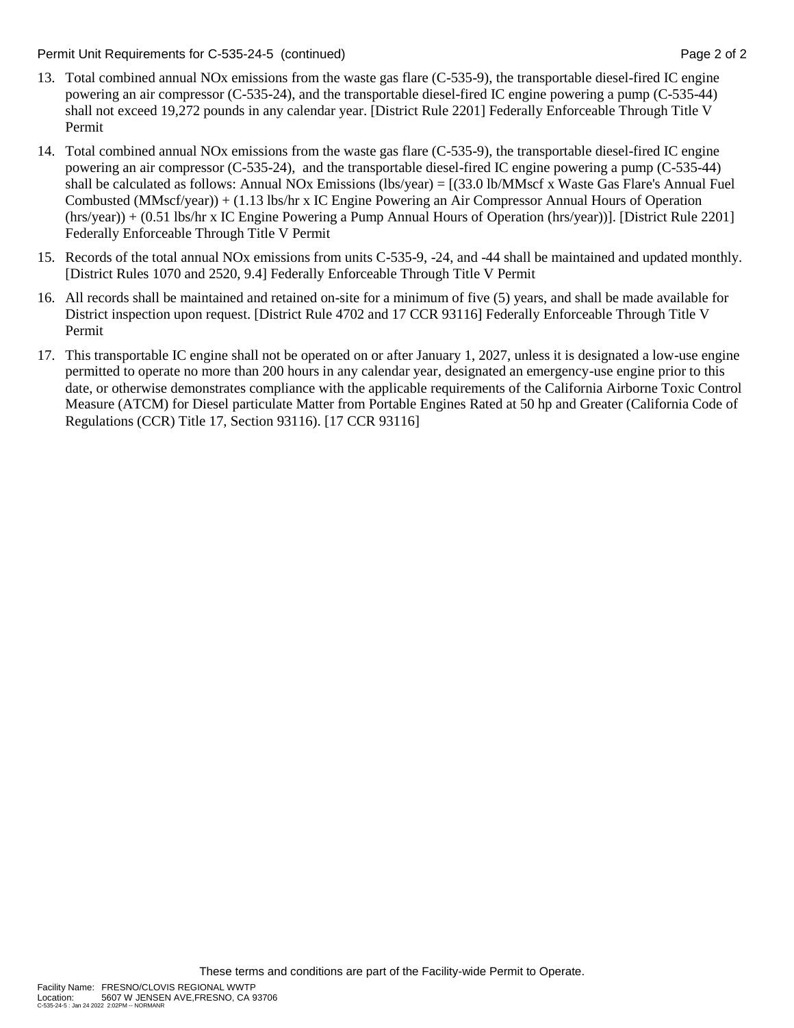13. Total combined annual NOx emissions from the waste gas flare (C-535-9), the transportable diesel-fired IC engine powering an air compressor (C-535-24), and the transportable diesel-fired IC engine powering a pump (C-535-44) shall not exceed 19,272 pounds in any calendar year. [District Rule 2201] Federally Enforceable Through Title V Permit

14. Total combined annual NOx emissions from the waste gas flare (C-535-9), the transportable diesel-fired IC engine powering an air compressor (C-535-24), and the transportable diesel-fired IC engine powering a pump (C-535-44) shall be calculated as follows: Annual NOx Emissions (lbs/year) = [(33.0 lb/MMscf x Waste Gas Flare's Annual Fuel Combusted (MMscf/year)) + (1.13 lbs/hr x IC Engine Powering an Air Compressor Annual Hours of Operation (hrs/year)) + (0.51 lbs/hr x IC Engine Powering a Pump Annual Hours of Operation (hrs/year))]. [District Rule 2201] Federally Enforceable Through Title V Permit

15. Records of the total annual NOx emissions from units C-535-9, -24, and -44 shall be maintained and updated monthly. [District Rules 1070 and 2520, 9.4] Federally Enforceable Through Title V Permit

16. All records shall be maintained and retained on-site for a minimum of five (5) years, and shall be made available for District inspection upon request. [District Rule 4702 and 17 CCR 93116] Federally Enforceable Through Title V Permit

17. This transportable IC engine shall not be operated on or after January 1, 2027, unless it is designated a low-use engine permitted to operate no more than 200 hours in any calendar year, designated an emergency-use engine prior to this date, or otherwise demonstrates compliance with the applicable requirements of the California Airborne Toxic Control Measure (ATCM) for Diesel particulate Matter from Portable Engines Rated at 50 hp and Greater (California Code of Regulations (CCR) Title 17, Section 93116). [17 CCR 93116]

These terms and conditions are part of the Facility-wide Permit to Operate.

Facility Name: FRESNO/CLOVIS REGIONAL WWTP
Location: 5607 W JENSEN AVE,FRESNO, CA 93706
C-535-24-5 : Jan 24 2022 2:02PM -- NORMANR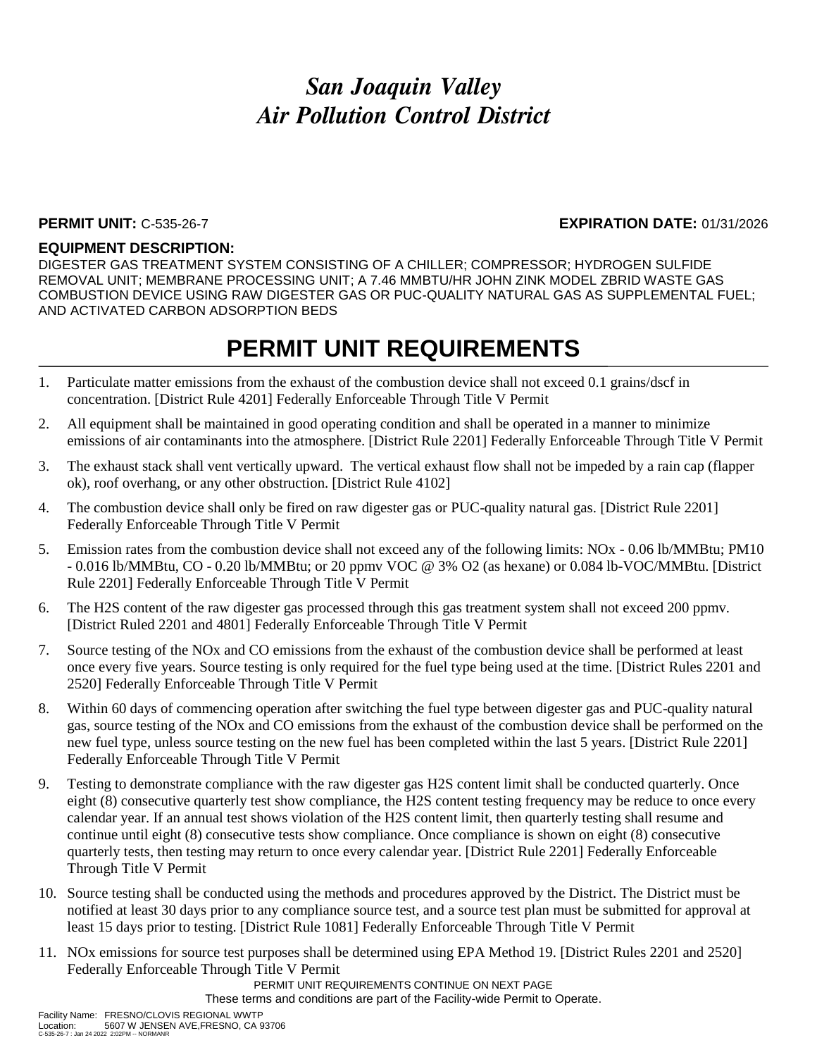# *San Joaquin Valley*
# *Air Pollution Control District*

**PERMIT UNIT:** C-535-26-7 **EXPIRATION DATE:** 01/31/2026

**EQUIPMENT DESCRIPTION:**

DIGESTER GAS TREATMENT SYSTEM CONSISTING OF A CHILLER; COMPRESSOR; HYDROGEN SULFIDE REMOVAL UNIT; MEMBRANE PROCESSING UNIT; A 7.46 MMBTU/HR JOHN ZINK MODEL ZBRID WASTE GAS COMBUSTION DEVICE USING RAW DIGESTER GAS OR PUC-QUALITY NATURAL GAS AS SUPPLEMENTAL FUEL; AND ACTIVATED CARBON ADSORPTION BEDS

## PERMIT UNIT REQUIREMENTS

1. Particulate matter emissions from the exhaust of the combustion device shall not exceed 0.1 grains/dscf in concentration. [District Rule 4201] Federally Enforceable Through Title V Permit
2. All equipment shall be maintained in good operating condition and shall be operated in a manner to minimize emissions of air contaminants into the atmosphere. [District Rule 2201] Federally Enforceable Through Title V Permit
3. The exhaust stack shall vent vertically upward. The vertical exhaust flow shall not be impeded by a rain cap (flapper ok), roof overhang, or any other obstruction. [District Rule 4102]
4. The combustion device shall only be fired on raw digester gas or PUC-quality natural gas. [District Rule 2201] Federally Enforceable Through Title V Permit
5. Emission rates from the combustion device shall not exceed any of the following limits: NOx - 0.06 lb/MMBtu; PM10 - 0.016 lb/MMBtu, CO - 0.20 lb/MMBtu; or 20 ppmv VOC @ 3% O2 (as hexane) or 0.084 lb-VOC/MMBtu. [District Rule 2201] Federally Enforceable Through Title V Permit
6. The H2S content of the raw digester gas processed through this gas treatment system shall not exceed 200 ppmv. [District Ruled 2201 and 4801] Federally Enforceable Through Title V Permit
7. Source testing of the NOx and CO emissions from the exhaust of the combustion device shall be performed at least once every five years. Source testing is only required for the fuel type being used at the time. [District Rules 2201 and 2520] Federally Enforceable Through Title V Permit
8. Within 60 days of commencing operation after switching the fuel type between digester gas and PUC-quality natural gas, source testing of the NOx and CO emissions from the exhaust of the combustion device shall be performed on the new fuel type, unless source testing on the new fuel has been completed within the last 5 years. [District Rule 2201] Federally Enforceable Through Title V Permit
9. Testing to demonstrate compliance with the raw digester gas H2S content limit shall be conducted quarterly. Once eight (8) consecutive quarterly test show compliance, the H2S content testing frequency may be reduce to once every calendar year. If an annual test shows violation of the H2S content limit, then quarterly testing shall resume and continue until eight (8) consecutive tests show compliance. Once compliance is shown on eight (8) consecutive quarterly tests, then testing may return to once every calendar year. [District Rule 2201] Federally Enforceable Through Title V Permit
10. Source testing shall be conducted using the methods and procedures approved by the District. The District must be notified at least 30 days prior to any compliance source test, and a source test plan must be submitted for approval at least 15 days prior to testing. [District Rule 1081] Federally Enforceable Through Title V Permit
11. NOx emissions for source test purposes shall be determined using EPA Method 19. [District Rules 2201 and 2520] Federally Enforceable Through Title V Permit

PERMIT UNIT REQUIREMENTS CONTINUE ON NEXT PAGE

These terms and conditions are part of the Facility-wide Permit to Operate.

Facility Name: FRESNO/CLOVIS REGIONAL WWTP
Location: 5607 W JENSEN AVE,FRESNO, CA 93706
C-535-26-7 : Jan 24 2022 2:02PM -- NORMANR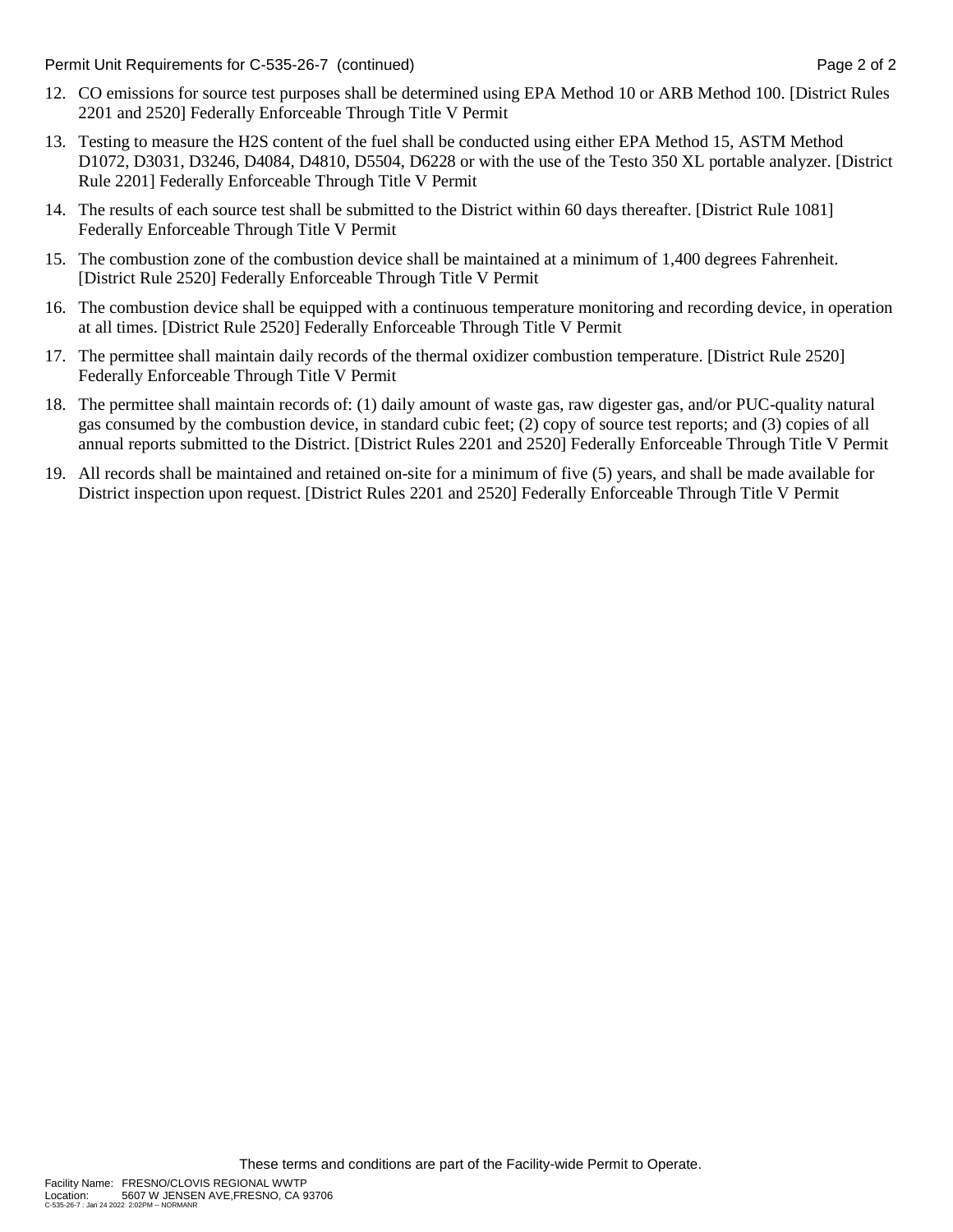12. CO emissions for source test purposes shall be determined using EPA Method 10 or ARB Method 100. [District Rules 2201 and 2520] Federally Enforceable Through Title V Permit
13. Testing to measure the H2S content of the fuel shall be conducted using either EPA Method 15, ASTM Method D1072, D3031, D3246, D4084, D4810, D5504, D6228 or with the use of the Testo 350 XL portable analyzer. [District Rule 2201] Federally Enforceable Through Title V Permit
14. The results of each source test shall be submitted to the District within 60 days thereafter. [District Rule 1081] Federally Enforceable Through Title V Permit
15. The combustion zone of the combustion device shall be maintained at a minimum of 1,400 degrees Fahrenheit. [District Rule 2520] Federally Enforceable Through Title V Permit
16. The combustion device shall be equipped with a continuous temperature monitoring and recording device, in operation at all times. [District Rule 2520] Federally Enforceable Through Title V Permit
17. The permittee shall maintain daily records of the thermal oxidizer combustion temperature. [District Rule 2520] Federally Enforceable Through Title V Permit
18. The permittee shall maintain records of: (1) daily amount of waste gas, raw digester gas, and/or PUC-quality natural gas consumed by the combustion device, in standard cubic feet; (2) copy of source test reports; and (3) copies of all annual reports submitted to the District. [District Rules 2201 and 2520] Federally Enforceable Through Title V Permit
19. All records shall be maintained and retained on-site for a minimum of five (5) years, and shall be made available for District inspection upon request. [District Rules 2201 and 2520] Federally Enforceable Through Title V Permit

These terms and conditions are part of the Facility-wide Permit to Operate.

Facility Name: FRESNO/CLOVIS REGIONAL WWTP
Location: 5607 W JENSEN AVE,FRESNO, CA 93706
C-535-26-7 : Jan 24 2022 2:02PM -- NORMANR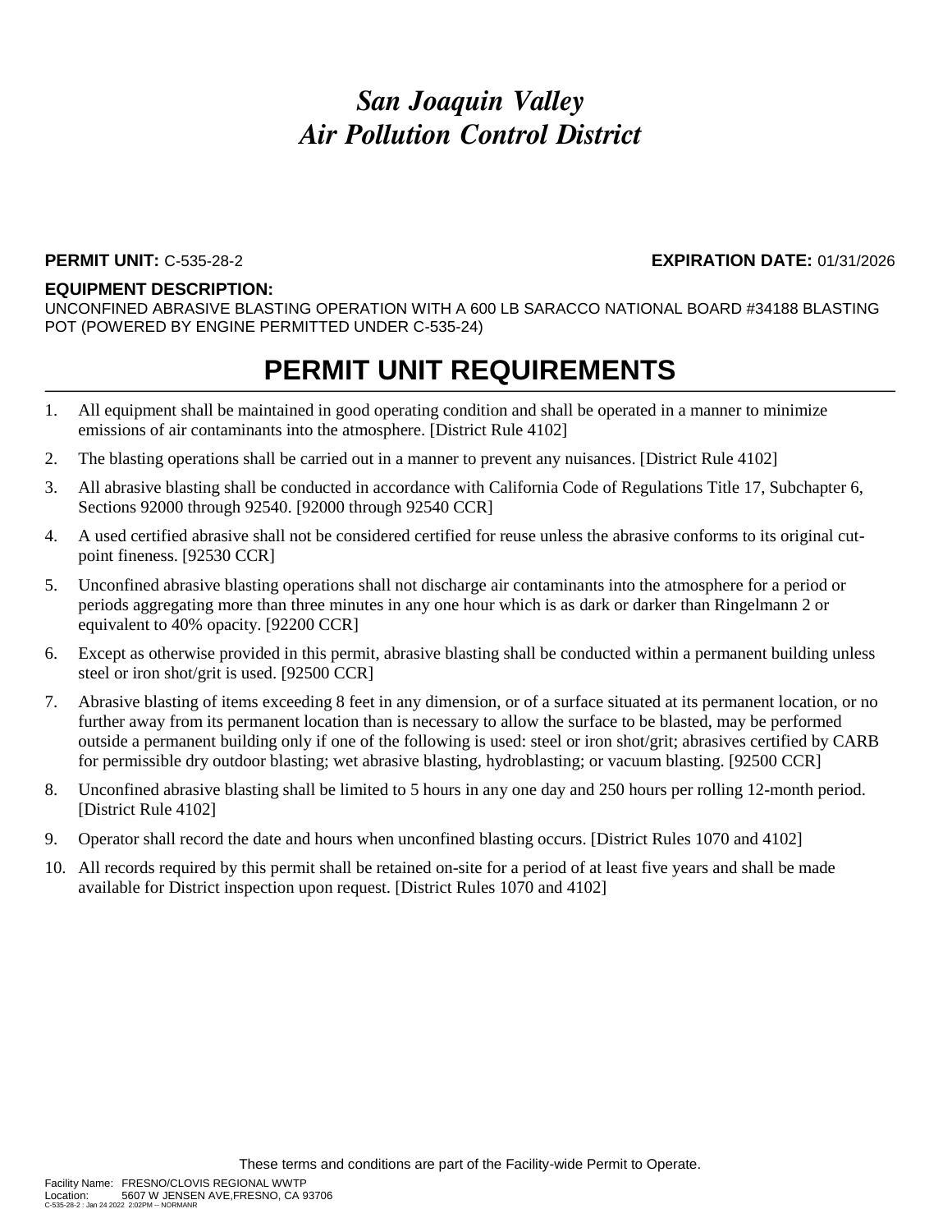# *San Joaquin Valley*
# *Air Pollution Control District*

**PERMIT UNIT:** C-535-28-2 **EXPIRATION DATE:** 01/31/2026

**EQUIPMENT DESCRIPTION:**

UNCONFINED ABRASIVE BLASTING OPERATION WITH A 600 LB SARACCO NATIONAL BOARD #34188 BLASTING POT (POWERED BY ENGINE PERMITTED UNDER C-535-24)

## PERMIT UNIT REQUIREMENTS

1. All equipment shall be maintained in good operating condition and shall be operated in a manner to minimize emissions of air contaminants into the atmosphere. [District Rule 4102]
2. The blasting operations shall be carried out in a manner to prevent any nuisances. [District Rule 4102]
3. All abrasive blasting shall be conducted in accordance with California Code of Regulations Title 17, Subchapter 6, Sections 92000 through 92540. [92000 through 92540 CCR]
4. A used certified abrasive shall not be considered certified for reuse unless the abrasive conforms to its original cut-point fineness. [92530 CCR]
5. Unconfined abrasive blasting operations shall not discharge air contaminants into the atmosphere for a period or periods aggregating more than three minutes in any one hour which is as dark or darker than Ringelmann 2 or equivalent to 40% opacity. [92200 CCR]
6. Except as otherwise provided in this permit, abrasive blasting shall be conducted within a permanent building unless steel or iron shot/grit is used. [92500 CCR]
7. Abrasive blasting of items exceeding 8 feet in any dimension, or of a surface situated at its permanent location, or no further away from its permanent location than is necessary to allow the surface to be blasted, may be performed outside a permanent building only if one of the following is used: steel or iron shot/grit; abrasives certified by CARB for permissible dry outdoor blasting; wet abrasive blasting, hydroblasting; or vacuum blasting. [92500 CCR]
8. Unconfined abrasive blasting shall be limited to 5 hours in any one day and 250 hours per rolling 12-month period. [District Rule 4102]
9. Operator shall record the date and hours when unconfined blasting occurs. [District Rules 1070 and 4102]
10. All records required by this permit shall be retained on-site for a period of at least five years and shall be made available for District inspection upon request. [District Rules 1070 and 4102]

These terms and conditions are part of the Facility-wide Permit to Operate.

Facility Name: FRESNO/CLOVIS REGIONAL WWTP
Location: 5607 W JENSEN AVE,FRESNO, CA 93706
C-535-28-2 : Jan 24 2022 2:02PM -- NORMANR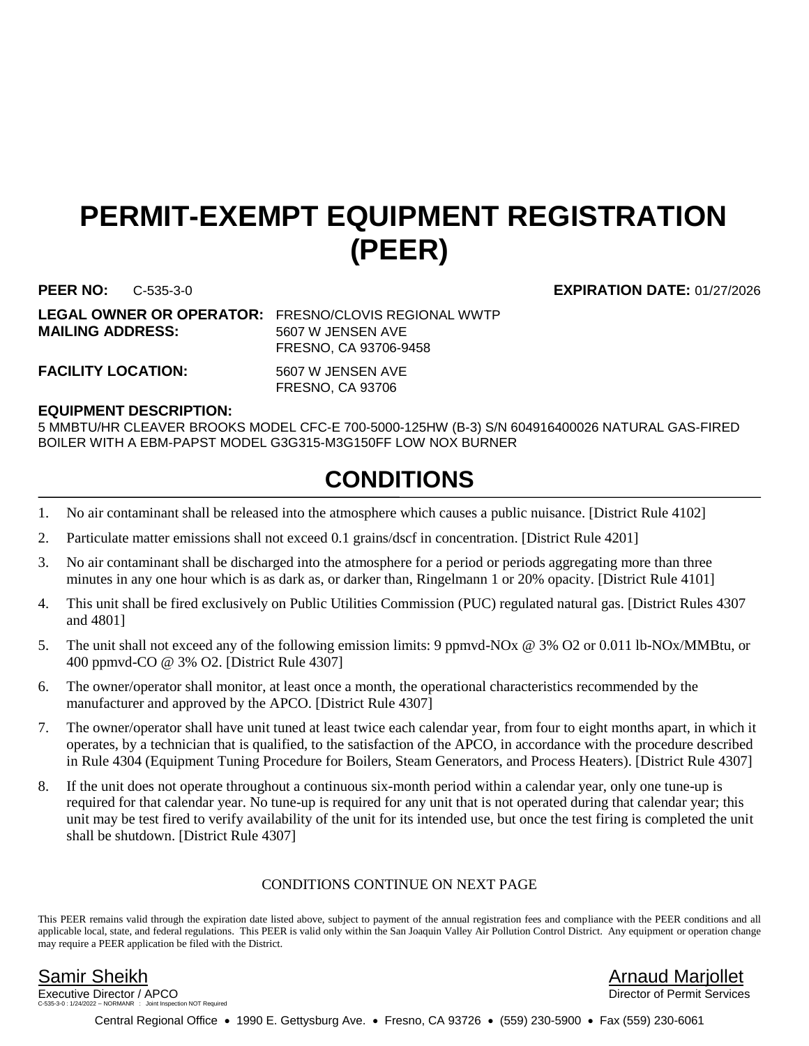# PERMIT-EXEMPT EQUIPMENT REGISTRATION (PEER)

**PEER NO:** C-535-3-0 **EXPIRATION DATE:** 01/27/2026

**LEGAL OWNER OR OPERATOR:** FRESNO/CLOVIS REGIONAL WWTP
**MAILING ADDRESS:** 5607 W JENSEN AVE
FRESNO, CA 93706-9458

**FACILITY LOCATION:** 5607 W JENSEN AVE
FRESNO, CA 93706

**EQUIPMENT DESCRIPTION:**
5 MMBTU/HR CLEAVER BROOKS MODEL CFC-E 700-5000-125HW (B-3) S/N 604916400026 NATURAL GAS-FIRED BOILER WITH A EBM-PAPST MODEL G3G315-M3G150FF LOW NOX BURNER

## CONDITIONS

1. No air contaminant shall be released into the atmosphere which causes a public nuisance. [District Rule 4102]
2. Particulate matter emissions shall not exceed 0.1 grains/dscf in concentration. [District Rule 4201]
3. No air contaminant shall be discharged into the atmosphere for a period or periods aggregating more than three minutes in any one hour which is as dark as, or darker than, Ringelmann 1 or 20% opacity. [District Rule 4101]
4. This unit shall be fired exclusively on Public Utilities Commission (PUC) regulated natural gas. [District Rules 4307 and 4801]
5. The unit shall not exceed any of the following emission limits: 9 ppmvd-NOx @ 3% O2 or 0.011 lb-NOx/MMBtu, or 400 ppmvd-CO @ 3% O2. [District Rule 4307]
6. The owner/operator shall monitor, at least once a month, the operational characteristics recommended by the manufacturer and approved by the APCO. [District Rule 4307]
7. The owner/operator shall have unit tuned at least twice each calendar year, from four to eight months apart, in which it operates, by a technician that is qualified, to the satisfaction of the APCO, in accordance with the procedure described in Rule 4304 (Equipment Tuning Procedure for Boilers, Steam Generators, and Process Heaters). [District Rule 4307]
8. If the unit does not operate throughout a continuous six-month period within a calendar year, only one tune-up is required for that calendar year. No tune-up is required for any unit that is not operated during that calendar year; this unit may be test fired to verify availability of the unit for its intended use, but once the test firing is completed the unit shall be shutdown. [District Rule 4307]

CONDITIONS CONTINUE ON NEXT PAGE

This PEER remains valid through the expiration date listed above, subject to payment of the annual registration fees and compliance with the PEER conditions and all applicable local, state, and federal regulations. This PEER is valid only within the San Joaquin Valley Air Pollution Control District. Any equipment or operation change may require a PEER application be filed with the District.

Samir Sheikh
Executive Director / APCO

Arnaud Marjollet
Director of Permit Services

C-535-3-0 : 1/24/2022 – NORMANR : Joint Inspection NOT Required

Central Regional Office • 1990 E. Gettysburg Ave. • Fresno, CA 93726 • (559) 230-5900 • Fax (559) 230-6061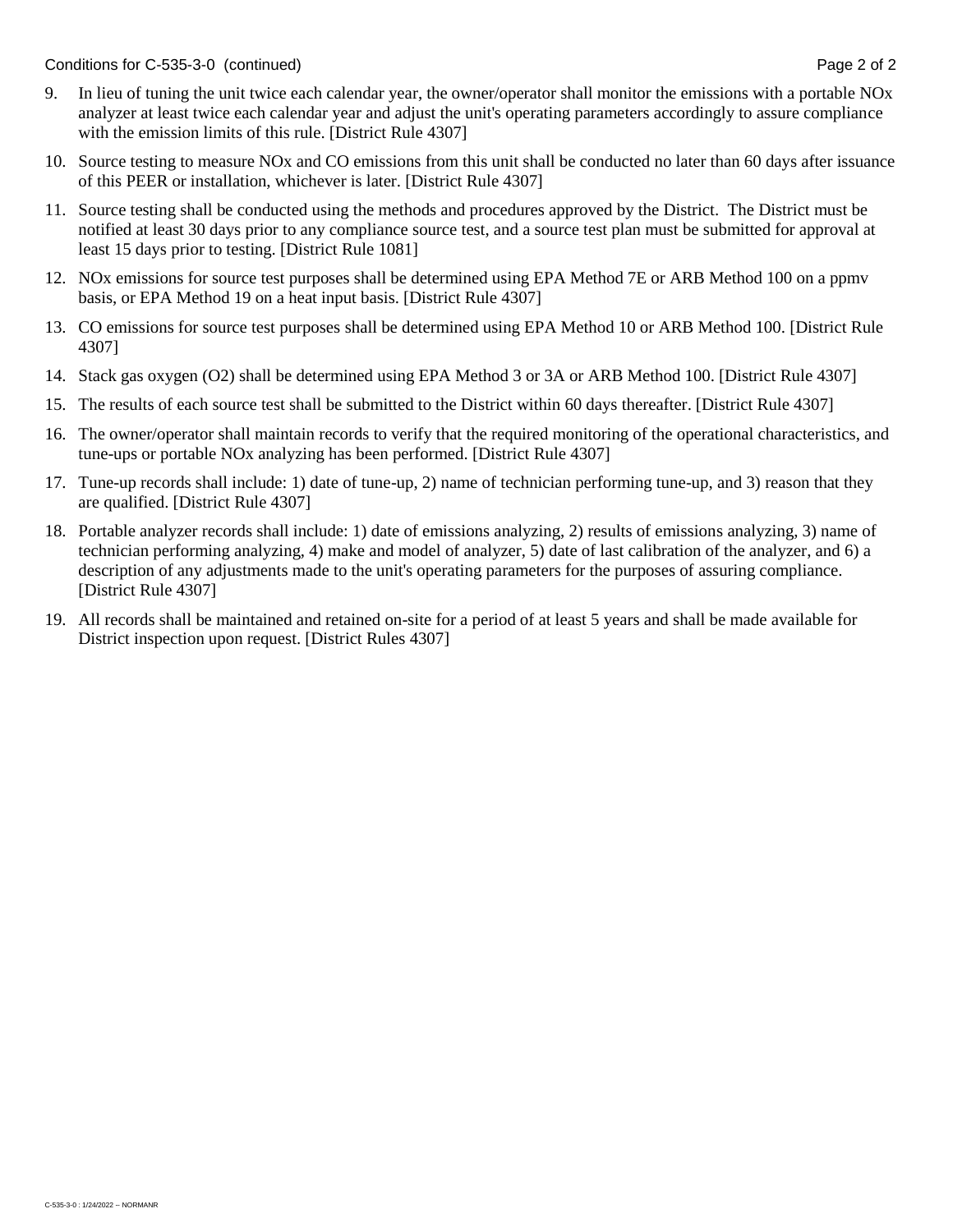9. In lieu of tuning the unit twice each calendar year, the owner/operator shall monitor the emissions with a portable NOx analyzer at least twice each calendar year and adjust the unit's operating parameters accordingly to assure compliance with the emission limits of this rule. [District Rule 4307]

10. Source testing to measure NOx and CO emissions from this unit shall be conducted no later than 60 days after issuance of this PEER or installation, whichever is later. [District Rule 4307]

11. Source testing shall be conducted using the methods and procedures approved by the District. The District must be notified at least 30 days prior to any compliance source test, and a source test plan must be submitted for approval at least 15 days prior to testing. [District Rule 1081]

12. NOx emissions for source test purposes shall be determined using EPA Method 7E or ARB Method 100 on a ppmv basis, or EPA Method 19 on a heat input basis. [District Rule 4307]

13. CO emissions for source test purposes shall be determined using EPA Method 10 or ARB Method 100. [District Rule 4307]

14. Stack gas oxygen ($O_2$) shall be determined using EPA Method 3 or 3A or ARB Method 100. [District Rule 4307]

15. The results of each source test shall be submitted to the District within 60 days thereafter. [District Rule 4307]

16. The owner/operator shall maintain records to verify that the required monitoring of the operational characteristics, and tune-ups or portable NOx analyzing has been performed. [District Rule 4307]

17. Tune-up records shall include: 1) date of tune-up, 2) name of technician performing tune-up, and 3) reason that they are qualified. [District Rule 4307]

18. Portable analyzer records shall include: 1) date of emissions analyzing, 2) results of emissions analyzing, 3) name of technician performing analyzing, 4) make and model of analyzer, 5) date of last calibration of the analyzer, and 6) a description of any adjustments made to the unit's operating parameters for the purposes of assuring compliance. [District Rule 4307]

19. All records shall be maintained and retained on-site for a period of at least 5 years and shall be made available for District inspection upon request. [District Rules 4307]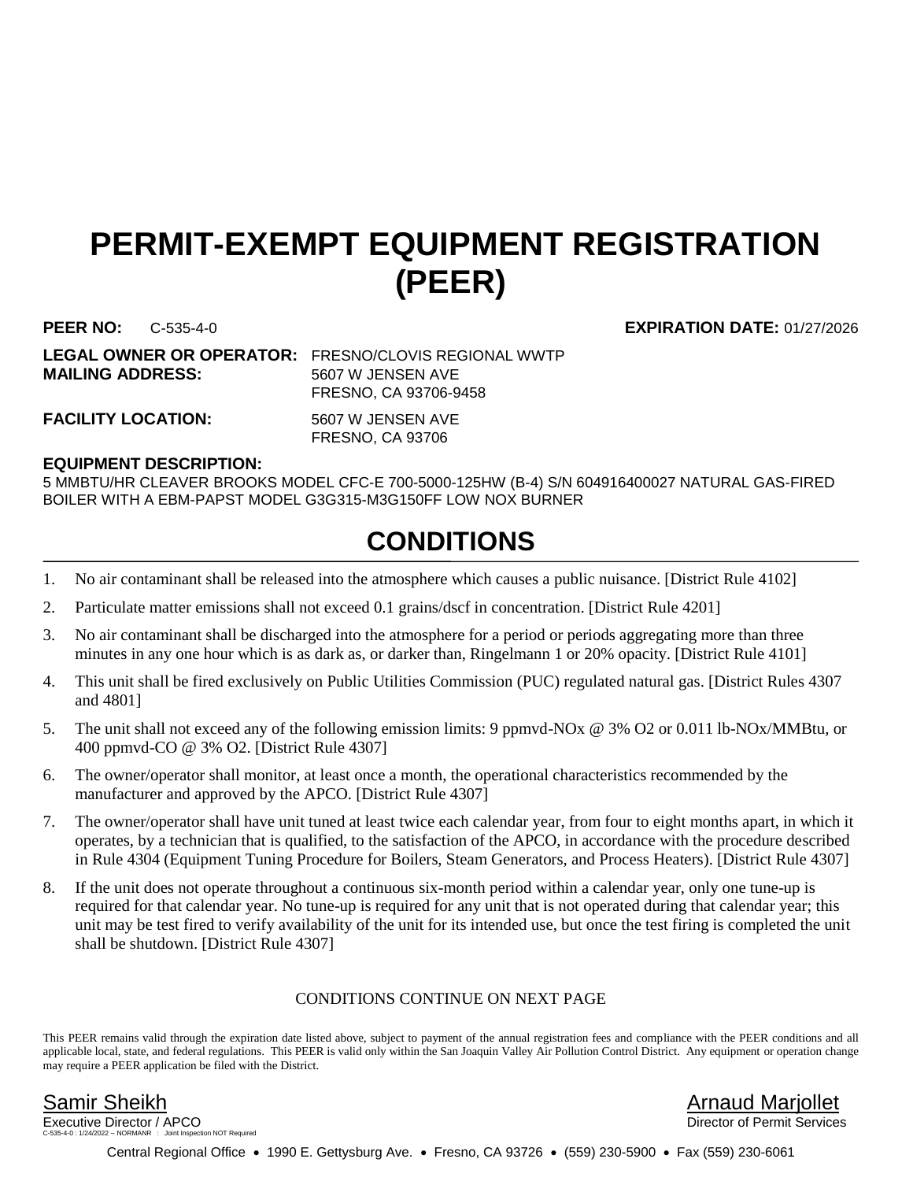# PERMIT-EXEMPT EQUIPMENT REGISTRATION (PEER)

**PEER NO:** C-535-4-0 **EXPIRATION DATE:** 01/27/2026

**LEGAL OWNER OR OPERATOR:** FRESNO/CLOVIS REGIONAL WWTP
**MAILING ADDRESS:** 5607 W JENSEN AVE
FRESNO, CA 93706-9458

**FACILITY LOCATION:** 5607 W JENSEN AVE
FRESNO, CA 93706

**EQUIPMENT DESCRIPTION:**
5 MMBTU/HR CLEAVER BROOKS MODEL CFC-E 700-5000-125HW (B-4) S/N 604916400027 NATURAL GAS-FIRED BOILER WITH A EBM-PAPST MODEL G3G315-M3G150FF LOW NOX BURNER

## CONDITIONS

1. No air contaminant shall be released into the atmosphere which causes a public nuisance. [District Rule 4102]
2. Particulate matter emissions shall not exceed 0.1 grains/dscf in concentration. [District Rule 4201]
3. No air contaminant shall be discharged into the atmosphere for a period or periods aggregating more than three minutes in any one hour which is as dark as, or darker than, Ringelmann 1 or 20% opacity. [District Rule 4101]
4. This unit shall be fired exclusively on Public Utilities Commission (PUC) regulated natural gas. [District Rules 4307 and 4801]
5. The unit shall not exceed any of the following emission limits: 9 ppmvd-NOx @ 3% O2 or 0.011 lb-NOx/MMBtu, or 400 ppmvd-CO @ 3% O2. [District Rule 4307]
6. The owner/operator shall monitor, at least once a month, the operational characteristics recommended by the manufacturer and approved by the APCO. [District Rule 4307]
7. The owner/operator shall have unit tuned at least twice each calendar year, from four to eight months apart, in which it operates, by a technician that is qualified, to the satisfaction of the APCO, in accordance with the procedure described in Rule 4304 (Equipment Tuning Procedure for Boilers, Steam Generators, and Process Heaters). [District Rule 4307]
8. If the unit does not operate throughout a continuous six-month period within a calendar year, only one tune-up is required for that calendar year. No tune-up is required for any unit that is not operated during that calendar year; this unit may be test fired to verify availability of the unit for its intended use, but once the test firing is completed the unit shall be shutdown. [District Rule 4307]

CONDITIONS CONTINUE ON NEXT PAGE

This PEER remains valid through the expiration date listed above, subject to payment of the annual registration fees and compliance with the PEER conditions and all applicable local, state, and federal regulations. This PEER is valid only within the San Joaquin Valley Air Pollution Control District. Any equipment or operation change may require a PEER application be filed with the District.

Samir Sheikh
Executive Director / APCO

Arnaud Marjollet
Director of Permit Services

C-535-4-0 : 1/24/2022 -- NORMANR : Joint Inspection NOT Required

Central Regional Office • 1990 E. Gettysburg Ave. • Fresno, CA 93726 • (559) 230-5900 • Fax (559) 230-6061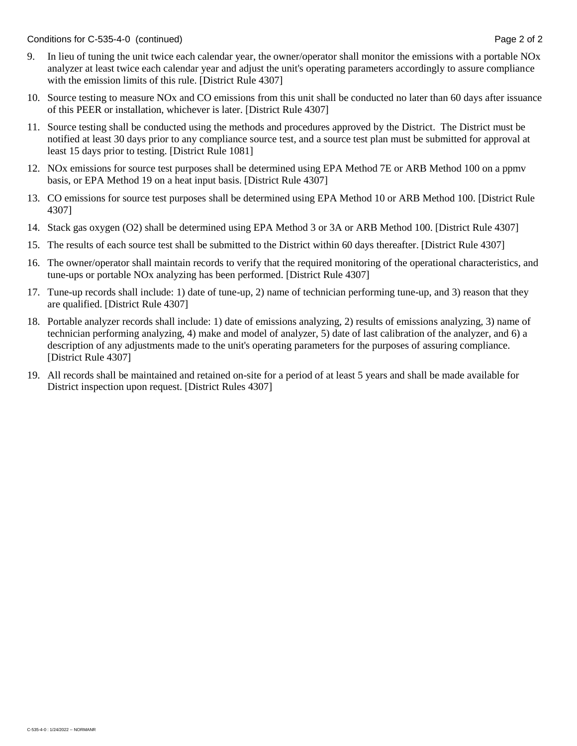9. In lieu of tuning the unit twice each calendar year, the owner/operator shall monitor the emissions with a portable NOx analyzer at least twice each calendar year and adjust the unit's operating parameters accordingly to assure compliance with the emission limits of this rule. [District Rule 4307]

10. Source testing to measure NOx and CO emissions from this unit shall be conducted no later than 60 days after issuance of this PEER or installation, whichever is later. [District Rule 4307]

11. Source testing shall be conducted using the methods and procedures approved by the District. The District must be notified at least 30 days prior to any compliance source test, and a source test plan must be submitted for approval at least 15 days prior to testing. [District Rule 1081]

12. NOx emissions for source test purposes shall be determined using EPA Method 7E or ARB Method 100 on a ppmv basis, or EPA Method 19 on a heat input basis. [District Rule 4307]

13. CO emissions for source test purposes shall be determined using EPA Method 10 or ARB Method 100. [District Rule 4307]

14. Stack gas oxygen ($O_2$) shall be determined using EPA Method 3 or 3A or ARB Method 100. [District Rule 4307]

15. The results of each source test shall be submitted to the District within 60 days thereafter. [District Rule 4307]

16. The owner/operator shall maintain records to verify that the required monitoring of the operational characteristics, and tune-ups or portable NOx analyzing has been performed. [District Rule 4307]

17. Tune-up records shall include: 1) date of tune-up, 2) name of technician performing tune-up, and 3) reason that they are qualified. [District Rule 4307]

18. Portable analyzer records shall include: 1) date of emissions analyzing, 2) results of emissions analyzing, 3) name of technician performing analyzing, 4) make and model of analyzer, 5) date of last calibration of the analyzer, and 6) a description of any adjustments made to the unit's operating parameters for the purposes of assuring compliance. [District Rule 4307]

19. All records shall be maintained and retained on-site for a period of at least 5 years and shall be made available for District inspection upon request. [District Rules 4307]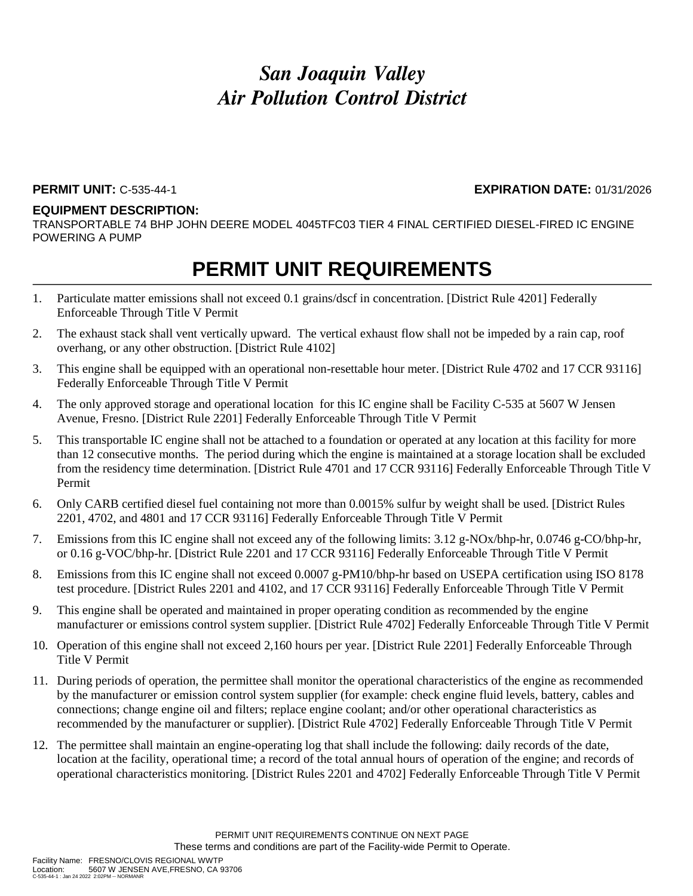# *San Joaquin Valley Air Pollution Control District*

**PERMIT UNIT:** C-535-44-1 **EXPIRATION DATE:** 01/31/2026

**EQUIPMENT DESCRIPTION:**
TRANSPORTABLE 74 BHP JOHN DEERE MODEL 4045TFC03 TIER 4 FINAL CERTIFIED DIESEL-FIRED IC ENGINE POWERING A PUMP

## PERMIT UNIT REQUIREMENTS

1. Particulate matter emissions shall not exceed 0.1 grains/dscf in concentration. [District Rule 4201] Federally Enforceable Through Title V Permit
2. The exhaust stack shall vent vertically upward. The vertical exhaust flow shall not be impeded by a rain cap, roof overhang, or any other obstruction. [District Rule 4102]
3. This engine shall be equipped with an operational non-resettable hour meter. [District Rule 4702 and 17 CCR 93116] Federally Enforceable Through Title V Permit
4. The only approved storage and operational location for this IC engine shall be Facility C-535 at 5607 W Jensen Avenue, Fresno. [District Rule 2201] Federally Enforceable Through Title V Permit
5. This transportable IC engine shall not be attached to a foundation or operated at any location at this facility for more than 12 consecutive months. The period during which the engine is maintained at a storage location shall be excluded from the residency time determination. [District Rule 4701 and 17 CCR 93116] Federally Enforceable Through Title V Permit
6. Only CARB certified diesel fuel containing not more than 0.0015% sulfur by weight shall be used. [District Rules 2201, 4702, and 4801 and 17 CCR 93116] Federally Enforceable Through Title V Permit
7. Emissions from this IC engine shall not exceed any of the following limits: 3.12 g-NOx/bhp-hr, 0.0746 g-CO/bhp-hr, or 0.16 g-VOC/bhp-hr. [District Rule 2201 and 17 CCR 93116] Federally Enforceable Through Title V Permit
8. Emissions from this IC engine shall not exceed 0.0007 g-PM10/bhp-hr based on USEPA certification using ISO 8178 test procedure. [District Rules 2201 and 4102, and 17 CCR 93116] Federally Enforceable Through Title V Permit
9. This engine shall be operated and maintained in proper operating condition as recommended by the engine manufacturer or emissions control system supplier. [District Rule 4702] Federally Enforceable Through Title V Permit
10. Operation of this engine shall not exceed 2,160 hours per year. [District Rule 2201] Federally Enforceable Through Title V Permit
11. During periods of operation, the permittee shall monitor the operational characteristics of the engine as recommended by the manufacturer or emission control system supplier (for example: check engine fluid levels, battery, cables and connections; change engine oil and filters; replace engine coolant; and/or other operational characteristics as recommended by the manufacturer or supplier). [District Rule 4702] Federally Enforceable Through Title V Permit
12. The permittee shall maintain an engine-operating log that shall include the following: daily records of the date, location at the facility, operational time; a record of the total annual hours of operation of the engine; and records of operational characteristics monitoring. [District Rules 2201 and 4702] Federally Enforceable Through Title V Permit

PERMIT UNIT REQUIREMENTS CONTINUE ON NEXT PAGE
These terms and conditions are part of the Facility-wide Permit to Operate.

Facility Name: FRESNO/CLOVIS REGIONAL WWTP
Location: 5607 W JENSEN AVE,FRESNO, CA 93706
C-535-44-1 : Jan 24 2022 2:02PM -- NORMANR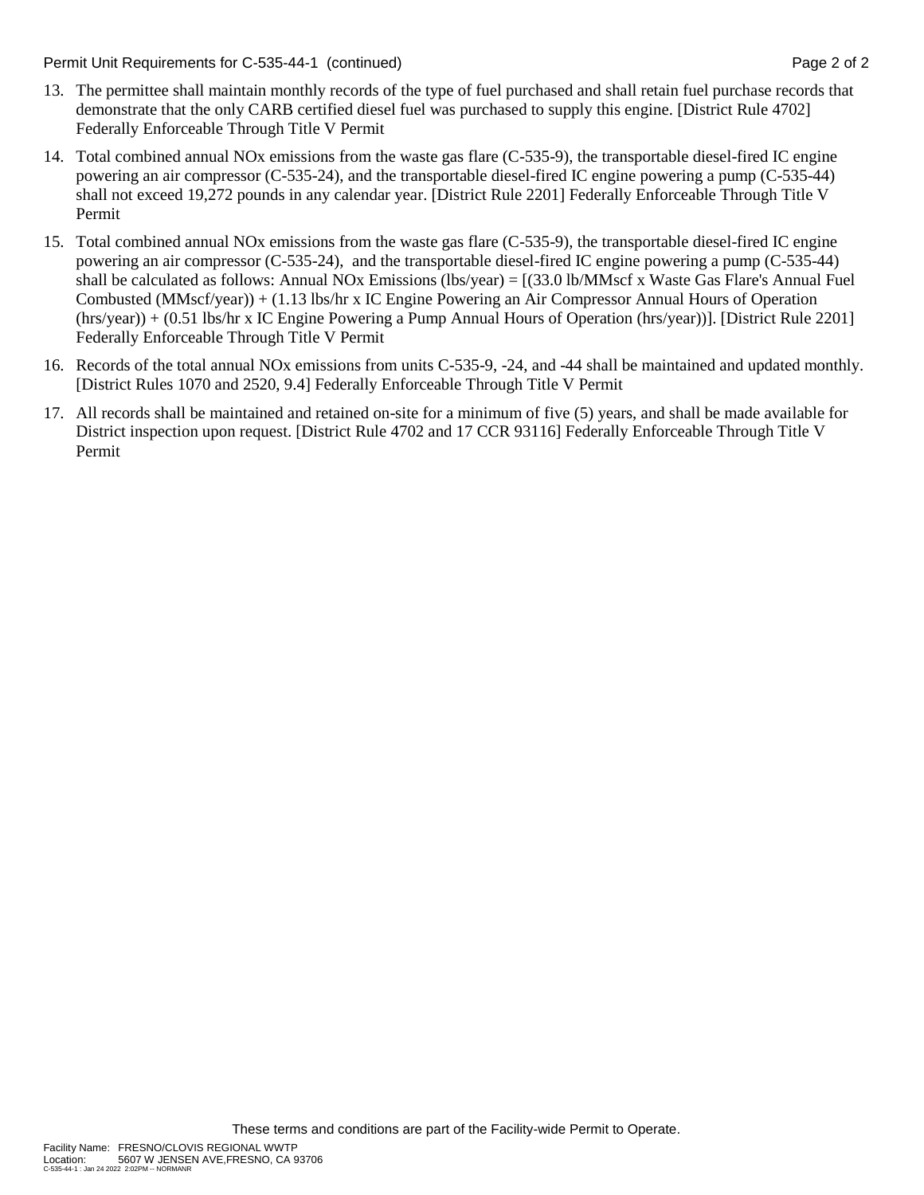13. The permittee shall maintain monthly records of the type of fuel purchased and shall retain fuel purchase records that demonstrate that the only CARB certified diesel fuel was purchased to supply this engine. [District Rule 4702] Federally Enforceable Through Title V Permit

14. Total combined annual NOx emissions from the waste gas flare (C-535-9), the transportable diesel-fired IC engine powering an air compressor (C-535-24), and the transportable diesel-fired IC engine powering a pump (C-535-44) shall not exceed 19,272 pounds in any calendar year. [District Rule 2201] Federally Enforceable Through Title V Permit

15. Total combined annual NOx emissions from the waste gas flare (C-535-9), the transportable diesel-fired IC engine powering an air compressor (C-535-24), and the transportable diesel-fired IC engine powering a pump (C-535-44) shall be calculated as follows: Annual NOx Emissions (lbs/year) = [(33.0 lb/MMscf x Waste Gas Flare's Annual Fuel Combusted (MMscf/year)) + (1.13 lbs/hr x IC Engine Powering an Air Compressor Annual Hours of Operation (hrs/year)) + (0.51 lbs/hr x IC Engine Powering a Pump Annual Hours of Operation (hrs/year))]. [District Rule 2201] Federally Enforceable Through Title V Permit

16. Records of the total annual NOx emissions from units C-535-9, -24, and -44 shall be maintained and updated monthly. [District Rules 1070 and 2520, 9.4] Federally Enforceable Through Title V Permit

17. All records shall be maintained and retained on-site for a minimum of five (5) years, and shall be made available for District inspection upon request. [District Rule 4702 and 17 CCR 93116] Federally Enforceable Through Title V Permit

These terms and conditions are part of the Facility-wide Permit to Operate.

Facility Name: FRESNO/CLOVIS REGIONAL WWTP
Location: 5607 W JENSEN AVE,FRESNO, CA 93706
C-535-44-1 : Jan 24 2022 2:02PM -- NORMANR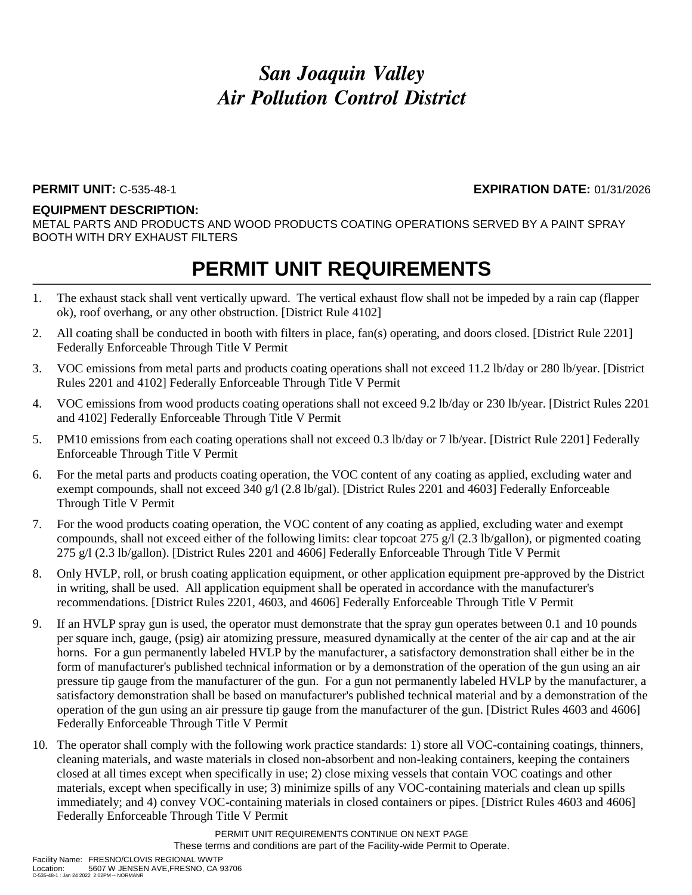# *San Joaquin Valley*
# *Air Pollution Control District*

**PERMIT UNIT:** C-535-48-1 **EXPIRATION DATE:** 01/31/2026

**EQUIPMENT DESCRIPTION:**
METAL PARTS AND PRODUCTS AND WOOD PRODUCTS COATING OPERATIONS SERVED BY A PAINT SPRAY BOOTH WITH DRY EXHAUST FILTERS

# PERMIT UNIT REQUIREMENTS

1. The exhaust stack shall vent vertically upward. The vertical exhaust flow shall not be impeded by a rain cap (flapper ok), roof overhang, or any other obstruction. [District Rule 4102]
2. All coating shall be conducted in booth with filters in place, fan(s) operating, and doors closed. [District Rule 2201] Federally Enforceable Through Title V Permit
3. VOC emissions from metal parts and products coating operations shall not exceed 11.2 lb/day or 280 lb/year. [District Rules 2201 and 4102] Federally Enforceable Through Title V Permit
4. VOC emissions from wood products coating operations shall not exceed 9.2 lb/day or 230 lb/year. [District Rules 2201 and 4102] Federally Enforceable Through Title V Permit
5. PM10 emissions from each coating operations shall not exceed 0.3 lb/day or 7 lb/year. [District Rule 2201] Federally Enforceable Through Title V Permit
6. For the metal parts and products coating operation, the VOC content of any coating as applied, excluding water and exempt compounds, shall not exceed 340 g/l (2.8 lb/gal). [District Rules 2201 and 4603] Federally Enforceable Through Title V Permit
7. For the wood products coating operation, the VOC content of any coating as applied, excluding water and exempt compounds, shall not exceed either of the following limits: clear topcoat 275 g/l (2.3 lb/gallon), or pigmented coating 275 g/l (2.3 lb/gallon). [District Rules 2201 and 4606] Federally Enforceable Through Title V Permit
8. Only HVLP, roll, or brush coating application equipment, or other application equipment pre-approved by the District in writing, shall be used. All application equipment shall be operated in accordance with the manufacturer's recommendations. [District Rules 2201, 4603, and 4606] Federally Enforceable Through Title V Permit
9. If an HVLP spray gun is used, the operator must demonstrate that the spray gun operates between 0.1 and 10 pounds per square inch, gauge, (psig) air atomizing pressure, measured dynamically at the center of the air cap and at the air horns. For a gun permanently labeled HVLP by the manufacturer, a satisfactory demonstration shall either be in the form of manufacturer's published technical information or by a demonstration of the operation of the gun using an air pressure tip gauge from the manufacturer of the gun. For a gun not permanently labeled HVLP by the manufacturer, a satisfactory demonstration shall be based on manufacturer's published technical material and by a demonstration of the operation of the gun using an air pressure tip gauge from the manufacturer of the gun. [District Rules 4603 and 4606] Federally Enforceable Through Title V Permit
10. The operator shall comply with the following work practice standards: 1) store all VOC-containing coatings, thinners, cleaning materials, and waste materials in closed non-absorbent and non-leaking containers, keeping the containers closed at all times except when specifically in use; 2) close mixing vessels that contain VOC coatings and other materials, except when specifically in use; 3) minimize spills of any VOC-containing materials and clean up spills immediately; and 4) convey VOC-containing materials in closed containers or pipes. [District Rules 4603 and 4606] Federally Enforceable Through Title V Permit

PERMIT UNIT REQUIREMENTS CONTINUE ON NEXT PAGE
These terms and conditions are part of the Facility-wide Permit to Operate.

Facility Name: FRESNO/CLOVIS REGIONAL WWTP
Location: 5607 W JENSEN AVE,FRESNO, CA 93706
C-535-48-1 : Jan 24 2022 2:02PM -- NORMANR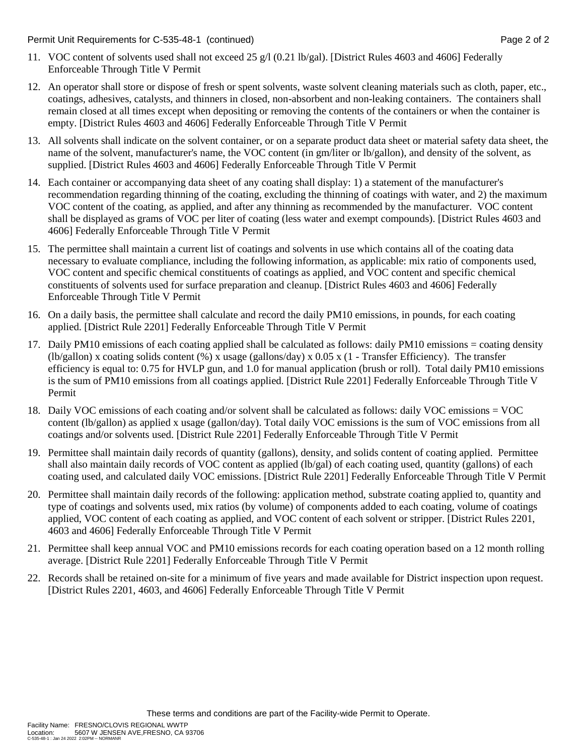Permit Unit Requirements for C-535-48-1 (continued)

11. VOC content of solvents used shall not exceed 25 g/l (0.21 lb/gal). [District Rules 4603 and 4606] Federally Enforceable Through Title V Permit

12. An operator shall store or dispose of fresh or spent solvents, waste solvent cleaning materials such as cloth, paper, etc., coatings, adhesives, catalysts, and thinners in closed, non-absorbent and non-leaking containers. The containers shall remain closed at all times except when depositing or removing the contents of the containers or when the container is empty. [District Rules 4603 and 4606] Federally Enforceable Through Title V Permit

13. All solvents shall indicate on the solvent container, or on a separate product data sheet or material safety data sheet, the name of the solvent, manufacturer's name, the VOC content (in gm/liter or lb/gallon), and density of the solvent, as supplied. [District Rules 4603 and 4606] Federally Enforceable Through Title V Permit

14. Each container or accompanying data sheet of any coating shall display: 1) a statement of the manufacturer's recommendation regarding thinning of the coating, excluding the thinning of coatings with water, and 2) the maximum VOC content of the coating, as applied, and after any thinning as recommended by the manufacturer. VOC content shall be displayed as grams of VOC per liter of coating (less water and exempt compounds). [District Rules 4603 and 4606] Federally Enforceable Through Title V Permit

15. The permittee shall maintain a current list of coatings and solvents in use which contains all of the coating data necessary to evaluate compliance, including the following information, as applicable: mix ratio of components used, VOC content and specific chemical constituents of coatings as applied, and VOC content and specific chemical constituents of solvents used for surface preparation and cleanup. [District Rules 4603 and 4606] Federally Enforceable Through Title V Permit

16. On a daily basis, the permittee shall calculate and record the daily PM10 emissions, in pounds, for each coating applied. [District Rule 2201] Federally Enforceable Through Title V Permit

17. Daily PM10 emissions of each coating applied shall be calculated as follows: daily PM10 emissions = coating density (lb/gallon) x coating solids content (%) x usage (gallons/day) x 0.05 x (1 - Transfer Efficiency). The transfer efficiency is equal to: 0.75 for HVLP gun, and 1.0 for manual application (brush or roll). Total daily PM10 emissions is the sum of PM10 emissions from all coatings applied. [District Rule 2201] Federally Enforceable Through Title V Permit

18. Daily VOC emissions of each coating and/or solvent shall be calculated as follows: daily VOC emissions = VOC content (lb/gallon) as applied x usage (gallon/day). Total daily VOC emissions is the sum of VOC emissions from all coatings and/or solvents used. [District Rule 2201] Federally Enforceable Through Title V Permit

19. Permittee shall maintain daily records of quantity (gallons), density, and solids content of coating applied. Permittee shall also maintain daily records of VOC content as applied (lb/gal) of each coating used, quantity (gallons) of each coating used, and calculated daily VOC emissions. [District Rule 2201] Federally Enforceable Through Title V Permit

20. Permittee shall maintain daily records of the following: application method, substrate coating applied to, quantity and type of coatings and solvents used, mix ratios (by volume) of components added to each coating, volume of coatings applied, VOC content of each coating as applied, and VOC content of each solvent or stripper. [District Rules 2201, 4603 and 4606] Federally Enforceable Through Title V Permit

21. Permittee shall keep annual VOC and PM10 emissions records for each coating operation based on a 12 month rolling average. [District Rule 2201] Federally Enforceable Through Title V Permit

22. Records shall be retained on-site for a minimum of five years and made available for District inspection upon request. [District Rules 2201, 4603, and 4606] Federally Enforceable Through Title V Permit

These terms and conditions are part of the Facility-wide Permit to Operate.

Facility Name: FRESNO/CLOVIS REGIONAL WWTP
Location: 5607 W JENSEN AVE,FRESNO, CA 93706
C-535-48-1 : Jan 24 2022 2:02PM -- NORMANR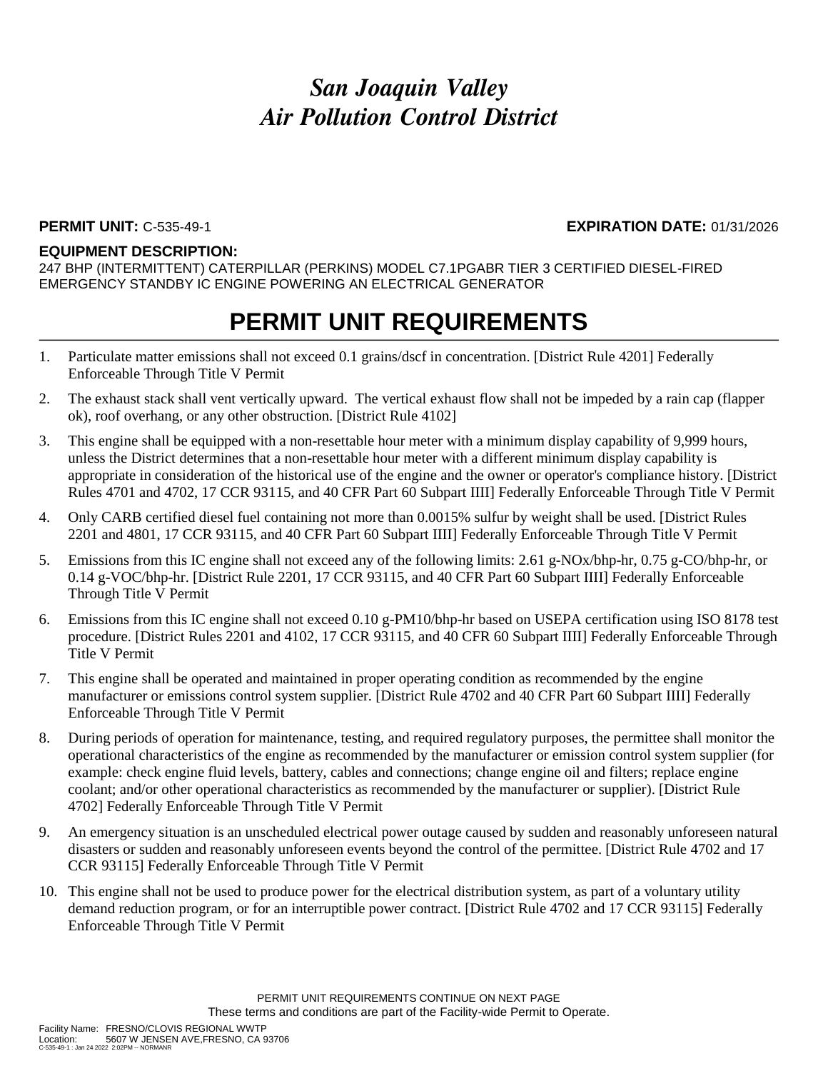# *San Joaquin Valley*
# *Air Pollution Control District*

**PERMIT UNIT:** C-535-49-1 **EXPIRATION DATE:** 01/31/2026

**EQUIPMENT DESCRIPTION:**
247 BHP (INTERMITTENT) CATERPILLAR (PERKINS) MODEL C7.1PGABR TIER 3 CERTIFIED DIESEL-FIRED EMERGENCY STANDBY IC ENGINE POWERING AN ELECTRICAL GENERATOR

## PERMIT UNIT REQUIREMENTS

1. Particulate matter emissions shall not exceed 0.1 grains/dscf in concentration. [District Rule 4201] Federally Enforceable Through Title V Permit
2. The exhaust stack shall vent vertically upward. The vertical exhaust flow shall not be impeded by a rain cap (flapper ok), roof overhang, or any other obstruction. [District Rule 4102]
3. This engine shall be equipped with a non-resettable hour meter with a minimum display capability of 9,999 hours, unless the District determines that a non-resettable hour meter with a different minimum display capability is appropriate in consideration of the historical use of the engine and the owner or operator's compliance history. [District Rules 4701 and 4702, 17 CCR 93115, and 40 CFR Part 60 Subpart IIII] Federally Enforceable Through Title V Permit
4. Only CARB certified diesel fuel containing not more than 0.0015% sulfur by weight shall be used. [District Rules 2201 and 4801, 17 CCR 93115, and 40 CFR Part 60 Subpart IIII] Federally Enforceable Through Title V Permit
5. Emissions from this IC engine shall not exceed any of the following limits: 2.61 g-NOx/bhp-hr, 0.75 g-CO/bhp-hr, or 0.14 g-VOC/bhp-hr. [District Rule 2201, 17 CCR 93115, and 40 CFR Part 60 Subpart IIII] Federally Enforceable Through Title V Permit
6. Emissions from this IC engine shall not exceed 0.10 g-PM10/bhp-hr based on USEPA certification using ISO 8178 test procedure. [District Rules 2201 and 4102, 17 CCR 93115, and 40 CFR 60 Subpart IIII] Federally Enforceable Through Title V Permit
7. This engine shall be operated and maintained in proper operating condition as recommended by the engine manufacturer or emissions control system supplier. [District Rule 4702 and 40 CFR Part 60 Subpart IIII] Federally Enforceable Through Title V Permit
8. During periods of operation for maintenance, testing, and required regulatory purposes, the permittee shall monitor the operational characteristics of the engine as recommended by the manufacturer or emission control system supplier (for example: check engine fluid levels, battery, cables and connections; change engine oil and filters; replace engine coolant; and/or other operational characteristics as recommended by the manufacturer or supplier). [District Rule 4702] Federally Enforceable Through Title V Permit
9. An emergency situation is an unscheduled electrical power outage caused by sudden and reasonably unforeseen natural disasters or sudden and reasonably unforeseen events beyond the control of the permittee. [District Rule 4702 and 17 CCR 93115] Federally Enforceable Through Title V Permit
10. This engine shall not be used to produce power for the electrical distribution system, as part of a voluntary utility demand reduction program, or for an interruptible power contract. [District Rule 4702 and 17 CCR 93115] Federally Enforceable Through Title V Permit

PERMIT UNIT REQUIREMENTS CONTINUE ON NEXT PAGE
These terms and conditions are part of the Facility-wide Permit to Operate.

Facility Name: FRESNO/CLOVIS REGIONAL WWTP
Location: 5607 W JENSEN AVE,FRESNO, CA 93706
C-535-49-1 : Jan 24 2022 2:02PM -- NORMANR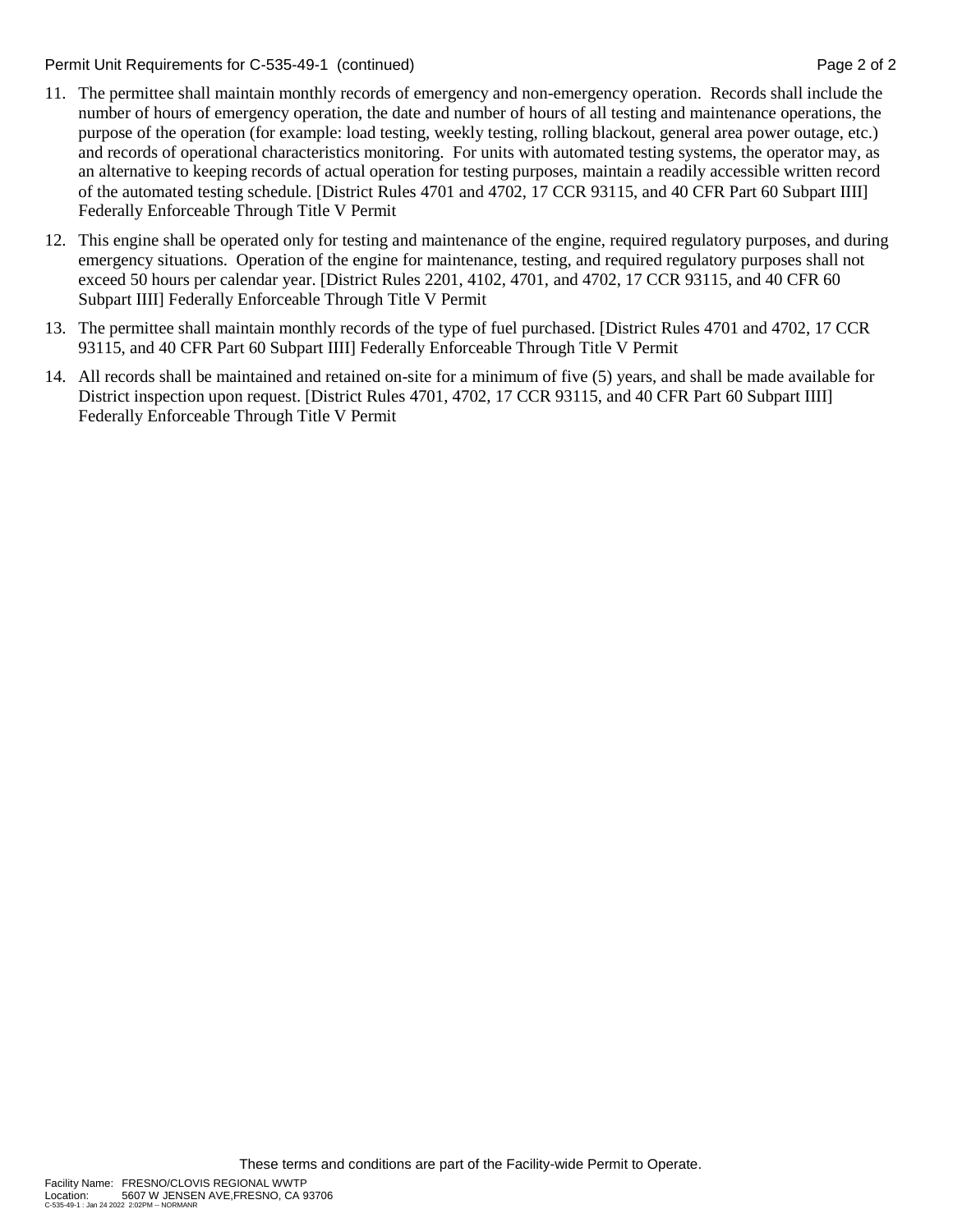11. The permittee shall maintain monthly records of emergency and non-emergency operation. Records shall include the number of hours of emergency operation, the date and number of hours of all testing and maintenance operations, the purpose of the operation (for example: load testing, weekly testing, rolling blackout, general area power outage, etc.) and records of operational characteristics monitoring. For units with automated testing systems, the operator may, as an alternative to keeping records of actual operation for testing purposes, maintain a readily accessible written record of the automated testing schedule. [District Rules 4701 and 4702, 17 CCR 93115, and 40 CFR Part 60 Subpart IIII] Federally Enforceable Through Title V Permit

12. This engine shall be operated only for testing and maintenance of the engine, required regulatory purposes, and during emergency situations. Operation of the engine for maintenance, testing, and required regulatory purposes shall not exceed 50 hours per calendar year. [District Rules 2201, 4102, 4701, and 4702, 17 CCR 93115, and 40 CFR 60 Subpart IIII] Federally Enforceable Through Title V Permit

13. The permittee shall maintain monthly records of the type of fuel purchased. [District Rules 4701 and 4702, 17 CCR 93115, and 40 CFR Part 60 Subpart IIII] Federally Enforceable Through Title V Permit

14. All records shall be maintained and retained on-site for a minimum of five (5) years, and shall be made available for District inspection upon request. [District Rules 4701, 4702, 17 CCR 93115, and 40 CFR Part 60 Subpart IIII] Federally Enforceable Through Title V Permit

These terms and conditions are part of the Facility-wide Permit to Operate.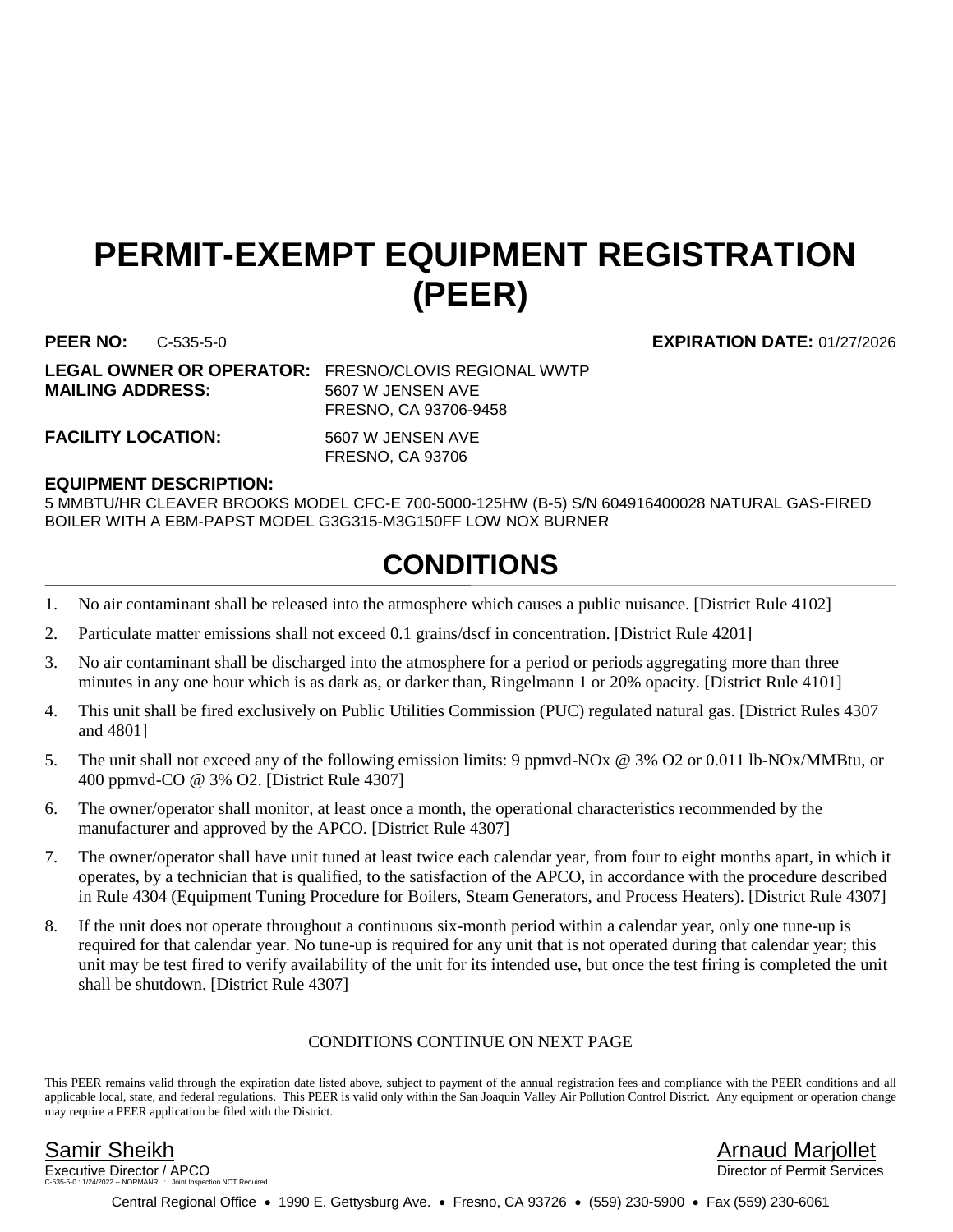# PERMIT-EXEMPT EQUIPMENT REGISTRATION (PEER)

**PEER NO:** C-535-5-0 **EXPIRATION DATE:** 01/27/2026

**LEGAL OWNER OR OPERATOR:** FRESNO/CLOVIS REGIONAL WWTP
**MAILING ADDRESS:** 5607 W JENSEN AVE
FRESNO, CA 93706-9458

**FACILITY LOCATION:** 5607 W JENSEN AVE
FRESNO, CA 93706

**EQUIPMENT DESCRIPTION:**
5 MMBTU/HR CLEAVER BROOKS MODEL CFC-E 700-5000-125HW (B-5) S/N 604916400028 NATURAL GAS-FIRED BOILER WITH A EBM-PAPST MODEL G3G315-M3G150FF LOW NOX BURNER

## CONDITIONS

1. No air contaminant shall be released into the atmosphere which causes a public nuisance. [District Rule 4102]
2. Particulate matter emissions shall not exceed 0.1 grains/dscf in concentration. [District Rule 4201]
3. No air contaminant shall be discharged into the atmosphere for a period or periods aggregating more than three minutes in any one hour which is as dark as, or darker than, Ringelmann 1 or 20% opacity. [District Rule 4101]
4. This unit shall be fired exclusively on Public Utilities Commission (PUC) regulated natural gas. [District Rules 4307 and 4801]
5. The unit shall not exceed any of the following emission limits: 9 ppmvd-NOx @ 3% O2 or 0.011 lb-NOx/MMBtu, or 400 ppmvd-CO @ 3% O2. [District Rule 4307]
6. The owner/operator shall monitor, at least once a month, the operational characteristics recommended by the manufacturer and approved by the APCO. [District Rule 4307]
7. The owner/operator shall have unit tuned at least twice each calendar year, from four to eight months apart, in which it operates, by a technician that is qualified, to the satisfaction of the APCO, in accordance with the procedure described in Rule 4304 (Equipment Tuning Procedure for Boilers, Steam Generators, and Process Heaters). [District Rule 4307]
8. If the unit does not operate throughout a continuous six-month period within a calendar year, only one tune-up is required for that calendar year. No tune-up is required for any unit that is not operated during that calendar year; this unit may be test fired to verify availability of the unit for its intended use, but once the test firing is completed the unit shall be shutdown. [District Rule 4307]

CONDITIONS CONTINUE ON NEXT PAGE

This PEER remains valid through the expiration date listed above, subject to payment of the annual registration fees and compliance with the PEER conditions and all applicable local, state, and federal regulations. This PEER is valid only within the San Joaquin Valley Air Pollution Control District. Any equipment or operation change may require a PEER application be filed with the District.

Samir Sheikh
Executive Director / APCO

Arnaud Marjollet
Director of Permit Services

C-535-5-0 : 1/24/2022 -- NORMANR : Joint Inspection NOT Required

Central Regional Office • 1990 E. Gettysburg Ave. • Fresno, CA 93726 • (559) 230-5900 • Fax (559) 230-6061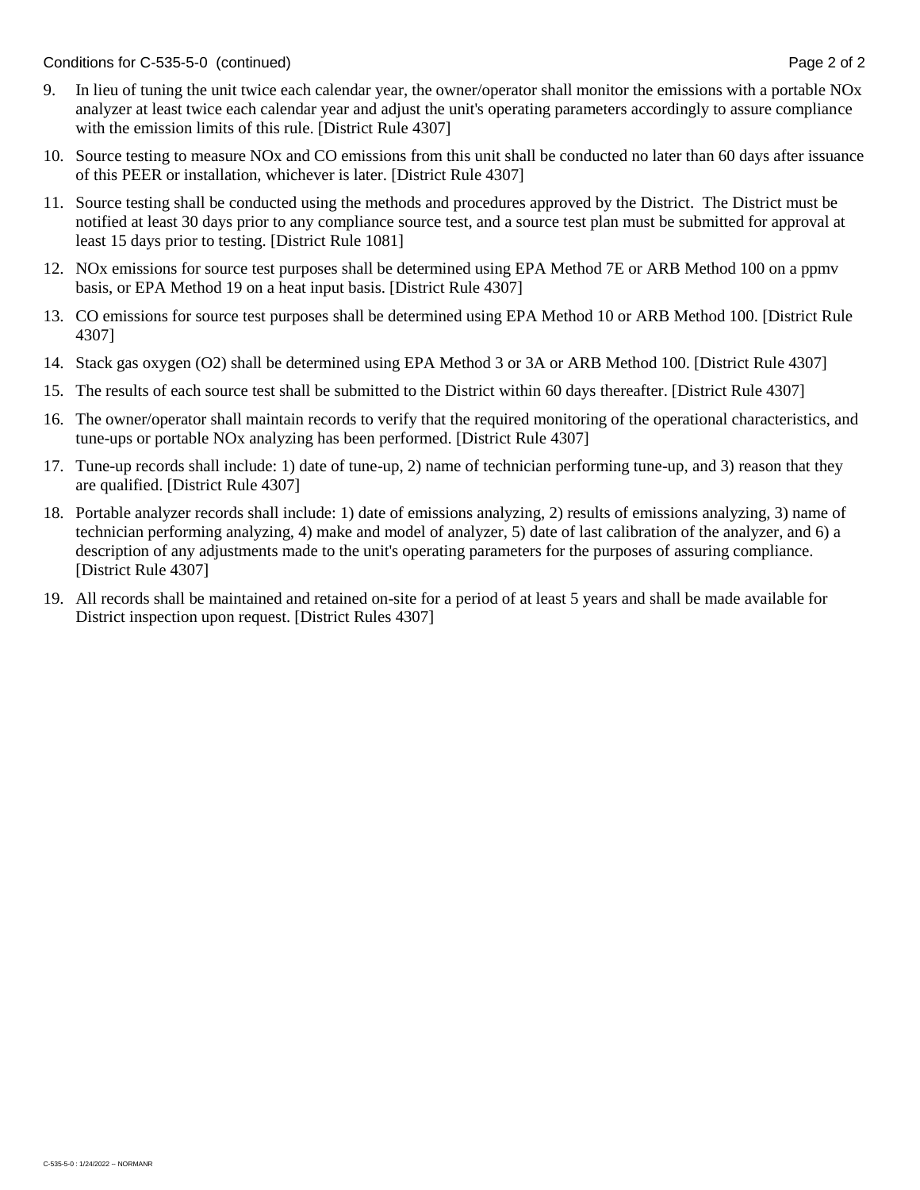9. In lieu of tuning the unit twice each calendar year, the owner/operator shall monitor the emissions with a portable NOx analyzer at least twice each calendar year and adjust the unit's operating parameters accordingly to assure compliance with the emission limits of this rule. [District Rule 4307]

10. Source testing to measure NOx and CO emissions from this unit shall be conducted no later than 60 days after issuance of this PEER or installation, whichever is later. [District Rule 4307]

11. Source testing shall be conducted using the methods and procedures approved by the District. The District must be notified at least 30 days prior to any compliance source test, and a source test plan must be submitted for approval at least 15 days prior to testing. [District Rule 1081]

12. NOx emissions for source test purposes shall be determined using EPA Method 7E or ARB Method 100 on a ppmv basis, or EPA Method 19 on a heat input basis. [District Rule 4307]

13. CO emissions for source test purposes shall be determined using EPA Method 10 or ARB Method 100. [District Rule 4307]

14. Stack gas oxygen ($O_2$) shall be determined using EPA Method 3 or 3A or ARB Method 100. [District Rule 4307]

15. The results of each source test shall be submitted to the District within 60 days thereafter. [District Rule 4307]

16. The owner/operator shall maintain records to verify that the required monitoring of the operational characteristics, and tune-ups or portable NOx analyzing has been performed. [District Rule 4307]

17. Tune-up records shall include: 1) date of tune-up, 2) name of technician performing tune-up, and 3) reason that they are qualified. [District Rule 4307]

18. Portable analyzer records shall include: 1) date of emissions analyzing, 2) results of emissions analyzing, 3) name of technician performing analyzing, 4) make and model of analyzer, 5) date of last calibration of the analyzer, and 6) a description of any adjustments made to the unit's operating parameters for the purposes of assuring compliance. [District Rule 4307]

19. All records shall be maintained and retained on-site for a period of at least 5 years and shall be made available for District inspection upon request. [District Rules 4307]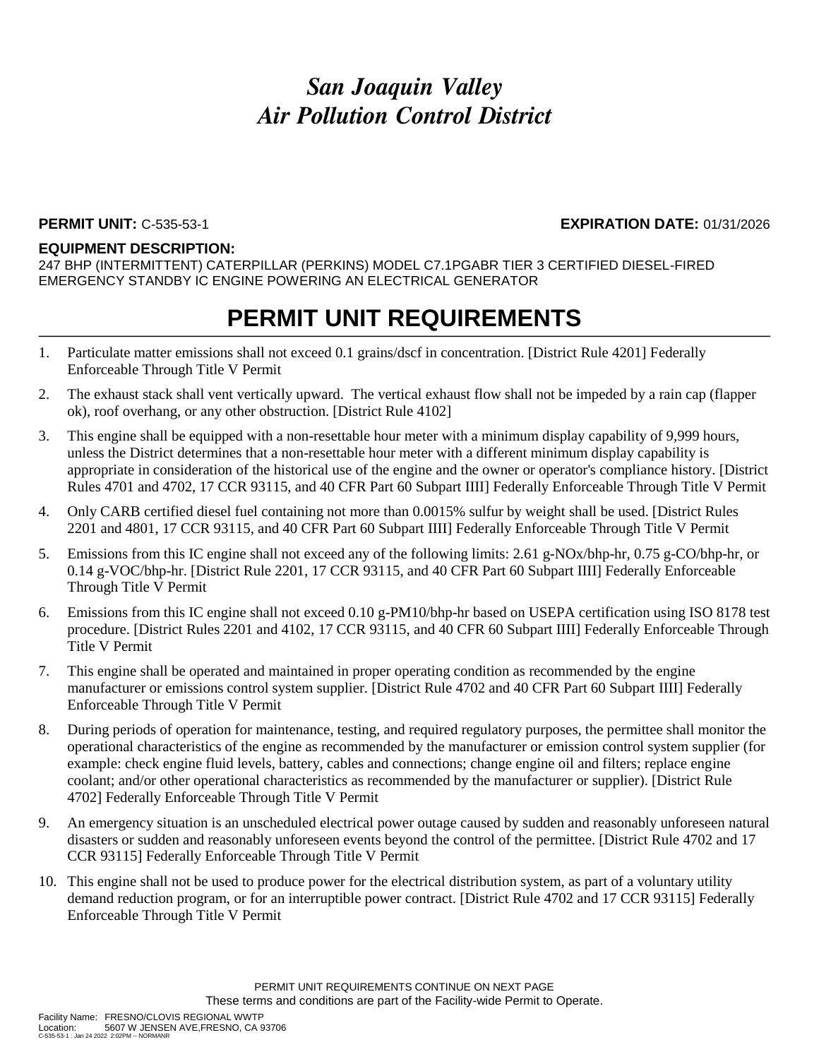# *San Joaquin Valley Air Pollution Control District*

**PERMIT UNIT:** C-535-53-1 **EXPIRATION DATE:** 01/31/2026

**EQUIPMENT DESCRIPTION:**
247 BHP (INTERMITTENT) CATERPILLAR (PERKINS) MODEL C7.1PGABR TIER 3 CERTIFIED DIESEL-FIRED EMERGENCY STANDBY IC ENGINE POWERING AN ELECTRICAL GENERATOR

## PERMIT UNIT REQUIREMENTS

1. Particulate matter emissions shall not exceed 0.1 grains/dscf in concentration. [District Rule 4201] Federally Enforceable Through Title V Permit
2. The exhaust stack shall vent vertically upward. The vertical exhaust flow shall not be impeded by a rain cap (flapper ok), roof overhang, or any other obstruction. [District Rule 4102]
3. This engine shall be equipped with a non-resettable hour meter with a minimum display capability of 9,999 hours, unless the District determines that a non-resettable hour meter with a different minimum display capability is appropriate in consideration of the historical use of the engine and the owner or operator's compliance history. [District Rules 4701 and 4702, 17 CCR 93115, and 40 CFR Part 60 Subpart IIII] Federally Enforceable Through Title V Permit
4. Only CARB certified diesel fuel containing not more than 0.0015% sulfur by weight shall be used. [District Rules 2201 and 4801, 17 CCR 93115, and 40 CFR Part 60 Subpart IIII] Federally Enforceable Through Title V Permit
5. Emissions from this IC engine shall not exceed any of the following limits: 2.61 g-NOx/bhp-hr, 0.75 g-CO/bhp-hr, or 0.14 g-VOC/bhp-hr. [District Rule 2201, 17 CCR 93115, and 40 CFR Part 60 Subpart IIII] Federally Enforceable Through Title V Permit
6. Emissions from this IC engine shall not exceed 0.10 g-PM10/bhp-hr based on USEPA certification using ISO 8178 test procedure. [District Rules 2201 and 4102, 17 CCR 93115, and 40 CFR 60 Subpart IIII] Federally Enforceable Through Title V Permit
7. This engine shall be operated and maintained in proper operating condition as recommended by the engine manufacturer or emissions control system supplier. [District Rule 4702 and 40 CFR Part 60 Subpart IIII] Federally Enforceable Through Title V Permit
8. During periods of operation for maintenance, testing, and required regulatory purposes, the permittee shall monitor the operational characteristics of the engine as recommended by the manufacturer or emission control system supplier (for example: check engine fluid levels, battery, cables and connections; change engine oil and filters; replace engine coolant; and/or other operational characteristics as recommended by the manufacturer or supplier). [District Rule 4702] Federally Enforceable Through Title V Permit
9. An emergency situation is an unscheduled electrical power outage caused by sudden and reasonably unforeseen natural disasters or sudden and reasonably unforeseen events beyond the control of the permittee. [District Rule 4702 and 17 CCR 93115] Federally Enforceable Through Title V Permit
10. This engine shall not be used to produce power for the electrical distribution system, as part of a voluntary utility demand reduction program, or for an interruptible power contract. [District Rule 4702 and 17 CCR 93115] Federally Enforceable Through Title V Permit

PERMIT UNIT REQUIREMENTS CONTINUE ON NEXT PAGE
These terms and conditions are part of the Facility-wide Permit to Operate.

Facility Name: FRESNO/CLOVIS REGIONAL WWTP
Location: 5607 W JENSEN AVE,FRESNO, CA 93706
C-535-53-1 : Jan 24 2022 2:02PM -- NORMANR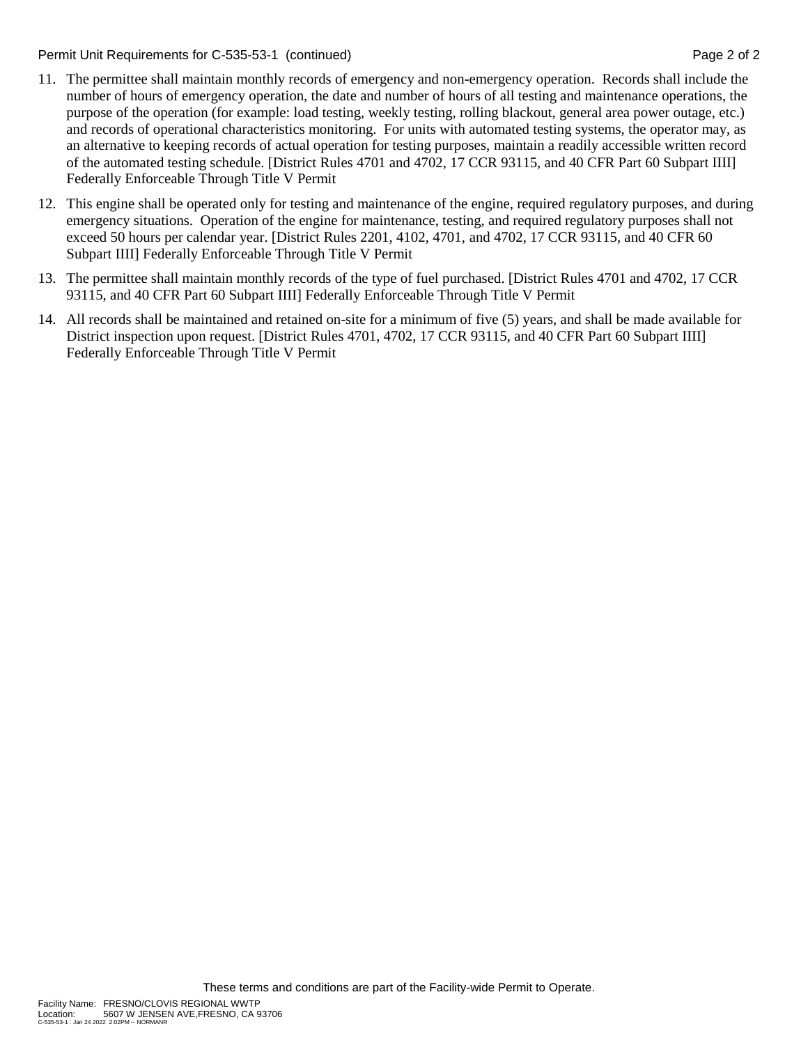11. The permittee shall maintain monthly records of emergency and non-emergency operation. Records shall include the number of hours of emergency operation, the date and number of hours of all testing and maintenance operations, the purpose of the operation (for example: load testing, weekly testing, rolling blackout, general area power outage, etc.) and records of operational characteristics monitoring. For units with automated testing systems, the operator may, as an alternative to keeping records of actual operation for testing purposes, maintain a readily accessible written record of the automated testing schedule. [District Rules 4701 and 4702, 17 CCR 93115, and 40 CFR Part 60 Subpart IIII] Federally Enforceable Through Title V Permit

12. This engine shall be operated only for testing and maintenance of the engine, required regulatory purposes, and during emergency situations. Operation of the engine for maintenance, testing, and required regulatory purposes shall not exceed 50 hours per calendar year. [District Rules 2201, 4102, 4701, and 4702, 17 CCR 93115, and 40 CFR 60 Subpart IIII] Federally Enforceable Through Title V Permit

13. The permittee shall maintain monthly records of the type of fuel purchased. [District Rules 4701 and 4702, 17 CCR 93115, and 40 CFR Part 60 Subpart IIII] Federally Enforceable Through Title V Permit

14. All records shall be maintained and retained on-site for a minimum of five (5) years, and shall be made available for District inspection upon request. [District Rules 4701, 4702, 17 CCR 93115, and 40 CFR Part 60 Subpart IIII] Federally Enforceable Through Title V Permit

These terms and conditions are part of the Facility-wide Permit to Operate.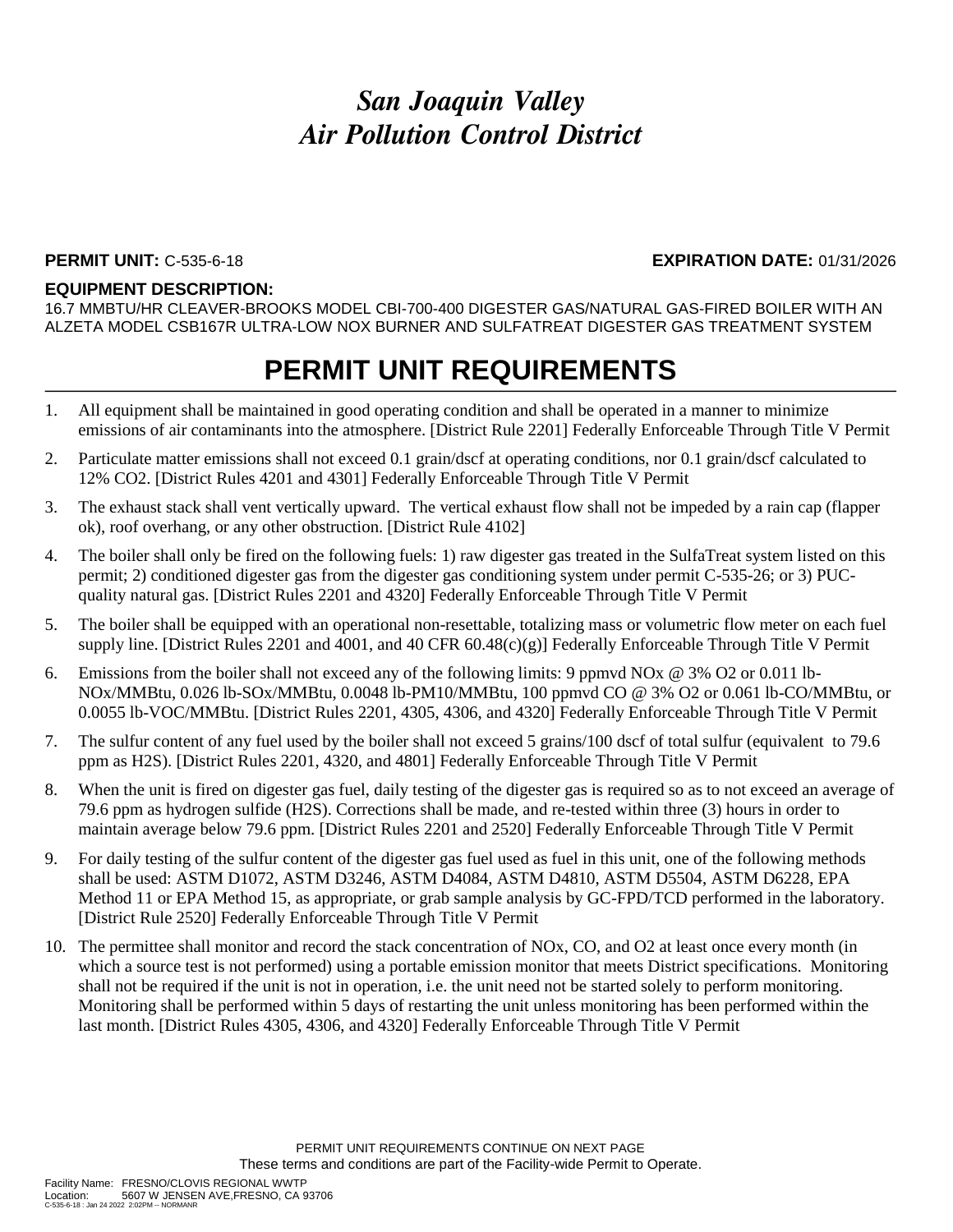# *San Joaquin Valley Air Pollution Control District*

**PERMIT UNIT:** C-535-6-18 **EXPIRATION DATE:** 01/31/2026

**EQUIPMENT DESCRIPTION:**

16.7 MMBTU/HR CLEAVER-BROOKS MODEL CBI-700-400 DIGESTER GAS/NATURAL GAS-FIRED BOILER WITH AN ALZETA MODEL CSB167R ULTRA-LOW NOX BURNER AND SULFATREAT DIGESTER GAS TREATMENT SYSTEM

## PERMIT UNIT REQUIREMENTS

1. All equipment shall be maintained in good operating condition and shall be operated in a manner to minimize emissions of air contaminants into the atmosphere. [District Rule 2201] Federally Enforceable Through Title V Permit
2. Particulate matter emissions shall not exceed 0.1 grain/dscf at operating conditions, nor 0.1 grain/dscf calculated to 12% $CO_2$. [District Rules 4201 and 4301] Federally Enforceable Through Title V Permit
3. The exhaust stack shall vent vertically upward. The vertical exhaust flow shall not be impeded by a rain cap (flapper ok), roof overhang, or any other obstruction. [District Rule 4102]
4. The boiler shall only be fired on the following fuels: 1) raw digester gas treated in the SulfaTreat system listed on this permit; 2) conditioned digester gas from the digester gas conditioning system under permit C-535-26; or 3) PUC-quality natural gas. [District Rules 2201 and 4320] Federally Enforceable Through Title V Permit
5. The boiler shall be equipped with an operational non-resettable, totalizing mass or volumetric flow meter on each fuel supply line. [District Rules 2201 and 4001, and 40 CFR 60.48(c)(g)] Federally Enforceable Through Title V Permit
6. Emissions from the boiler shall not exceed any of the following limits: 9 ppmvd NOx @ 3% $O_2$ or 0.011 lb-NOx/MMBtu, 0.026 lb-SOx/MMBtu, 0.0048 lb-PM10/MMBtu, 100 ppmvd CO @ 3% $O_2$ or 0.061 lb-CO/MMBtu, or 0.0055 lb-VOC/MMBtu. [District Rules 2201, 4305, 4306, and 4320] Federally Enforceable Through Title V Permit
7. The sulfur content of any fuel used by the boiler shall not exceed 5 grains/100 dscf of total sulfur (equivalent to 79.6 ppm as $H_2S$). [District Rules 2201, 4320, and 4801] Federally Enforceable Through Title V Permit
8. When the unit is fired on digester gas fuel, daily testing of the digester gas is required so as to not exceed an average of 79.6 ppm as hydrogen sulfide ($H_2S$). Corrections shall be made, and re-tested within three (3) hours in order to maintain average below 79.6 ppm. [District Rules 2201 and 2520] Federally Enforceable Through Title V Permit
9. For daily testing of the sulfur content of the digester gas fuel used as fuel in this unit, one of the following methods shall be used: ASTM D1072, ASTM D3246, ASTM D4084, ASTM D4810, ASTM D5504, ASTM D6228, EPA Method 11 or EPA Method 15, as appropriate, or grab sample analysis by GC-FPD/TCD performed in the laboratory. [District Rule 2520] Federally Enforceable Through Title V Permit
10. The permittee shall monitor and record the stack concentration of NOx, CO, and $O_2$ at least once every month (in which a source test is not performed) using a portable emission monitor that meets District specifications. Monitoring shall not be required if the unit is not in operation, i.e. the unit need not be started solely to perform monitoring. Monitoring shall be performed within 5 days of restarting the unit unless monitoring has been performed within the last month. [District Rules 4305, 4306, and 4320] Federally Enforceable Through Title V Permit

PERMIT UNIT REQUIREMENTS CONTINUE ON NEXT PAGE

These terms and conditions are part of the Facility-wide Permit to Operate.

Facility Name: FRESNO/CLOVIS REGIONAL WWTP
Location: 5607 W JENSEN AVE,FRESNO, CA 93706
C-535-6-18 : Jan 24 2022 2:02PM -- NORMANR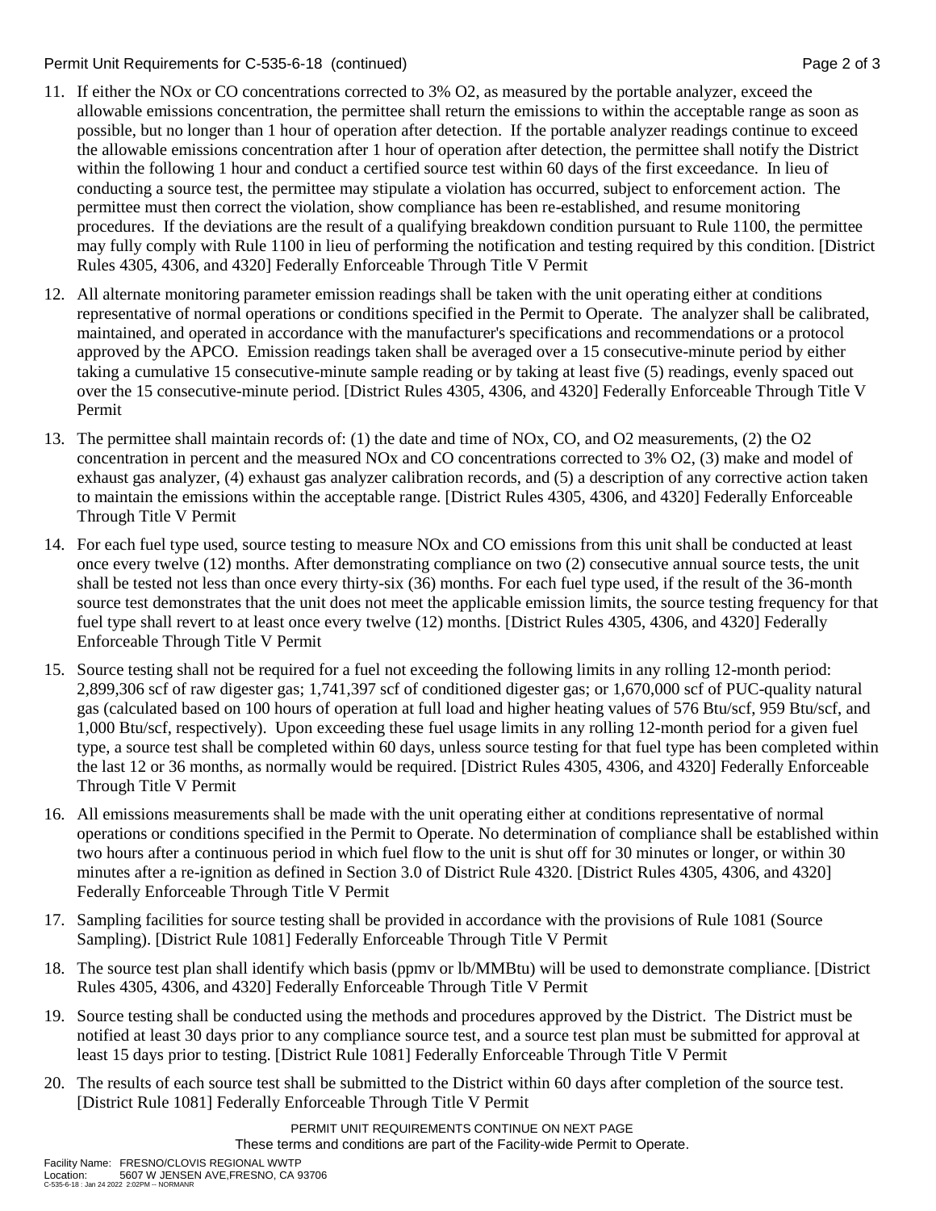11. If either the NOx or CO concentrations corrected to 3% O2, as measured by the portable analyzer, exceed the allowable emissions concentration, the permittee shall return the emissions to within the acceptable range as soon as possible, but no longer than 1 hour of operation after detection. If the portable analyzer readings continue to exceed the allowable emissions concentration after 1 hour of operation after detection, the permittee shall notify the District within the following 1 hour and conduct a certified source test within 60 days of the first exceedance. In lieu of conducting a source test, the permittee may stipulate a violation has occurred, subject to enforcement action. The permittee must then correct the violation, show compliance has been re-established, and resume monitoring procedures. If the deviations are the result of a qualifying breakdown condition pursuant to Rule 1100, the permittee may fully comply with Rule 1100 in lieu of performing the notification and testing required by this condition. [District Rules 4305, 4306, and 4320] Federally Enforceable Through Title V Permit

12. All alternate monitoring parameter emission readings shall be taken with the unit operating either at conditions representative of normal operations or conditions specified in the Permit to Operate. The analyzer shall be calibrated, maintained, and operated in accordance with the manufacturer's specifications and recommendations or a protocol approved by the APCO. Emission readings taken shall be averaged over a 15 consecutive-minute period by either taking a cumulative 15 consecutive-minute sample reading or by taking at least five (5) readings, evenly spaced out over the 15 consecutive-minute period. [District Rules 4305, 4306, and 4320] Federally Enforceable Through Title V Permit

13. The permittee shall maintain records of: (1) the date and time of NOx, CO, and O2 measurements, (2) the O2 concentration in percent and the measured NOx and CO concentrations corrected to 3% O2, (3) make and model of exhaust gas analyzer, (4) exhaust gas analyzer calibration records, and (5) a description of any corrective action taken to maintain the emissions within the acceptable range. [District Rules 4305, 4306, and 4320] Federally Enforceable Through Title V Permit

14. For each fuel type used, source testing to measure NOx and CO emissions from this unit shall be conducted at least once every twelve (12) months. After demonstrating compliance on two (2) consecutive annual source tests, the unit shall be tested not less than once every thirty-six (36) months. For each fuel type used, if the result of the 36-month source test demonstrates that the unit does not meet the applicable emission limits, the source testing frequency for that fuel type shall revert to at least once every twelve (12) months. [District Rules 4305, 4306, and 4320] Federally Enforceable Through Title V Permit

15. Source testing shall not be required for a fuel not exceeding the following limits in any rolling 12-month period: 2,899,306 scf of raw digester gas; 1,741,397 scf of conditioned digester gas; or 1,670,000 scf of PUC-quality natural gas (calculated based on 100 hours of operation at full load and higher heating values of 576 Btu/scf, 959 Btu/scf, and 1,000 Btu/scf, respectively). Upon exceeding these fuel usage limits in any rolling 12-month period for a given fuel type, a source test shall be completed within 60 days, unless source testing for that fuel type has been completed within the last 12 or 36 months, as normally would be required. [District Rules 4305, 4306, and 4320] Federally Enforceable Through Title V Permit

16. All emissions measurements shall be made with the unit operating either at conditions representative of normal operations or conditions specified in the Permit to Operate. No determination of compliance shall be established within two hours after a continuous period in which fuel flow to the unit is shut off for 30 minutes or longer, or within 30 minutes after a re-ignition as defined in Section 3.0 of District Rule 4320. [District Rules 4305, 4306, and 4320] Federally Enforceable Through Title V Permit

17. Sampling facilities for source testing shall be provided in accordance with the provisions of Rule 1081 (Source Sampling). [District Rule 1081] Federally Enforceable Through Title V Permit

18. The source test plan shall identify which basis (ppmv or lb/MMBtu) will be used to demonstrate compliance. [District Rules 4305, 4306, and 4320] Federally Enforceable Through Title V Permit

19. Source testing shall be conducted using the methods and procedures approved by the District. The District must be notified at least 30 days prior to any compliance source test, and a source test plan must be submitted for approval at least 15 days prior to testing. [District Rule 1081] Federally Enforceable Through Title V Permit

20. The results of each source test shall be submitted to the District within 60 days after completion of the source test. [District Rule 1081] Federally Enforceable Through Title V Permit

PERMIT UNIT REQUIREMENTS CONTINUE ON NEXT PAGE

These terms and conditions are part of the Facility-wide Permit to Operate.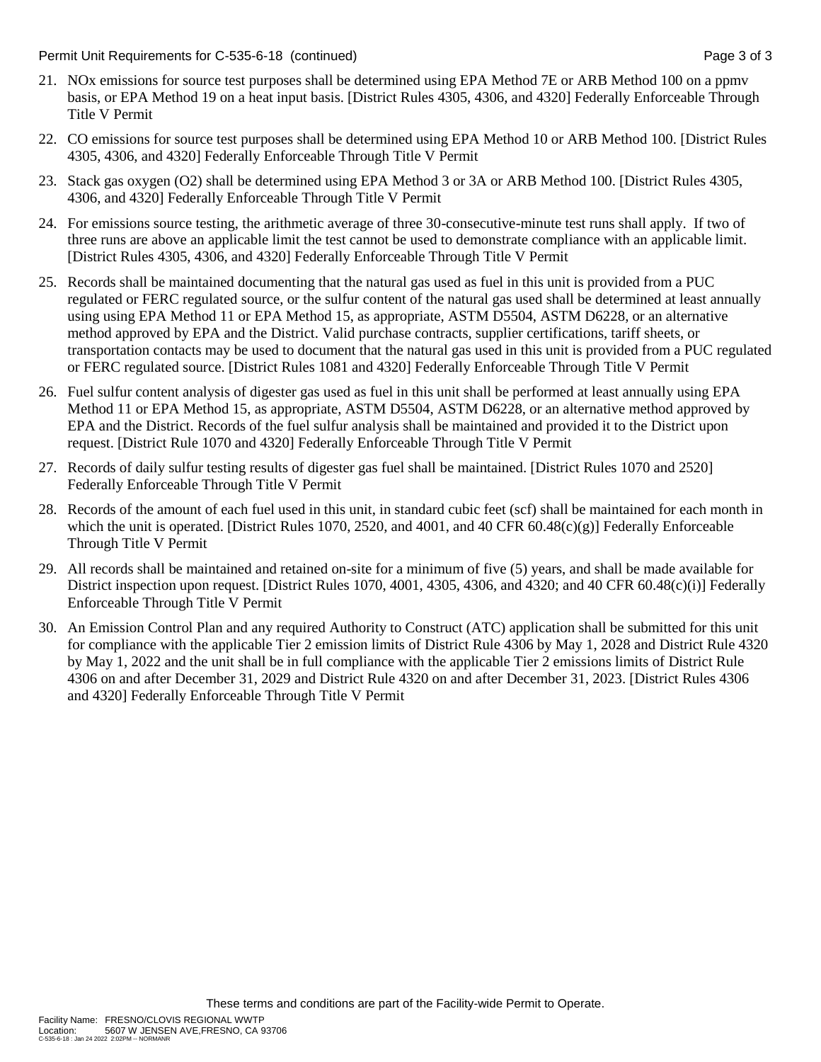21. NOx emissions for source test purposes shall be determined using EPA Method 7E or ARB Method 100 on a ppmv basis, or EPA Method 19 on a heat input basis. [District Rules 4305, 4306, and 4320] Federally Enforceable Through Title V Permit

22. CO emissions for source test purposes shall be determined using EPA Method 10 or ARB Method 100. [District Rules 4305, 4306, and 4320] Federally Enforceable Through Title V Permit

23. Stack gas oxygen (O2) shall be determined using EPA Method 3 or 3A or ARB Method 100. [District Rules 4305, 4306, and 4320] Federally Enforceable Through Title V Permit

24. For emissions source testing, the arithmetic average of three 30-consecutive-minute test runs shall apply. If two of three runs are above an applicable limit the test cannot be used to demonstrate compliance with an applicable limit. [District Rules 4305, 4306, and 4320] Federally Enforceable Through Title V Permit

25. Records shall be maintained documenting that the natural gas used as fuel in this unit is provided from a PUC regulated or FERC regulated source, or the sulfur content of the natural gas used shall be determined at least annually using using EPA Method 11 or EPA Method 15, as appropriate, ASTM D5504, ASTM D6228, or an alternative method approved by EPA and the District. Valid purchase contracts, supplier certifications, tariff sheets, or transportation contacts may be used to document that the natural gas used in this unit is provided from a PUC regulated or FERC regulated source. [District Rules 1081 and 4320] Federally Enforceable Through Title V Permit

26. Fuel sulfur content analysis of digester gas used as fuel in this unit shall be performed at least annually using EPA Method 11 or EPA Method 15, as appropriate, ASTM D5504, ASTM D6228, or an alternative method approved by EPA and the District. Records of the fuel sulfur analysis shall be maintained and provided it to the District upon request. [District Rule 1070 and 4320] Federally Enforceable Through Title V Permit

27. Records of daily sulfur testing results of digester gas fuel shall be maintained. [District Rules 1070 and 2520] Federally Enforceable Through Title V Permit

28. Records of the amount of each fuel used in this unit, in standard cubic feet (scf) shall be maintained for each month in which the unit is operated. [District Rules 1070, 2520, and 4001, and 40 CFR 60.48(c)(g)] Federally Enforceable Through Title V Permit

29. All records shall be maintained and retained on-site for a minimum of five (5) years, and shall be made available for District inspection upon request. [District Rules 1070, 4001, 4305, 4306, and 4320; and 40 CFR 60.48(c)(i)] Federally Enforceable Through Title V Permit

30. An Emission Control Plan and any required Authority to Construct (ATC) application shall be submitted for this unit for compliance with the applicable Tier 2 emission limits of District Rule 4306 by May 1, 2028 and District Rule 4320 by May 1, 2022 and the unit shall be in full compliance with the applicable Tier 2 emissions limits of District Rule 4306 on and after December 31, 2029 and District Rule 4320 on and after December 31, 2023. [District Rules 4306 and 4320] Federally Enforceable Through Title V Permit

These terms and conditions are part of the Facility-wide Permit to Operate.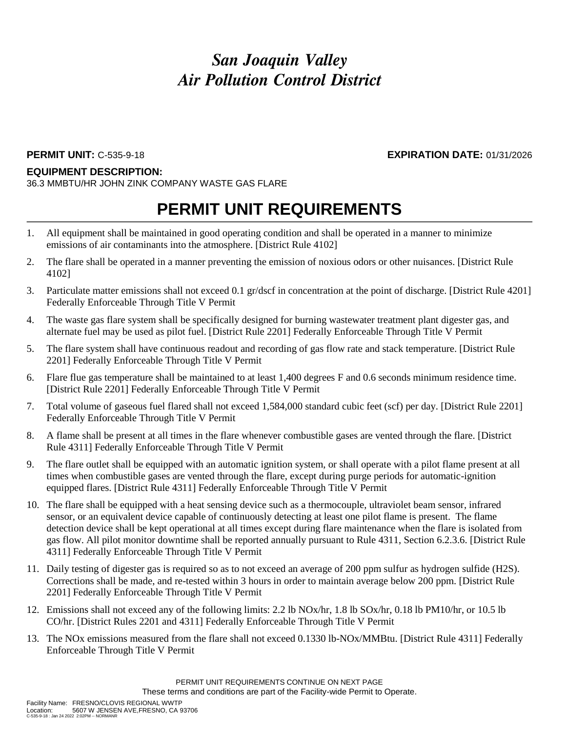# *San Joaquin Valley*
# *Air Pollution Control District*

**PERMIT UNIT:** C-535-9-18 **EXPIRATION DATE:** 01/31/2026

**EQUIPMENT DESCRIPTION:**
36.3 MMBTU/HR JOHN ZINK COMPANY WASTE GAS FLARE

## PERMIT UNIT REQUIREMENTS

1. All equipment shall be maintained in good operating condition and shall be operated in a manner to minimize emissions of air contaminants into the atmosphere. [District Rule 4102]
2. The flare shall be operated in a manner preventing the emission of noxious odors or other nuisances. [District Rule 4102]
3. Particulate matter emissions shall not exceed 0.1 gr/dscf in concentration at the point of discharge. [District Rule 4201] Federally Enforceable Through Title V Permit
4. The waste gas flare system shall be specifically designed for burning wastewater treatment plant digester gas, and alternate fuel may be used as pilot fuel. [District Rule 2201] Federally Enforceable Through Title V Permit
5. The flare system shall have continuous readout and recording of gas flow rate and stack temperature. [District Rule 2201] Federally Enforceable Through Title V Permit
6. Flare flue gas temperature shall be maintained to at least 1,400 degrees F and 0.6 seconds minimum residence time. [District Rule 2201] Federally Enforceable Through Title V Permit
7. Total volume of gaseous fuel flared shall not exceed 1,584,000 standard cubic feet (scf) per day. [District Rule 2201] Federally Enforceable Through Title V Permit
8. A flame shall be present at all times in the flare whenever combustible gases are vented through the flare. [District Rule 4311] Federally Enforceable Through Title V Permit
9. The flare outlet shall be equipped with an automatic ignition system, or shall operate with a pilot flame present at all times when combustible gases are vented through the flare, except during purge periods for automatic-ignition equipped flares. [District Rule 4311] Federally Enforceable Through Title V Permit
10. The flare shall be equipped with a heat sensing device such as a thermocouple, ultraviolet beam sensor, infrared sensor, or an equivalent device capable of continuously detecting at least one pilot flame is present. The flame detection device shall be kept operational at all times except during flare maintenance when the flare is isolated from gas flow. All pilot monitor downtime shall be reported annually pursuant to Rule 4311, Section 6.2.3.6. [District Rule 4311] Federally Enforceable Through Title V Permit
11. Daily testing of digester gas is required so as to not exceed an average of 200 ppm sulfur as hydrogen sulfide ($H_2S$). Corrections shall be made, and re-tested within 3 hours in order to maintain average below 200 ppm. [District Rule 2201] Federally Enforceable Through Title V Permit
12. Emissions shall not exceed any of the following limits: 2.2 lb NOx/hr, 1.8 lb SOx/hr, 0.18 lb PM10/hr, or 10.5 lb CO/hr. [District Rules 2201 and 4311] Federally Enforceable Through Title V Permit
13. The NOx emissions measured from the flare shall not exceed 0.1330 lb-NOx/MMBtu. [District Rule 4311] Federally Enforceable Through Title V Permit

PERMIT UNIT REQUIREMENTS CONTINUE ON NEXT PAGE
These terms and conditions are part of the Facility-wide Permit to Operate.

Facility Name: FRESNO/CLOVIS REGIONAL WWTP
Location: 5607 W JENSEN AVE,FRESNO, CA 93706
C-535-9-18 : Jan 24 2022 2:02PM -- NORMANR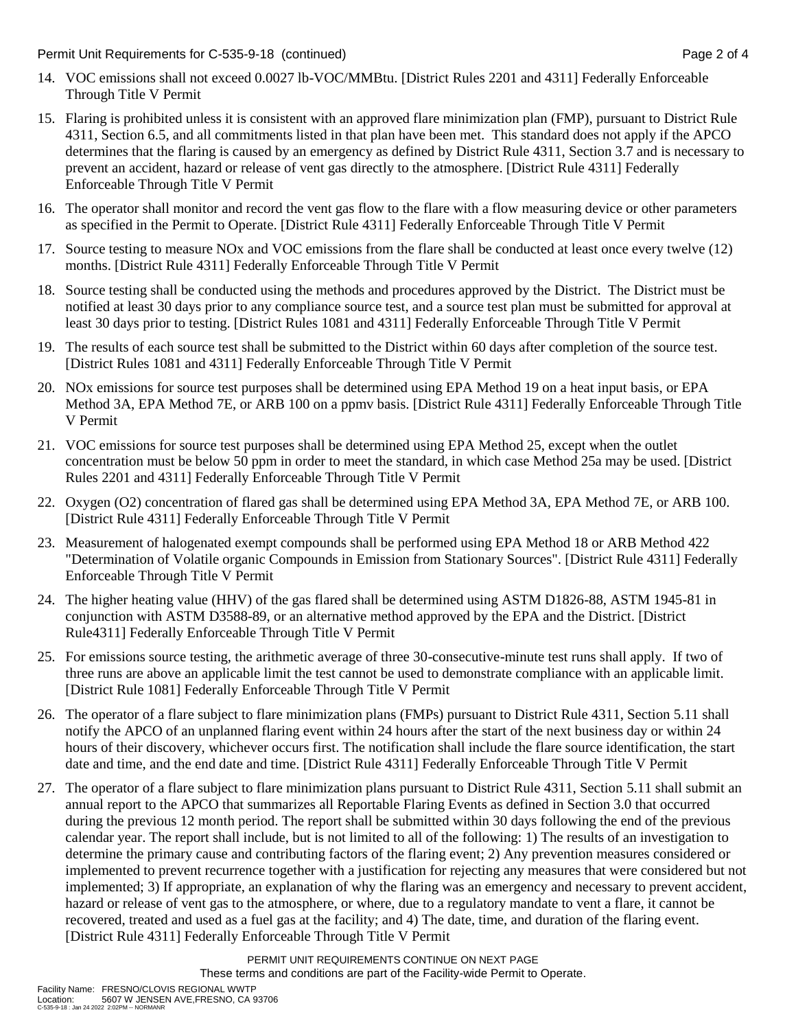14. VOC emissions shall not exceed 0.0027 lb-VOC/MMBtu. [District Rules 2201 and 4311] Federally Enforceable Through Title V Permit

15. Flaring is prohibited unless it is consistent with an approved flare minimization plan (FMP), pursuant to District Rule 4311, Section 6.5, and all commitments listed in that plan have been met. This standard does not apply if the APCO determines that the flaring is caused by an emergency as defined by District Rule 4311, Section 3.7 and is necessary to prevent an accident, hazard or release of vent gas directly to the atmosphere. [District Rule 4311] Federally Enforceable Through Title V Permit

16. The operator shall monitor and record the vent gas flow to the flare with a flow measuring device or other parameters as specified in the Permit to Operate. [District Rule 4311] Federally Enforceable Through Title V Permit

17. Source testing to measure NOx and VOC emissions from the flare shall be conducted at least once every twelve (12) months. [District Rule 4311] Federally Enforceable Through Title V Permit

18. Source testing shall be conducted using the methods and procedures approved by the District. The District must be notified at least 30 days prior to any compliance source test, and a source test plan must be submitted for approval at least 30 days prior to testing. [District Rules 1081 and 4311] Federally Enforceable Through Title V Permit

19. The results of each source test shall be submitted to the District within 60 days after completion of the source test. [District Rules 1081 and 4311] Federally Enforceable Through Title V Permit

20. NOx emissions for source test purposes shall be determined using EPA Method 19 on a heat input basis, or EPA Method 3A, EPA Method 7E, or ARB 100 on a ppmv basis. [District Rule 4311] Federally Enforceable Through Title V Permit

21. VOC emissions for source test purposes shall be determined using EPA Method 25, except when the outlet concentration must be below 50 ppm in order to meet the standard, in which case Method 25a may be used. [District Rules 2201 and 4311] Federally Enforceable Through Title V Permit

22. Oxygen ($O_2$) concentration of flared gas shall be determined using EPA Method 3A, EPA Method 7E, or ARB 100. [District Rule 4311] Federally Enforceable Through Title V Permit

23. Measurement of halogenated exempt compounds shall be performed using EPA Method 18 or ARB Method 422 "Determination of Volatile organic Compounds in Emission from Stationary Sources". [District Rule 4311] Federally Enforceable Through Title V Permit

24. The higher heating value (HHV) of the gas flared shall be determined using ASTM D1826-88, ASTM 1945-81 in conjunction with ASTM D3588-89, or an alternative method approved by the EPA and the District. [District Rule4311] Federally Enforceable Through Title V Permit

25. For emissions source testing, the arithmetic average of three 30-consecutive-minute test runs shall apply. If two of three runs are above an applicable limit the test cannot be used to demonstrate compliance with an applicable limit. [District Rule 1081] Federally Enforceable Through Title V Permit

26. The operator of a flare subject to flare minimization plans (FMPs) pursuant to District Rule 4311, Section 5.11 shall notify the APCO of an unplanned flaring event within 24 hours after the start of the next business day or within 24 hours of their discovery, whichever occurs first. The notification shall include the flare source identification, the start date and time, and the end date and time. [District Rule 4311] Federally Enforceable Through Title V Permit

27. The operator of a flare subject to flare minimization plans pursuant to District Rule 4311, Section 5.11 shall submit an annual report to the APCO that summarizes all Reportable Flaring Events as defined in Section 3.0 that occurred during the previous 12 month period. The report shall be submitted within 30 days following the end of the previous calendar year. The report shall include, but is not limited to all of the following: 1) The results of an investigation to determine the primary cause and contributing factors of the flaring event; 2) Any prevention measures considered or implemented to prevent recurrence together with a justification for rejecting any measures that were considered but not implemented; 3) If appropriate, an explanation of why the flaring was an emergency and necessary to prevent accident, hazard or release of vent gas to the atmosphere, or where, due to a regulatory mandate to vent a flare, it cannot be recovered, treated and used as a fuel gas at the facility; and 4) The date, time, and duration of the flaring event. [District Rule 4311] Federally Enforceable Through Title V Permit

PERMIT UNIT REQUIREMENTS CONTINUE ON NEXT PAGE
These terms and conditions are part of the Facility-wide Permit to Operate.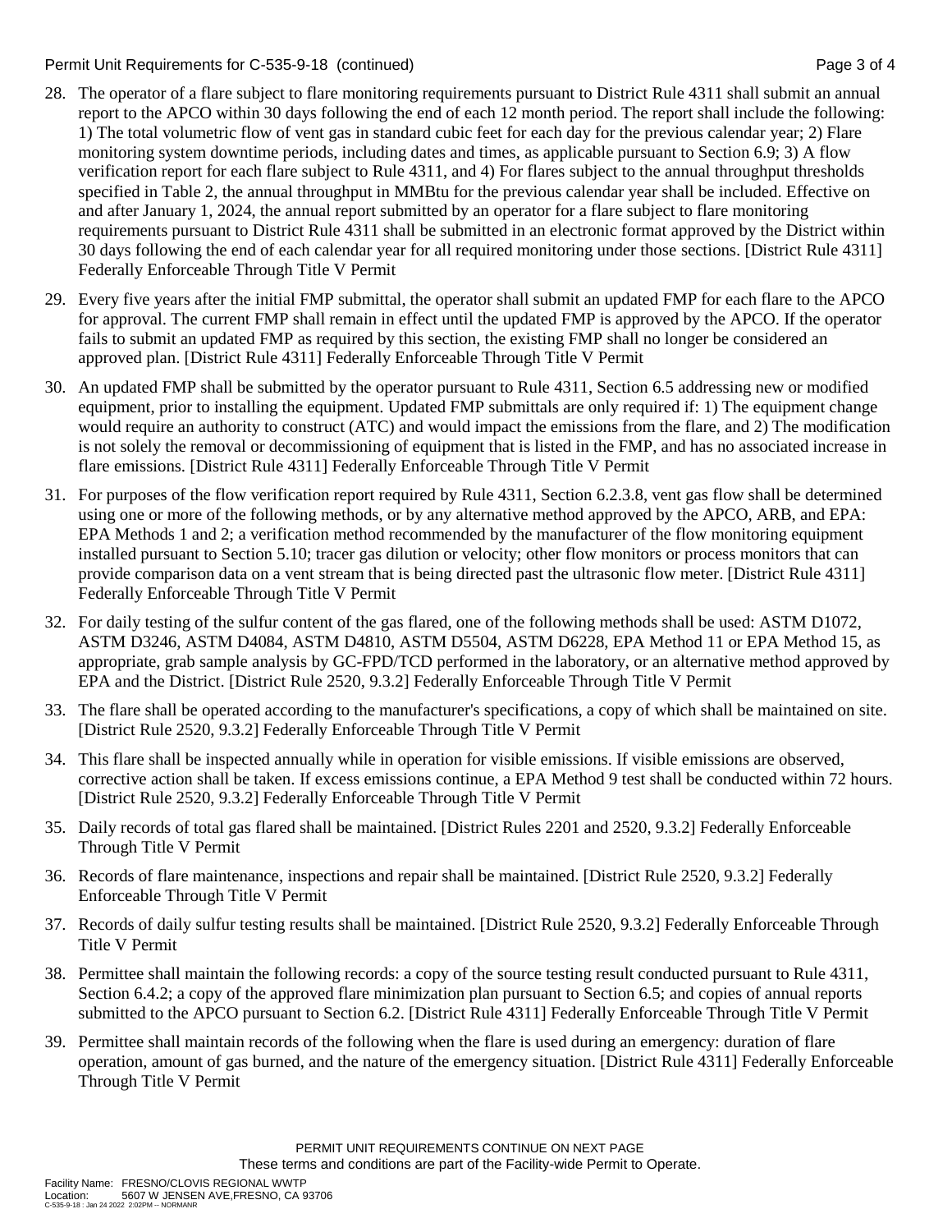28. The operator of a flare subject to flare monitoring requirements pursuant to District Rule 4311 shall submit an annual report to the APCO within 30 days following the end of each 12 month period. The report shall include the following: 1) The total volumetric flow of vent gas in standard cubic feet for each day for the previous calendar year; 2) Flare monitoring system downtime periods, including dates and times, as applicable pursuant to Section 6.9; 3) A flow verification report for each flare subject to Rule 4311, and 4) For flares subject to the annual throughput thresholds specified in Table 2, the annual throughput in MMBtu for the previous calendar year shall be included. Effective on and after January 1, 2024, the annual report submitted by an operator for a flare subject to flare monitoring requirements pursuant to District Rule 4311 shall be submitted in an electronic format approved by the District within 30 days following the end of each calendar year for all required monitoring under those sections. [District Rule 4311] Federally Enforceable Through Title V Permit

29. Every five years after the initial FMP submittal, the operator shall submit an updated FMP for each flare to the APCO for approval. The current FMP shall remain in effect until the updated FMP is approved by the APCO. If the operator fails to submit an updated FMP as required by this section, the existing FMP shall no longer be considered an approved plan. [District Rule 4311] Federally Enforceable Through Title V Permit

30. An updated FMP shall be submitted by the operator pursuant to Rule 4311, Section 6.5 addressing new or modified equipment, prior to installing the equipment. Updated FMP submittals are only required if: 1) The equipment change would require an authority to construct (ATC) and would impact the emissions from the flare, and 2) The modification is not solely the removal or decommissioning of equipment that is listed in the FMP, and has no associated increase in flare emissions. [District Rule 4311] Federally Enforceable Through Title V Permit

31. For purposes of the flow verification report required by Rule 4311, Section 6.2.3.8, vent gas flow shall be determined using one or more of the following methods, or by any alternative method approved by the APCO, ARB, and EPA: EPA Methods 1 and 2; a verification method recommended by the manufacturer of the flow monitoring equipment installed pursuant to Section 5.10; tracer gas dilution or velocity; other flow monitors or process monitors that can provide comparison data on a vent stream that is being directed past the ultrasonic flow meter. [District Rule 4311] Federally Enforceable Through Title V Permit

32. For daily testing of the sulfur content of the gas flared, one of the following methods shall be used: ASTM D1072, ASTM D3246, ASTM D4084, ASTM D4810, ASTM D5504, ASTM D6228, EPA Method 11 or EPA Method 15, as appropriate, grab sample analysis by GC-FPD/TCD performed in the laboratory, or an alternative method approved by EPA and the District. [District Rule 2520, 9.3.2] Federally Enforceable Through Title V Permit

33. The flare shall be operated according to the manufacturer's specifications, a copy of which shall be maintained on site. [District Rule 2520, 9.3.2] Federally Enforceable Through Title V Permit

34. This flare shall be inspected annually while in operation for visible emissions. If visible emissions are observed, corrective action shall be taken. If excess emissions continue, a EPA Method 9 test shall be conducted within 72 hours. [District Rule 2520, 9.3.2] Federally Enforceable Through Title V Permit

35. Daily records of total gas flared shall be maintained. [District Rules 2201 and 2520, 9.3.2] Federally Enforceable Through Title V Permit

36. Records of flare maintenance, inspections and repair shall be maintained. [District Rule 2520, 9.3.2] Federally Enforceable Through Title V Permit

37. Records of daily sulfur testing results shall be maintained. [District Rule 2520, 9.3.2] Federally Enforceable Through Title V Permit

38. Permittee shall maintain the following records: a copy of the source testing result conducted pursuant to Rule 4311, Section 6.4.2; a copy of the approved flare minimization plan pursuant to Section 6.5; and copies of annual reports submitted to the APCO pursuant to Section 6.2. [District Rule 4311] Federally Enforceable Through Title V Permit

39. Permittee shall maintain records of the following when the flare is used during an emergency: duration of flare operation, amount of gas burned, and the nature of the emergency situation. [District Rule 4311] Federally Enforceable Through Title V Permit

PERMIT UNIT REQUIREMENTS CONTINUE ON NEXT PAGE

These terms and conditions are part of the Facility-wide Permit to Operate.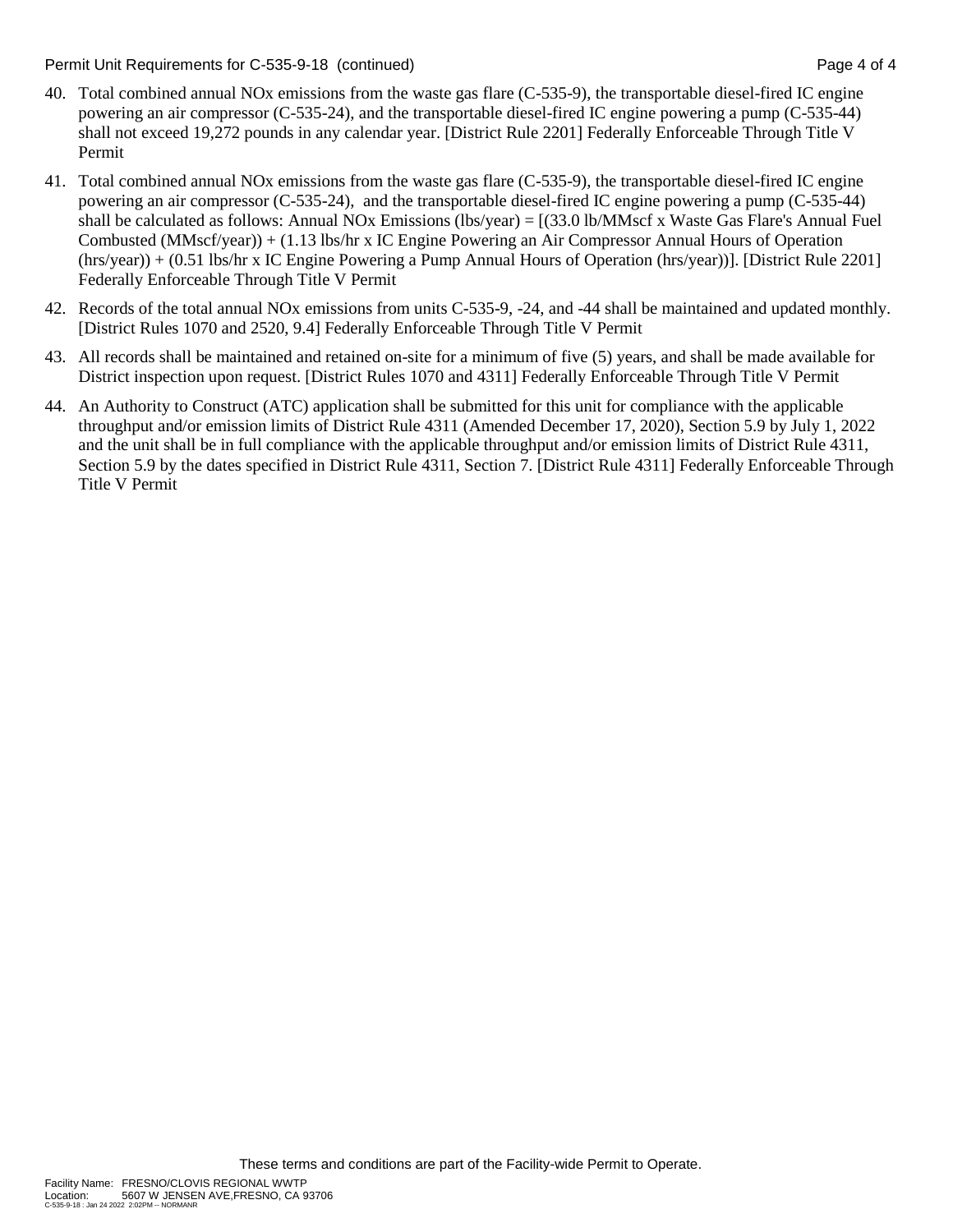40. Total combined annual NOx emissions from the waste gas flare (C-535-9), the transportable diesel-fired IC engine powering an air compressor (C-535-24), and the transportable diesel-fired IC engine powering a pump (C-535-44) shall not exceed 19,272 pounds in any calendar year. [District Rule 2201] Federally Enforceable Through Title V Permit

41. Total combined annual NOx emissions from the waste gas flare (C-535-9), the transportable diesel-fired IC engine powering an air compressor (C-535-24), and the transportable diesel-fired IC engine powering a pump (C-535-44) shall be calculated as follows: Annual NOx Emissions (lbs/year) = [(33.0 lb/MMscf x Waste Gas Flare's Annual Fuel Combusted (MMscf/year)) + (1.13 lbs/hr x IC Engine Powering an Air Compressor Annual Hours of Operation (hrs/year)) + (0.51 lbs/hr x IC Engine Powering a Pump Annual Hours of Operation (hrs/year))]. [District Rule 2201] Federally Enforceable Through Title V Permit

42. Records of the total annual NOx emissions from units C-535-9, -24, and -44 shall be maintained and updated monthly. [District Rules 1070 and 2520, 9.4] Federally Enforceable Through Title V Permit

43. All records shall be maintained and retained on-site for a minimum of five (5) years, and shall be made available for District inspection upon request. [District Rules 1070 and 4311] Federally Enforceable Through Title V Permit

44. An Authority to Construct (ATC) application shall be submitted for this unit for compliance with the applicable throughput and/or emission limits of District Rule 4311 (Amended December 17, 2020), Section 5.9 by July 1, 2022 and the unit shall be in full compliance with the applicable throughput and/or emission limits of District Rule 4311, Section 5.9 by the dates specified in District Rule 4311, Section 7. [District Rule 4311] Federally Enforceable Through Title V Permit